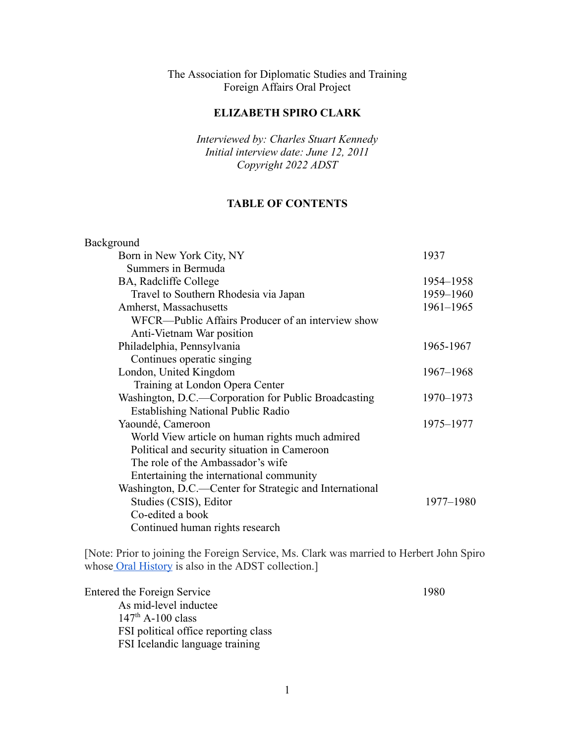The Association for Diplomatic Studies and Training
Foreign Affairs Oral Project

**ELIZABETH SPIRO CLARK**

*Interviewed by: Charles Stuart Kennedy*
*Initial interview date: June 12, 2011*
*Copyright 2022 ADST*

**TABLE OF CONTENTS**

Background

- Born in New York City, NY — 1937
  - Summers in Bermuda
- BA, Radcliffe College — 1954–1958
  - Travel to Southern Rhodesia via Japan — 1959–1960
- Amherst, Massachusetts — 1961–1965
  - WFCR—Public Affairs Producer of an interview show
  - Anti-Vietnam War position
- Philadelphia, Pennsylvania — 1965-1967
  - Continues operatic singing
- London, United Kingdom — 1967–1968
  - Training at London Opera Center
- Washington, D.C.—Corporation for Public Broadcasting — 1970–1973
  - Establishing National Public Radio
- Yaoundé, Cameroon — 1975–1977
  - World View article on human rights much admired
  - Political and security situation in Cameroon
  - The role of the Ambassador's wife
  - Entertaining the international community
- Washington, D.C.—Center for Strategic and International Studies (CSIS), Editor — 1977–1980
  - Co-edited a book
  - Continued human rights research

[Note: Prior to joining the Foreign Service, Ms. Clark was married to Herbert John Spiro whose Oral History is also in the ADST collection.]

Entered the Foreign Service — 1980

- As mid-level inductee
- 147th A-100 class
- FSI political office reporting class
- FSI Icelandic language training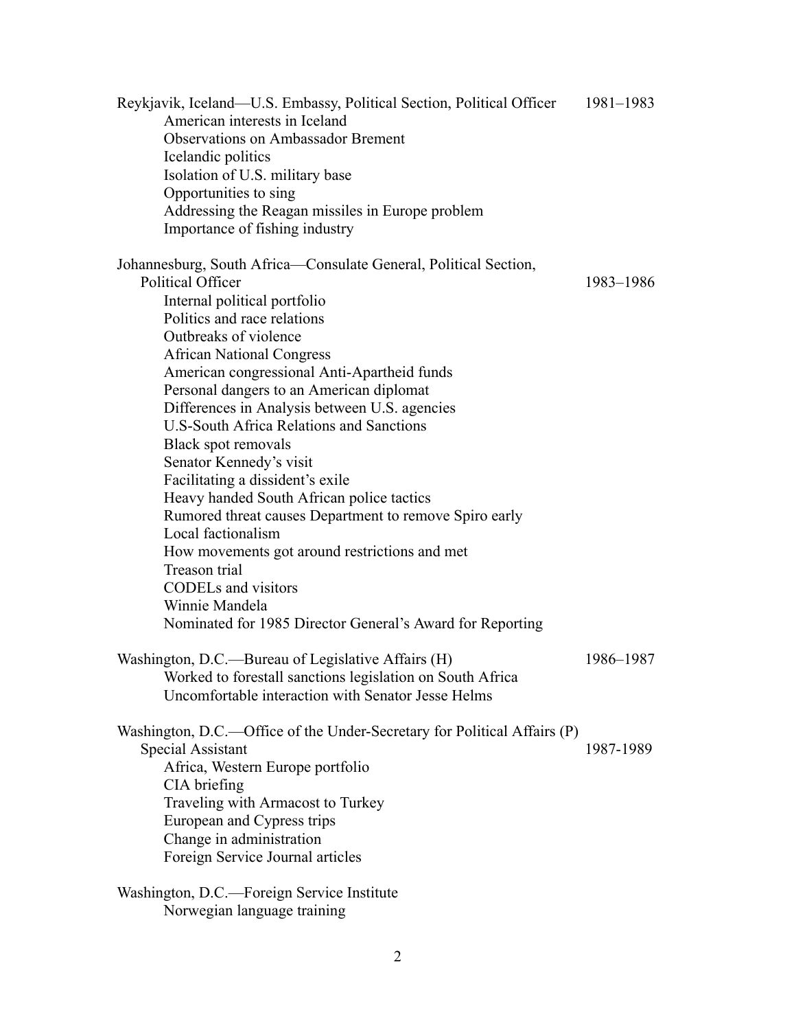Reykjavik, Iceland—U.S. Embassy, Political Section, Political Officer 1981–1983

- American interests in Iceland
- Observations on Ambassador Brement
- Icelandic politics
- Isolation of U.S. military base
- Opportunities to sing
- Addressing the Reagan missiles in Europe problem
- Importance of fishing industry

Johannesburg, South Africa—Consulate General, Political Section, Political Officer 1983–1986

- Internal political portfolio
- Politics and race relations
- Outbreaks of violence
- African National Congress
- American congressional Anti-Apartheid funds
- Personal dangers to an American diplomat
- Differences in Analysis between U.S. agencies
- U.S-South Africa Relations and Sanctions
- Black spot removals
- Senator Kennedy's visit
- Facilitating a dissident's exile
- Heavy handed South African police tactics
- Rumored threat causes Department to remove Spiro early
- Local factionalism
- How movements got around restrictions and met
- Treason trial
- CODELs and visitors
- Winnie Mandela
- Nominated for 1985 Director General's Award for Reporting

Washington, D.C.—Bureau of Legislative Affairs (H) 1986–1987

- Worked to forestall sanctions legislation on South Africa
- Uncomfortable interaction with Senator Jesse Helms

Washington, D.C.—Office of the Under-Secretary for Political Affairs (P) Special Assistant 1987-1989

- Africa, Western Europe portfolio
- CIA briefing
- Traveling with Armacost to Turkey
- European and Cypress trips
- Change in administration
- Foreign Service Journal articles

Washington, D.C.—Foreign Service Institute

- Norwegian language training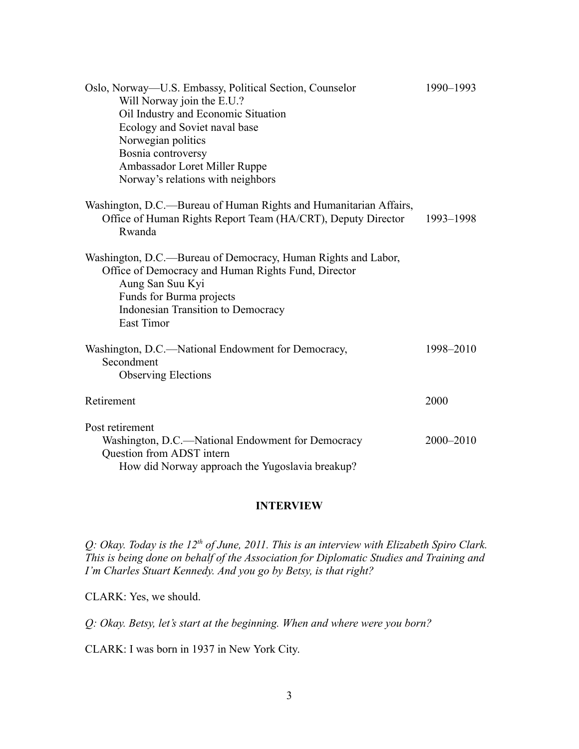Oslo, Norway—U.S. Embassy, Political Section, Counselor 1990–1993
- Will Norway join the E.U.?
- Oil Industry and Economic Situation
- Ecology and Soviet naval base
- Norwegian politics
- Bosnia controversy
- Ambassador Loret Miller Ruppe
- Norway's relations with neighbors

Washington, D.C.—Bureau of Human Rights and Humanitarian Affairs, Office of Human Rights Report Team (HA/CRT), Deputy Director 1993–1998
- Rwanda

Washington, D.C.—Bureau of Democracy, Human Rights and Labor, Office of Democracy and Human Rights Fund, Director
- Aung San Suu Kyi
- Funds for Burma projects
- Indonesian Transition to Democracy
- East Timor

Washington, D.C.—National Endowment for Democracy, Secondment 1998–2010
- Observing Elections

Retirement 2000

Post retirement
- Washington, D.C.—National Endowment for Democracy 2000–2010
- Question from ADST intern
  - How did Norway approach the Yugoslavia breakup?

## INTERVIEW

*Q: Okay. Today is the 12th of June, 2011. This is an interview with Elizabeth Spiro Clark. This is being done on behalf of the Association for Diplomatic Studies and Training and I'm Charles Stuart Kennedy. And you go by Betsy, is that right?*

CLARK: Yes, we should.

*Q: Okay. Betsy, let's start at the beginning. When and where were you born?*

CLARK: I was born in 1937 in New York City.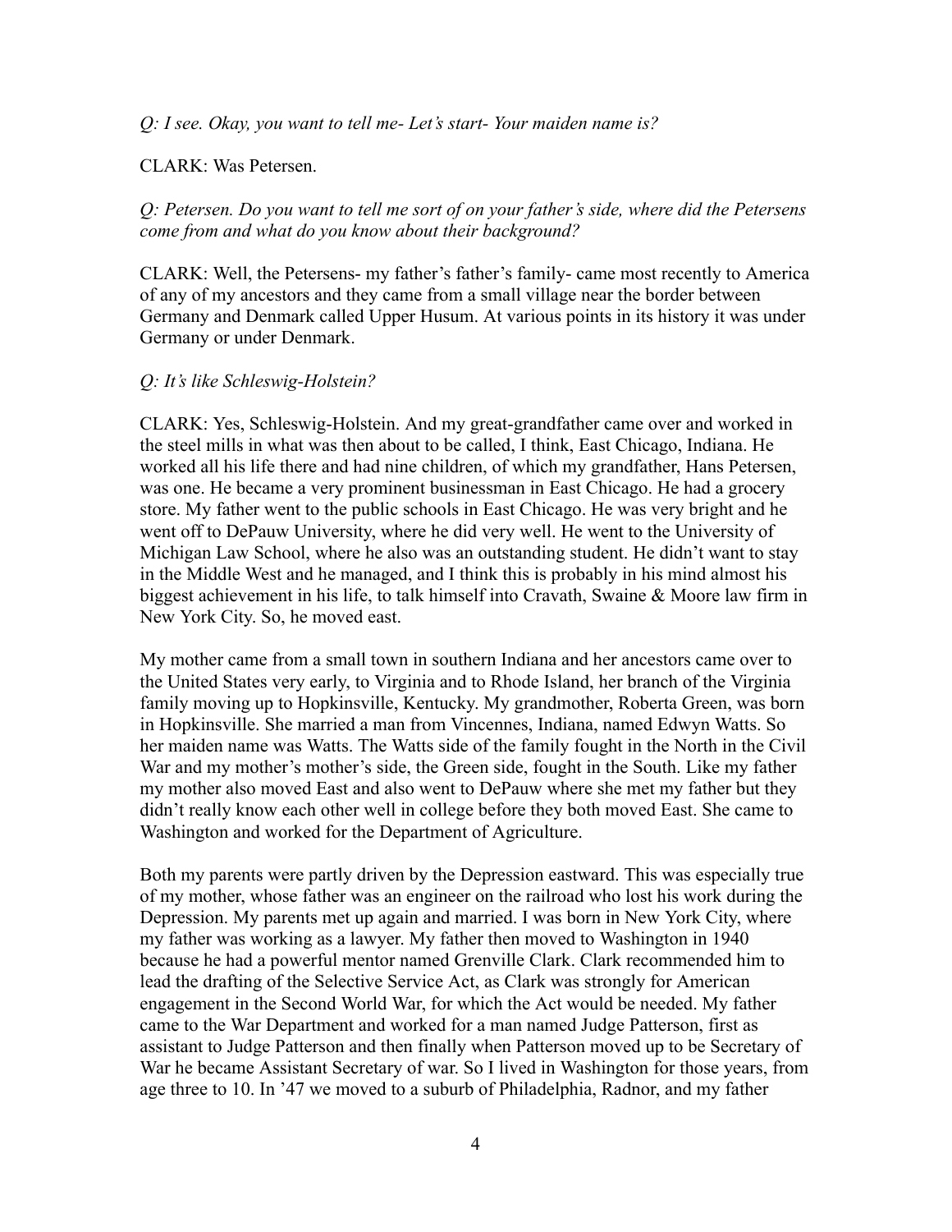*Q: I see. Okay, you want to tell me- Let's start- Your maiden name is?*

CLARK: Was Petersen.

*Q: Petersen. Do you want to tell me sort of on your father's side, where did the Petersens come from and what do you know about their background?*

CLARK: Well, the Petersens- my father's father's family- came most recently to America of any of my ancestors and they came from a small village near the border between Germany and Denmark called Upper Husum. At various points in its history it was under Germany or under Denmark.

*Q: It's like Schleswig-Holstein?*

CLARK: Yes, Schleswig-Holstein. And my great-grandfather came over and worked in the steel mills in what was then about to be called, I think, East Chicago, Indiana. He worked all his life there and had nine children, of which my grandfather, Hans Petersen, was one. He became a very prominent businessman in East Chicago. He had a grocery store. My father went to the public schools in East Chicago. He was very bright and he went off to DePauw University, where he did very well. He went to the University of Michigan Law School, where he also was an outstanding student. He didn't want to stay in the Middle West and he managed, and I think this is probably in his mind almost his biggest achievement in his life, to talk himself into Cravath, Swaine & Moore law firm in New York City. So, he moved east.

My mother came from a small town in southern Indiana and her ancestors came over to the United States very early, to Virginia and to Rhode Island, her branch of the Virginia family moving up to Hopkinsville, Kentucky. My grandmother, Roberta Green, was born in Hopkinsville. She married a man from Vincennes, Indiana, named Edwyn Watts. So her maiden name was Watts. The Watts side of the family fought in the North in the Civil War and my mother's mother's side, the Green side, fought in the South. Like my father my mother also moved East and also went to DePauw where she met my father but they didn't really know each other well in college before they both moved East. She came to Washington and worked for the Department of Agriculture.

Both my parents were partly driven by the Depression eastward. This was especially true of my mother, whose father was an engineer on the railroad who lost his work during the Depression. My parents met up again and married. I was born in New York City, where my father was working as a lawyer. My father then moved to Washington in 1940 because he had a powerful mentor named Grenville Clark. Clark recommended him to lead the drafting of the Selective Service Act, as Clark was strongly for American engagement in the Second World War, for which the Act would be needed. My father came to the War Department and worked for a man named Judge Patterson, first as assistant to Judge Patterson and then finally when Patterson moved up to be Secretary of War he became Assistant Secretary of war. So I lived in Washington for those years, from age three to 10. In '47 we moved to a suburb of Philadelphia, Radnor, and my father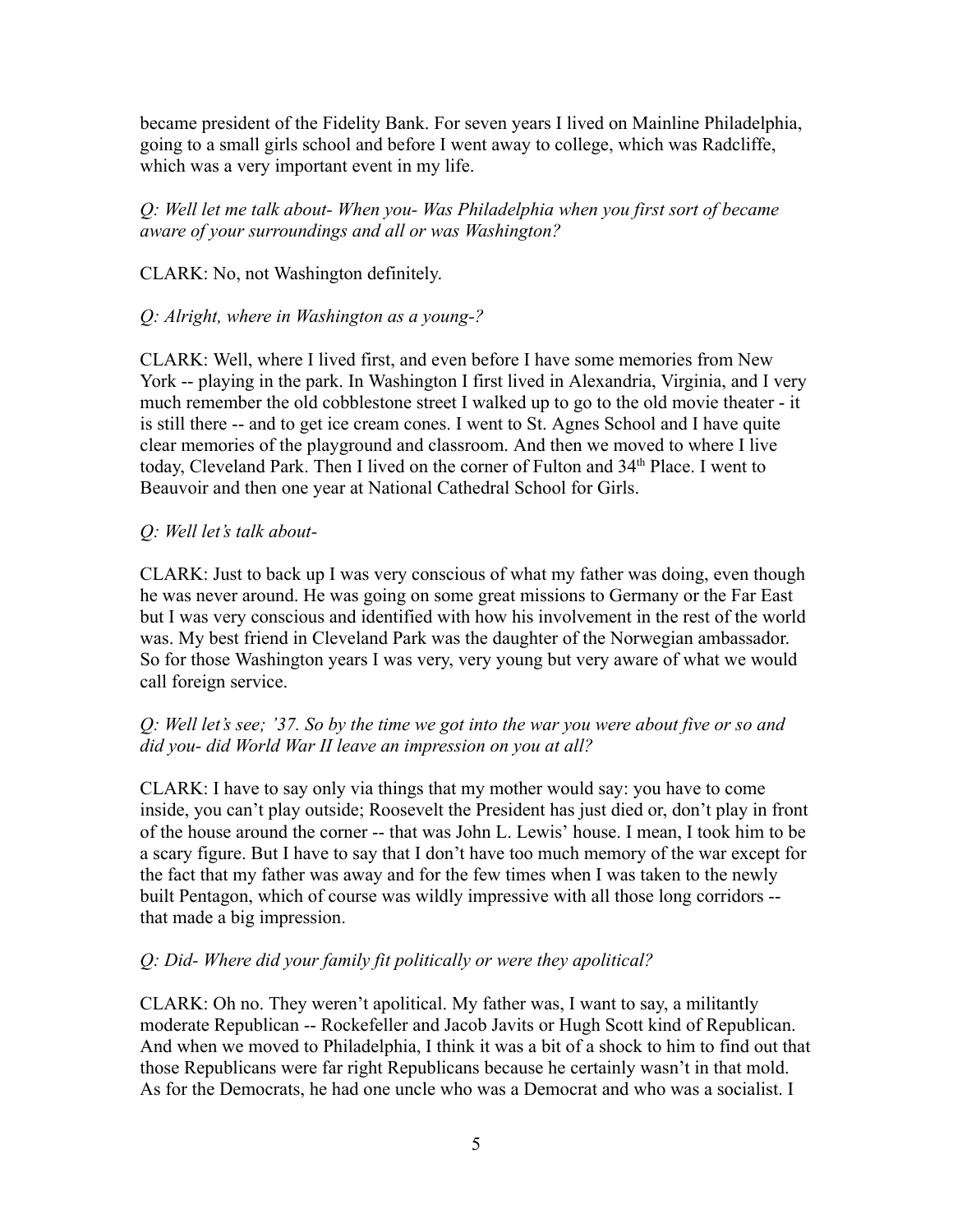became president of the Fidelity Bank. For seven years I lived on Mainline Philadelphia, going to a small girls school and before I went away to college, which was Radcliffe, which was a very important event in my life.

*Q: Well let me talk about- When you- Was Philadelphia when you first sort of became aware of your surroundings and all or was Washington?*

CLARK: No, not Washington definitely.

*Q: Alright, where in Washington as a young-?*

CLARK: Well, where I lived first, and even before I have some memories from New York -- playing in the park. In Washington I first lived in Alexandria, Virginia, and I very much remember the old cobblestone street I walked up to go to the old movie theater - it is still there -- and to get ice cream cones. I went to St. Agnes School and I have quite clear memories of the playground and classroom. And then we moved to where I live today, Cleveland Park. Then I lived on the corner of Fulton and 34th Place. I went to Beauvoir and then one year at National Cathedral School for Girls.

*Q: Well let's talk about-*

CLARK: Just to back up I was very conscious of what my father was doing, even though he was never around. He was going on some great missions to Germany or the Far East but I was very conscious and identified with how his involvement in the rest of the world was. My best friend in Cleveland Park was the daughter of the Norwegian ambassador. So for those Washington years I was very, very young but very aware of what we would call foreign service.

*Q: Well let's see; '37. So by the time we got into the war you were about five or so and did you- did World War II leave an impression on you at all?*

CLARK: I have to say only via things that my mother would say: you have to come inside, you can't play outside; Roosevelt the President has just died or, don't play in front of the house around the corner -- that was John L. Lewis' house. I mean, I took him to be a scary figure. But I have to say that I don't have too much memory of the war except for the fact that my father was away and for the few times when I was taken to the newly built Pentagon, which of course was wildly impressive with all those long corridors -- that made a big impression.

*Q: Did- Where did your family fit politically or were they apolitical?*

CLARK: Oh no. They weren't apolitical. My father was, I want to say, a militantly moderate Republican -- Rockefeller and Jacob Javits or Hugh Scott kind of Republican. And when we moved to Philadelphia, I think it was a bit of a shock to him to find out that those Republicans were far right Republicans because he certainly wasn't in that mold. As for the Democrats, he had one uncle who was a Democrat and who was a socialist. I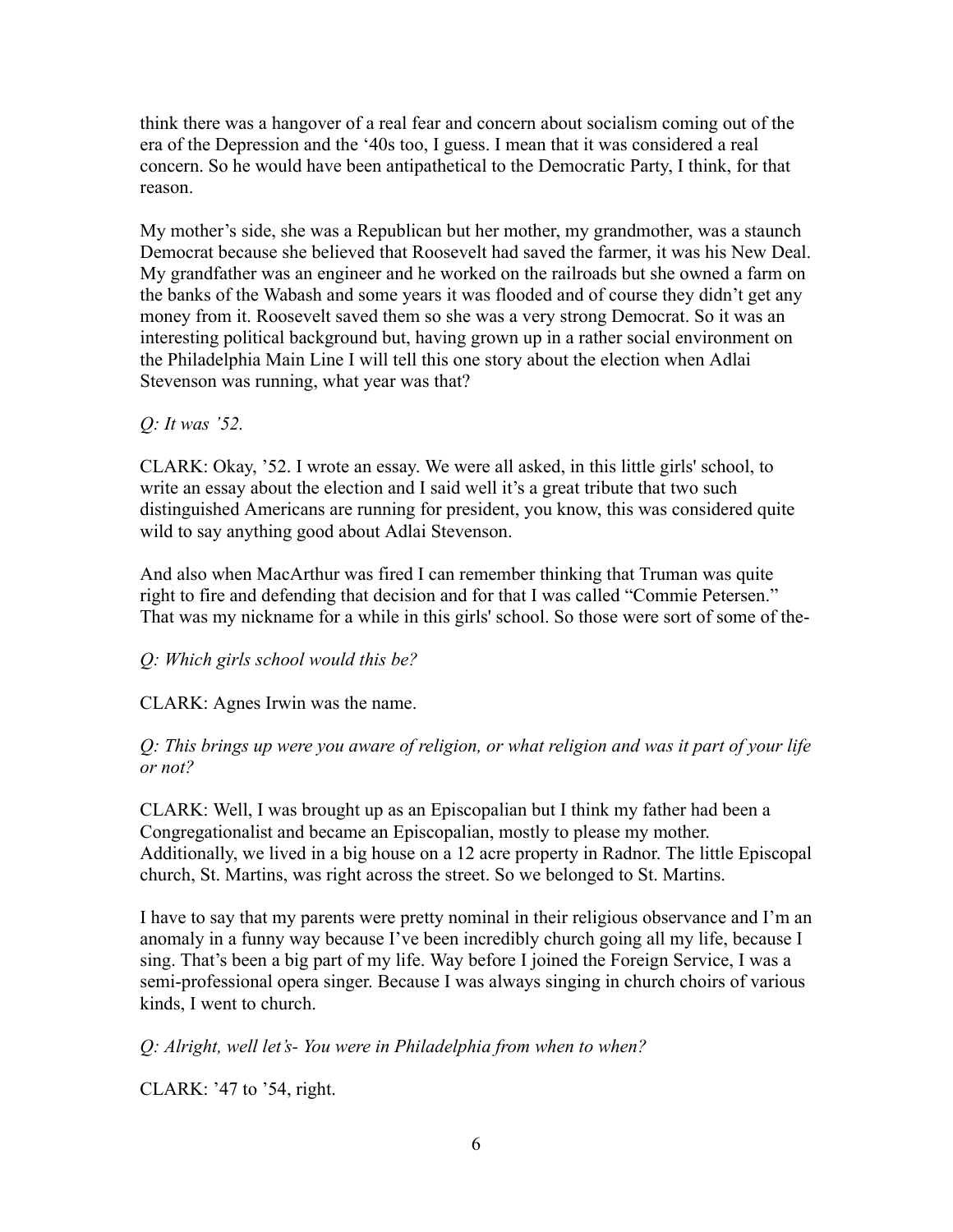think there was a hangover of a real fear and concern about socialism coming out of the era of the Depression and the '40s too, I guess. I mean that it was considered a real concern. So he would have been antipathetical to the Democratic Party, I think, for that reason.

My mother's side, she was a Republican but her mother, my grandmother, was a staunch Democrat because she believed that Roosevelt had saved the farmer, it was his New Deal. My grandfather was an engineer and he worked on the railroads but she owned a farm on the banks of the Wabash and some years it was flooded and of course they didn't get any money from it. Roosevelt saved them so she was a very strong Democrat. So it was an interesting political background but, having grown up in a rather social environment on the Philadelphia Main Line I will tell this one story about the election when Adlai Stevenson was running, what year was that?

*Q: It was '52.*

CLARK: Okay, '52. I wrote an essay. We were all asked, in this little girls' school, to write an essay about the election and I said well it's a great tribute that two such distinguished Americans are running for president, you know, this was considered quite wild to say anything good about Adlai Stevenson.

And also when MacArthur was fired I can remember thinking that Truman was quite right to fire and defending that decision and for that I was called "Commie Petersen." That was my nickname for a while in this girls' school. So those were sort of some of the-

*Q: Which girls school would this be?*

CLARK: Agnes Irwin was the name.

*Q: This brings up were you aware of religion, or what religion and was it part of your life or not?*

CLARK: Well, I was brought up as an Episcopalian but I think my father had been a Congregationalist and became an Episcopalian, mostly to please my mother. Additionally, we lived in a big house on a 12 acre property in Radnor. The little Episcopal church, St. Martins, was right across the street. So we belonged to St. Martins.

I have to say that my parents were pretty nominal in their religious observance and I'm an anomaly in a funny way because I've been incredibly church going all my life, because I sing. That's been a big part of my life. Way before I joined the Foreign Service, I was a semi-professional opera singer. Because I was always singing in church choirs of various kinds, I went to church.

*Q: Alright, well let's- You were in Philadelphia from when to when?*

CLARK: '47 to '54, right.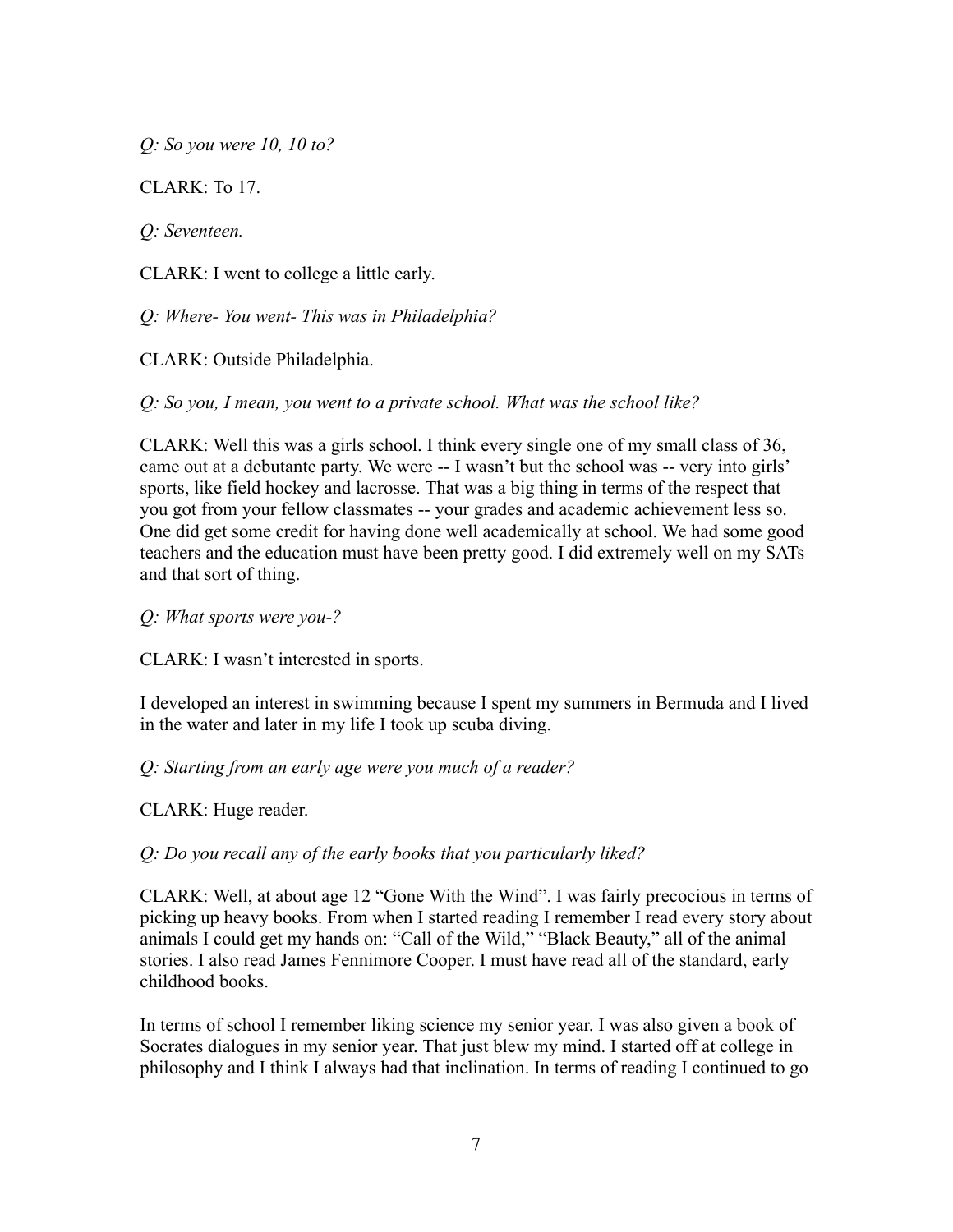*Q: So you were 10, 10 to?*

CLARK: To 17.

*Q: Seventeen.*

CLARK: I went to college a little early.

*Q: Where- You went- This was in Philadelphia?*

CLARK: Outside Philadelphia.

*Q: So you, I mean, you went to a private school. What was the school like?*

CLARK: Well this was a girls school. I think every single one of my small class of 36, came out at a debutante party. We were -- I wasn't but the school was -- very into girls' sports, like field hockey and lacrosse. That was a big thing in terms of the respect that you got from your fellow classmates -- your grades and academic achievement less so. One did get some credit for having done well academically at school. We had some good teachers and the education must have been pretty good. I did extremely well on my SATs and that sort of thing.

*Q: What sports were you-?*

CLARK: I wasn't interested in sports.

I developed an interest in swimming because I spent my summers in Bermuda and I lived in the water and later in my life I took up scuba diving.

*Q: Starting from an early age were you much of a reader?*

CLARK: Huge reader.

*Q: Do you recall any of the early books that you particularly liked?*

CLARK: Well, at about age 12 "Gone With the Wind". I was fairly precocious in terms of picking up heavy books. From when I started reading I remember I read every story about animals I could get my hands on: "Call of the Wild," "Black Beauty," all of the animal stories. I also read James Fennimore Cooper. I must have read all of the standard, early childhood books.

In terms of school I remember liking science my senior year. I was also given a book of Socrates dialogues in my senior year. That just blew my mind. I started off at college in philosophy and I think I always had that inclination. In terms of reading I continued to go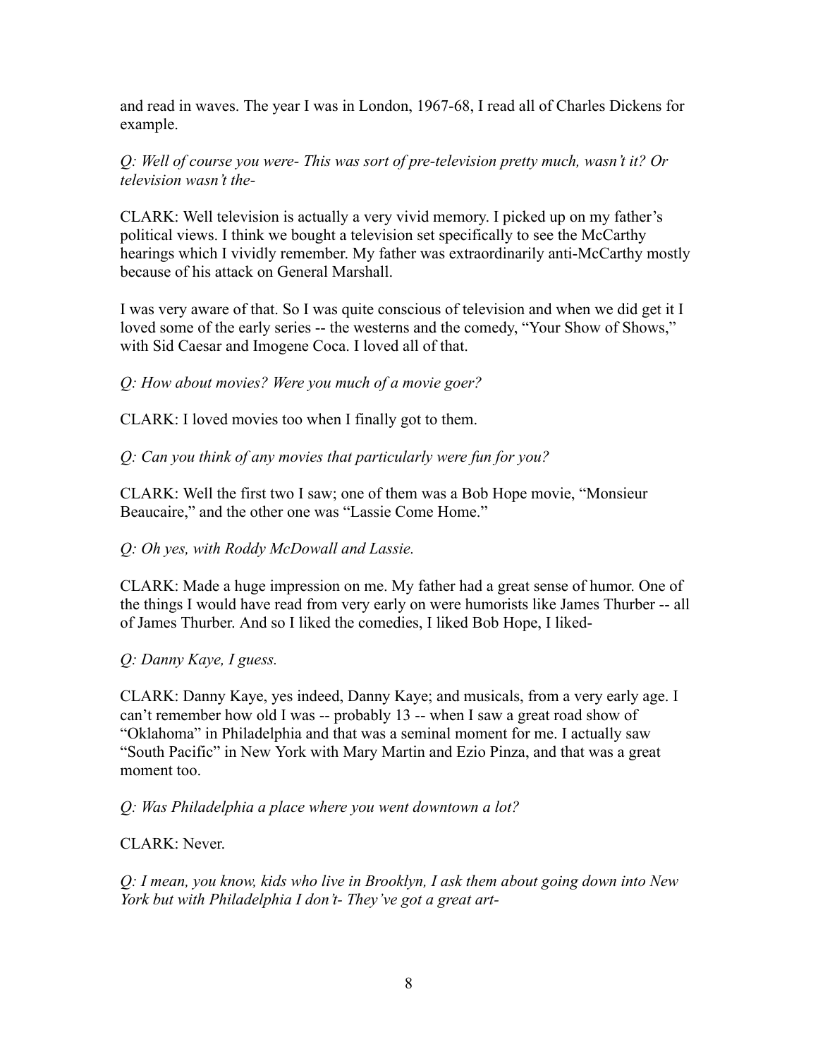and read in waves. The year I was in London, 1967-68, I read all of Charles Dickens for example.

*Q: Well of course you were- This was sort of pre-television pretty much, wasn't it? Or television wasn't the-*

CLARK: Well television is actually a very vivid memory. I picked up on my father's political views. I think we bought a television set specifically to see the McCarthy hearings which I vividly remember. My father was extraordinarily anti-McCarthy mostly because of his attack on General Marshall.

I was very aware of that. So I was quite conscious of television and when we did get it I loved some of the early series -- the westerns and the comedy, "Your Show of Shows," with Sid Caesar and Imogene Coca. I loved all of that.

*Q: How about movies? Were you much of a movie goer?*

CLARK: I loved movies too when I finally got to them.

*Q: Can you think of any movies that particularly were fun for you?*

CLARK: Well the first two I saw; one of them was a Bob Hope movie, "Monsieur Beaucaire," and the other one was "Lassie Come Home."

*Q: Oh yes, with Roddy McDowall and Lassie.*

CLARK: Made a huge impression on me. My father had a great sense of humor. One of the things I would have read from very early on were humorists like James Thurber -- all of James Thurber. And so I liked the comedies, I liked Bob Hope, I liked-

*Q: Danny Kaye, I guess.*

CLARK: Danny Kaye, yes indeed, Danny Kaye; and musicals, from a very early age. I can't remember how old I was -- probably 13 -- when I saw a great road show of "Oklahoma" in Philadelphia and that was a seminal moment for me. I actually saw "South Pacific" in New York with Mary Martin and Ezio Pinza, and that was a great moment too.

*Q: Was Philadelphia a place where you went downtown a lot?*

CLARK: Never.

*Q: I mean, you know, kids who live in Brooklyn, I ask them about going down into New York but with Philadelphia I don't- They've got a great art-*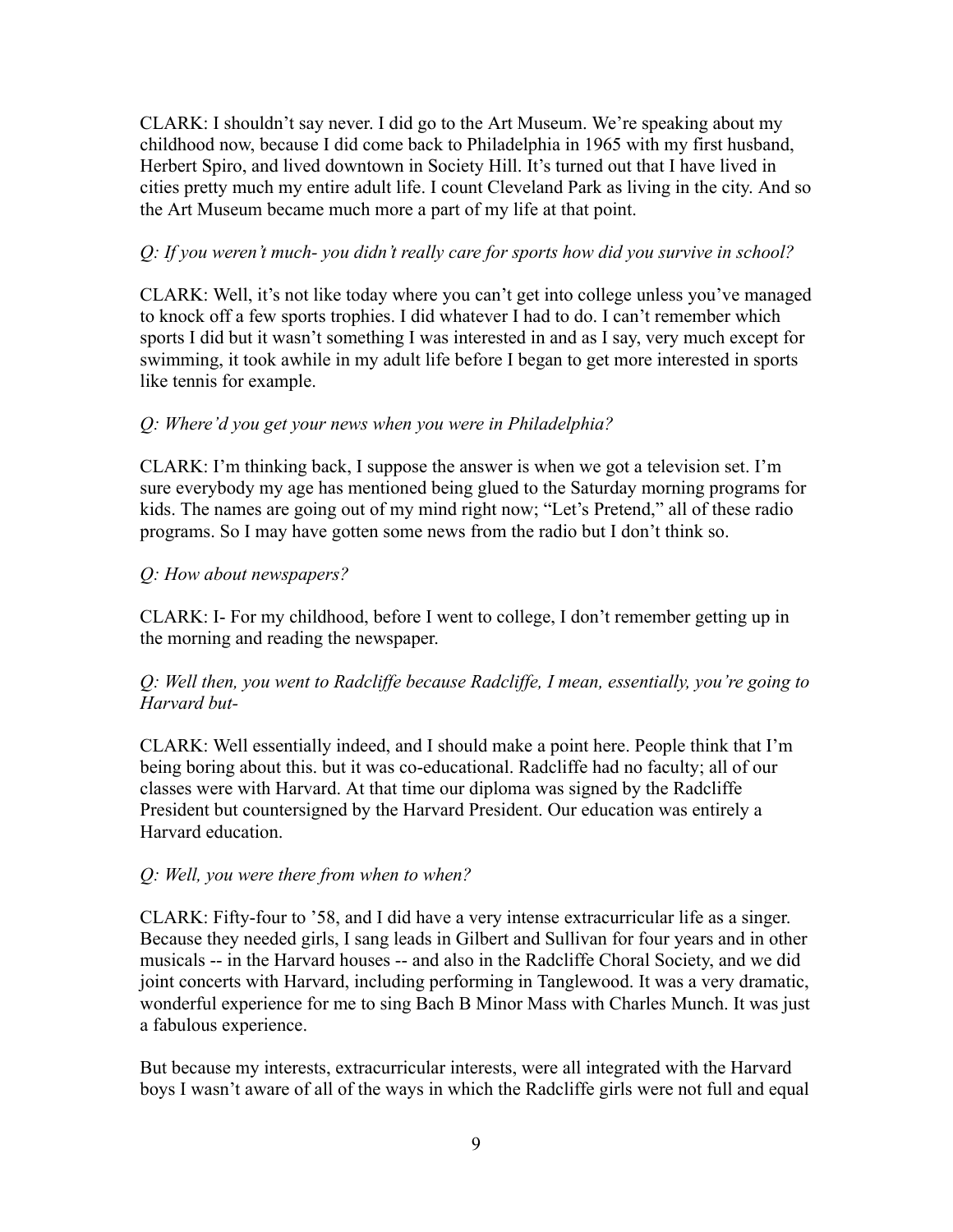CLARK: I shouldn't say never. I did go to the Art Museum. We're speaking about my childhood now, because I did come back to Philadelphia in 1965 with my first husband, Herbert Spiro, and lived downtown in Society Hill. It's turned out that I have lived in cities pretty much my entire adult life. I count Cleveland Park as living in the city. And so the Art Museum became much more a part of my life at that point.

*Q: If you weren't much- you didn't really care for sports how did you survive in school?*

CLARK: Well, it's not like today where you can't get into college unless you've managed to knock off a few sports trophies. I did whatever I had to do. I can't remember which sports I did but it wasn't something I was interested in and as I say, very much except for swimming, it took awhile in my adult life before I began to get more interested in sports like tennis for example.

*Q: Where'd you get your news when you were in Philadelphia?*

CLARK: I'm thinking back, I suppose the answer is when we got a television set. I'm sure everybody my age has mentioned being glued to the Saturday morning programs for kids. The names are going out of my mind right now; "Let's Pretend," all of these radio programs. So I may have gotten some news from the radio but I don't think so.

*Q: How about newspapers?*

CLARK: I- For my childhood, before I went to college, I don't remember getting up in the morning and reading the newspaper.

*Q: Well then, you went to Radcliffe because Radcliffe, I mean, essentially, you're going to Harvard but-*

CLARK: Well essentially indeed, and I should make a point here. People think that I'm being boring about this. but it was co-educational. Radcliffe had no faculty; all of our classes were with Harvard. At that time our diploma was signed by the Radcliffe President but countersigned by the Harvard President. Our education was entirely a Harvard education.

*Q: Well, you were there from when to when?*

CLARK: Fifty-four to '58, and I did have a very intense extracurricular life as a singer. Because they needed girls, I sang leads in Gilbert and Sullivan for four years and in other musicals -- in the Harvard houses -- and also in the Radcliffe Choral Society, and we did joint concerts with Harvard, including performing in Tanglewood. It was a very dramatic, wonderful experience for me to sing Bach B Minor Mass with Charles Munch. It was just a fabulous experience.

But because my interests, extracurricular interests, were all integrated with the Harvard boys I wasn't aware of all of the ways in which the Radcliffe girls were not full and equal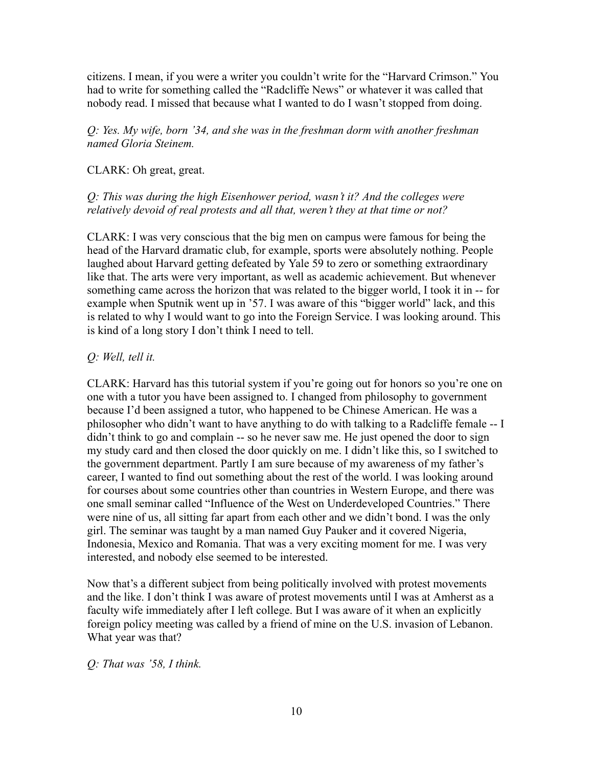citizens. I mean, if you were a writer you couldn't write for the "Harvard Crimson." You had to write for something called the "Radcliffe News" or whatever it was called that nobody read. I missed that because what I wanted to do I wasn't stopped from doing.

*Q: Yes. My wife, born '34, and she was in the freshman dorm with another freshman named Gloria Steinem.*

CLARK: Oh great, great.

*Q: This was during the high Eisenhower period, wasn't it? And the colleges were relatively devoid of real protests and all that, weren't they at that time or not?*

CLARK: I was very conscious that the big men on campus were famous for being the head of the Harvard dramatic club, for example, sports were absolutely nothing. People laughed about Harvard getting defeated by Yale 59 to zero or something extraordinary like that. The arts were very important, as well as academic achievement. But whenever something came across the horizon that was related to the bigger world, I took it in -- for example when Sputnik went up in '57. I was aware of this "bigger world" lack, and this is related to why I would want to go into the Foreign Service. I was looking around. This is kind of a long story I don't think I need to tell.

*Q: Well, tell it.*

CLARK: Harvard has this tutorial system if you're going out for honors so you're one on one with a tutor you have been assigned to. I changed from philosophy to government because I'd been assigned a tutor, who happened to be Chinese American. He was a philosopher who didn't want to have anything to do with talking to a Radcliffe female -- I didn't think to go and complain -- so he never saw me. He just opened the door to sign my study card and then closed the door quickly on me. I didn't like this, so I switched to the government department. Partly I am sure because of my awareness of my father's career, I wanted to find out something about the rest of the world. I was looking around for courses about some countries other than countries in Western Europe, and there was one small seminar called "Influence of the West on Underdeveloped Countries." There were nine of us, all sitting far apart from each other and we didn't bond. I was the only girl. The seminar was taught by a man named Guy Pauker and it covered Nigeria, Indonesia, Mexico and Romania. That was a very exciting moment for me. I was very interested, and nobody else seemed to be interested.

Now that's a different subject from being politically involved with protest movements and the like. I don't think I was aware of protest movements until I was at Amherst as a faculty wife immediately after I left college. But I was aware of it when an explicitly foreign policy meeting was called by a friend of mine on the U.S. invasion of Lebanon. What year was that?

*Q: That was '58, I think.*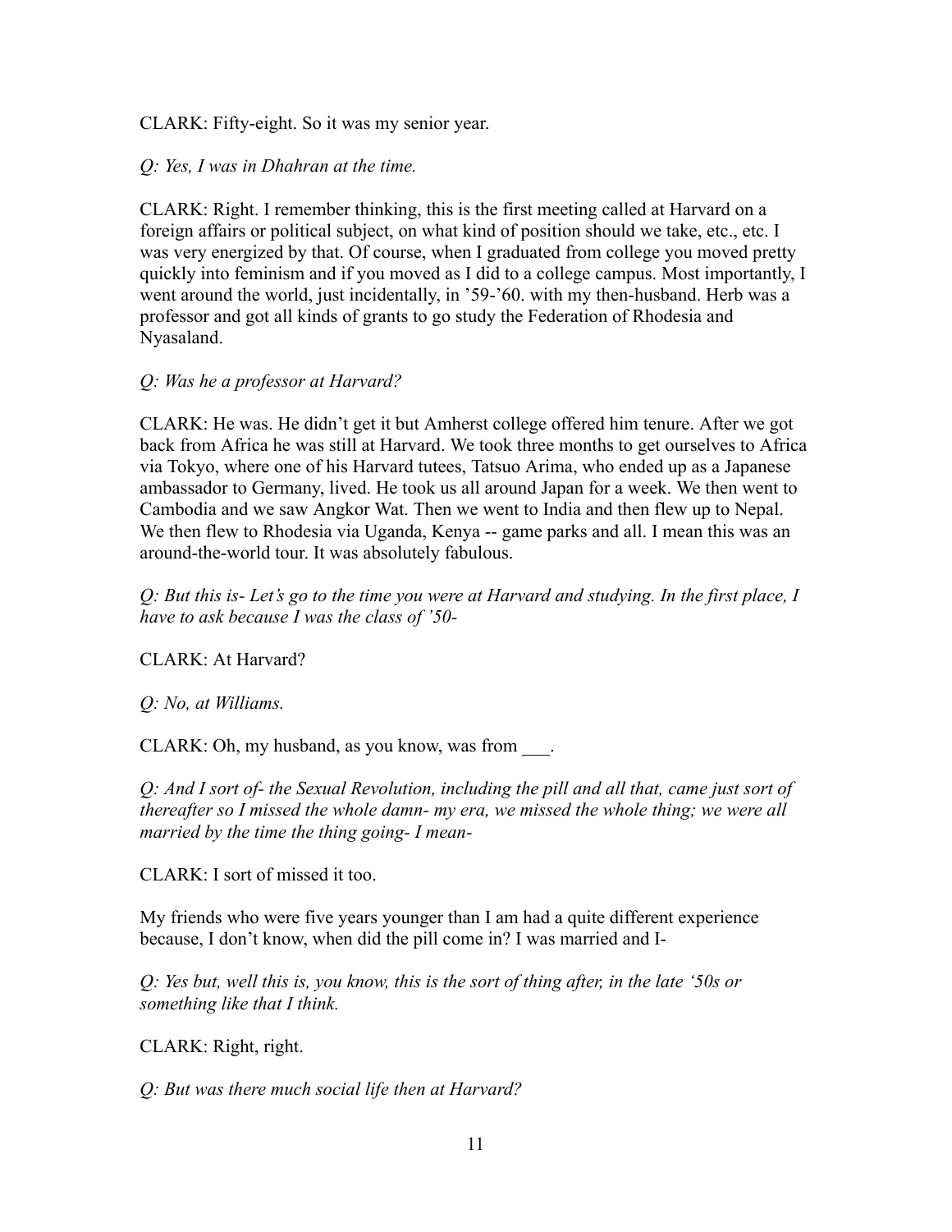CLARK: Fifty-eight. So it was my senior year.

*Q: Yes, I was in Dhahran at the time.*

CLARK: Right. I remember thinking, this is the first meeting called at Harvard on a foreign affairs or political subject, on what kind of position should we take, etc., etc. I was very energized by that. Of course, when I graduated from college you moved pretty quickly into feminism and if you moved as I did to a college campus. Most importantly, I went around the world, just incidentally, in '59-'60. with my then-husband. Herb was a professor and got all kinds of grants to go study the Federation of Rhodesia and Nyasaland.

*Q: Was he a professor at Harvard?*

CLARK: He was. He didn't get it but Amherst college offered him tenure. After we got back from Africa he was still at Harvard. We took three months to get ourselves to Africa via Tokyo, where one of his Harvard tutees, Tatsuo Arima, who ended up as a Japanese ambassador to Germany, lived. He took us all around Japan for a week. We then went to Cambodia and we saw Angkor Wat. Then we went to India and then flew up to Nepal. We then flew to Rhodesia via Uganda, Kenya -- game parks and all. I mean this was an around-the-world tour. It was absolutely fabulous.

*Q: But this is- Let's go to the time you were at Harvard and studying. In the first place, I have to ask because I was the class of '50-*

CLARK: At Harvard?

*Q: No, at Williams.*

CLARK: Oh, my husband, as you know, was from ___.

*Q: And I sort of- the Sexual Revolution, including the pill and all that, came just sort of thereafter so I missed the whole damn- my era, we missed the whole thing; we were all married by the time the thing going- I mean-*

CLARK: I sort of missed it too.

My friends who were five years younger than I am had a quite different experience because, I don't know, when did the pill come in? I was married and I-

*Q: Yes but, well this is, you know, this is the sort of thing after, in the late '50s or something like that I think.*

CLARK: Right, right.

*Q: But was there much social life then at Harvard?*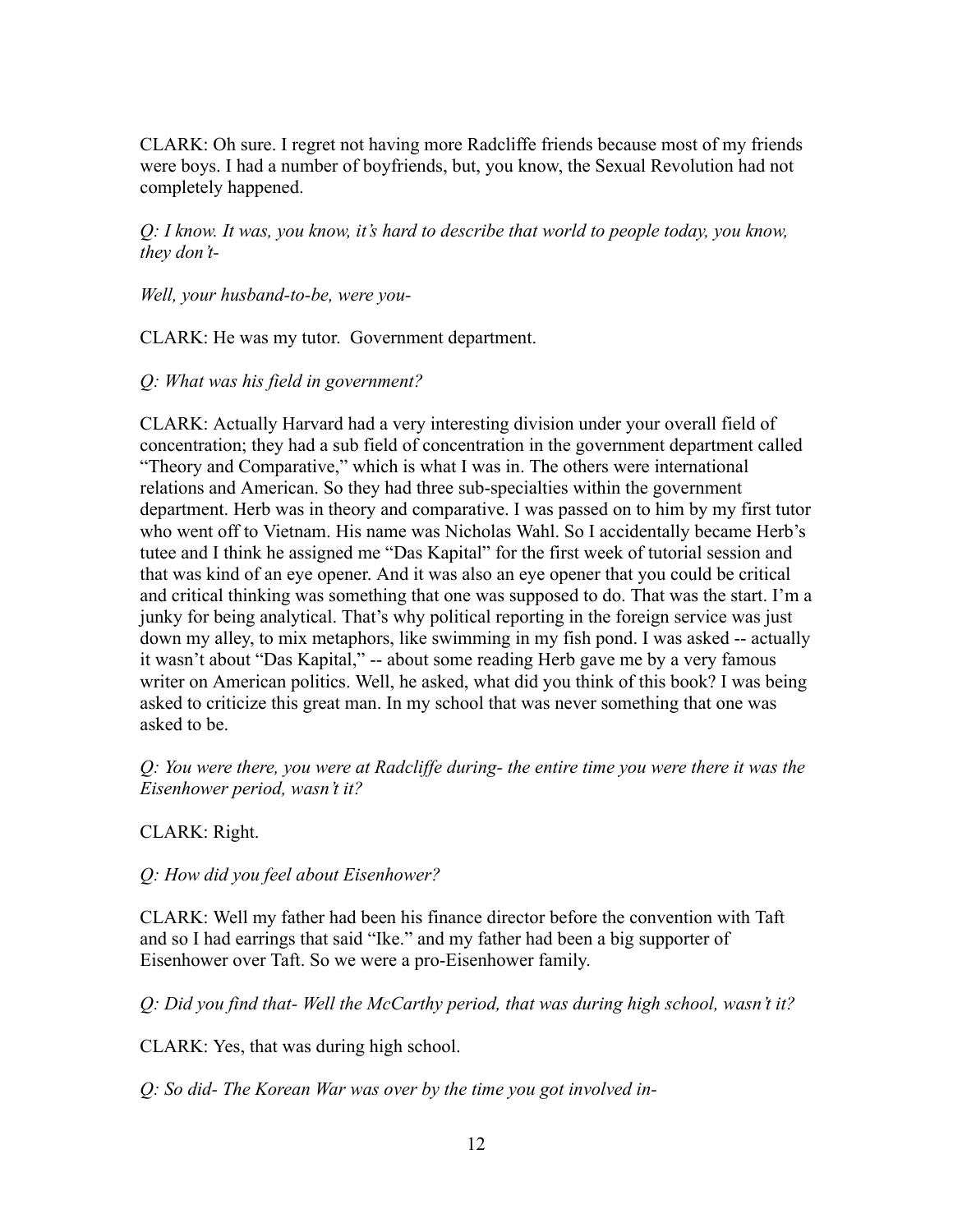CLARK: Oh sure. I regret not having more Radcliffe friends because most of my friends were boys. I had a number of boyfriends, but, you know, the Sexual Revolution had not completely happened.

*Q: I know. It was, you know, it's hard to describe that world to people today, you know, they don't-*

*Well, your husband-to-be, were you-*

CLARK: He was my tutor. Government department.

*Q: What was his field in government?*

CLARK: Actually Harvard had a very interesting division under your overall field of concentration; they had a sub field of concentration in the government department called "Theory and Comparative," which is what I was in. The others were international relations and American. So they had three sub-specialties within the government department. Herb was in theory and comparative. I was passed on to him by my first tutor who went off to Vietnam. His name was Nicholas Wahl. So I accidentally became Herb's tutee and I think he assigned me "Das Kapital" for the first week of tutorial session and that was kind of an eye opener. And it was also an eye opener that you could be critical and critical thinking was something that one was supposed to do. That was the start. I'm a junky for being analytical. That's why political reporting in the foreign service was just down my alley, to mix metaphors, like swimming in my fish pond. I was asked -- actually it wasn't about "Das Kapital," -- about some reading Herb gave me by a very famous writer on American politics. Well, he asked, what did you think of this book? I was being asked to criticize this great man. In my school that was never something that one was asked to be.

*Q: You were there, you were at Radcliffe during- the entire time you were there it was the Eisenhower period, wasn't it?*

CLARK: Right.

*Q: How did you feel about Eisenhower?*

CLARK: Well my father had been his finance director before the convention with Taft and so I had earrings that said "Ike." and my father had been a big supporter of Eisenhower over Taft. So we were a pro-Eisenhower family.

*Q: Did you find that- Well the McCarthy period, that was during high school, wasn't it?*

CLARK: Yes, that was during high school.

*Q: So did- The Korean War was over by the time you got involved in-*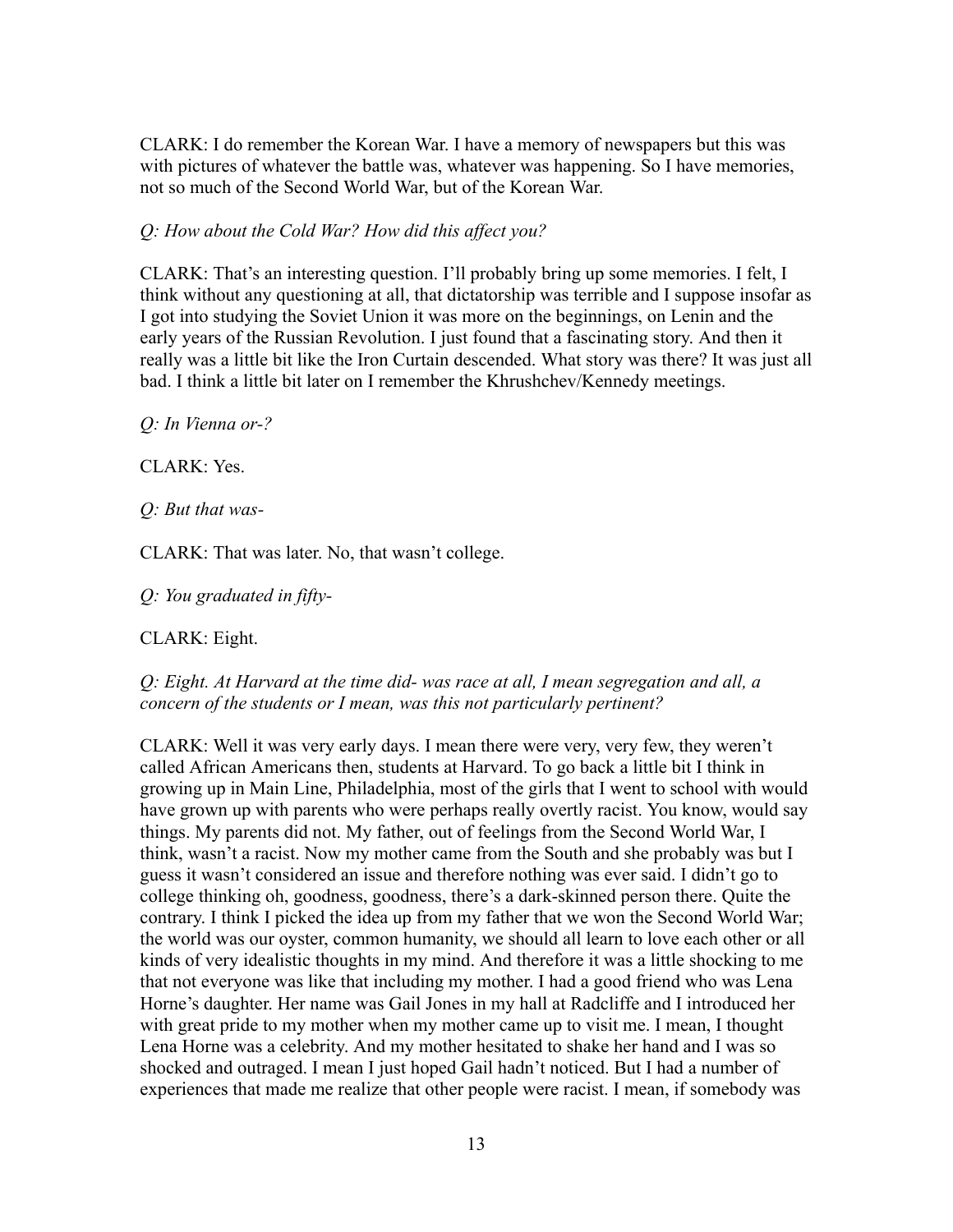CLARK: I do remember the Korean War. I have a memory of newspapers but this was with pictures of whatever the battle was, whatever was happening. So I have memories, not so much of the Second World War, but of the Korean War.

*Q: How about the Cold War? How did this affect you?*

CLARK: That's an interesting question. I'll probably bring up some memories. I felt, I think without any questioning at all, that dictatorship was terrible and I suppose insofar as I got into studying the Soviet Union it was more on the beginnings, on Lenin and the early years of the Russian Revolution. I just found that a fascinating story. And then it really was a little bit like the Iron Curtain descended. What story was there? It was just all bad. I think a little bit later on I remember the Khrushchev/Kennedy meetings.

*Q: In Vienna or-?*

CLARK: Yes.

*Q: But that was-*

CLARK: That was later. No, that wasn't college.

*Q: You graduated in fifty-*

CLARK: Eight.

*Q: Eight. At Harvard at the time did- was race at all, I mean segregation and all, a concern of the students or I mean, was this not particularly pertinent?*

CLARK: Well it was very early days. I mean there were very, very few, they weren't called African Americans then, students at Harvard. To go back a little bit I think in growing up in Main Line, Philadelphia, most of the girls that I went to school with would have grown up with parents who were perhaps really overtly racist. You know, would say things. My parents did not. My father, out of feelings from the Second World War, I think, wasn't a racist. Now my mother came from the South and she probably was but I guess it wasn't considered an issue and therefore nothing was ever said. I didn't go to college thinking oh, goodness, goodness, there's a dark-skinned person there. Quite the contrary. I think I picked the idea up from my father that we won the Second World War; the world was our oyster, common humanity, we should all learn to love each other or all kinds of very idealistic thoughts in my mind. And therefore it was a little shocking to me that not everyone was like that including my mother. I had a good friend who was Lena Horne's daughter. Her name was Gail Jones in my hall at Radcliffe and I introduced her with great pride to my mother when my mother came up to visit me. I mean, I thought Lena Horne was a celebrity. And my mother hesitated to shake her hand and I was so shocked and outraged. I mean I just hoped Gail hadn't noticed. But I had a number of experiences that made me realize that other people were racist. I mean, if somebody was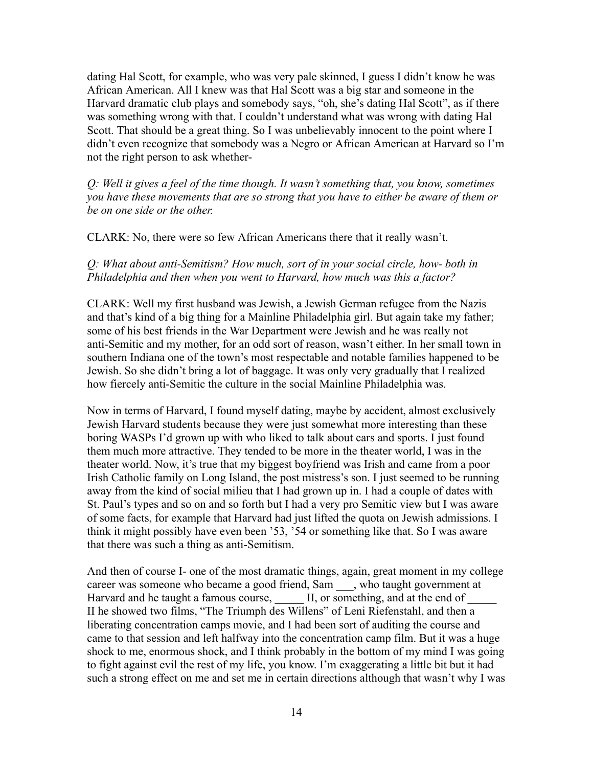dating Hal Scott, for example, who was very pale skinned, I guess I didn't know he was African American. All I knew was that Hal Scott was a big star and someone in the Harvard dramatic club plays and somebody says, "oh, she's dating Hal Scott", as if there was something wrong with that. I couldn't understand what was wrong with dating Hal Scott. That should be a great thing. So I was unbelievably innocent to the point where I didn't even recognize that somebody was a Negro or African American at Harvard so I'm not the right person to ask whether-

*Q: Well it gives a feel of the time though. It wasn't something that, you know, sometimes you have these movements that are so strong that you have to either be aware of them or be on one side or the other.*

CLARK: No, there were so few African Americans there that it really wasn't.

*Q: What about anti-Semitism? How much, sort of in your social circle, how- both in Philadelphia and then when you went to Harvard, how much was this a factor?*

CLARK: Well my first husband was Jewish, a Jewish German refugee from the Nazis and that's kind of a big thing for a Mainline Philadelphia girl. But again take my father; some of his best friends in the War Department were Jewish and he was really not anti-Semitic and my mother, for an odd sort of reason, wasn't either. In her small town in southern Indiana one of the town's most respectable and notable families happened to be Jewish. So she didn't bring a lot of baggage. It was only very gradually that I realized how fiercely anti-Semitic the culture in the social Mainline Philadelphia was.

Now in terms of Harvard, I found myself dating, maybe by accident, almost exclusively Jewish Harvard students because they were just somewhat more interesting than these boring WASPs I'd grown up with who liked to talk about cars and sports. I just found them much more attractive. They tended to be more in the theater world, I was in the theater world. Now, it's true that my biggest boyfriend was Irish and came from a poor Irish Catholic family on Long Island, the post mistress's son. I just seemed to be running away from the kind of social milieu that I had grown up in. I had a couple of dates with St. Paul's types and so on and so forth but I had a very pro Semitic view but I was aware of some facts, for example that Harvard had just lifted the quota on Jewish admissions. I think it might possibly have even been '53, '54 or something like that. So I was aware that there was such a thing as anti-Semitism.

And then of course I- one of the most dramatic things, again, great moment in my college career was someone who became a good friend, Sam ___, who taught government at Harvard and he taught a famous course, _____ II, or something, and at the end of _____ II he showed two films, "The Triumph des Willens" of Leni Riefenstahl, and then a liberating concentration camps movie, and I had been sort of auditing the course and came to that session and left halfway into the concentration camp film. But it was a huge shock to me, enormous shock, and I think probably in the bottom of my mind I was going to fight against evil the rest of my life, you know. I'm exaggerating a little bit but it had such a strong effect on me and set me in certain directions although that wasn't why I was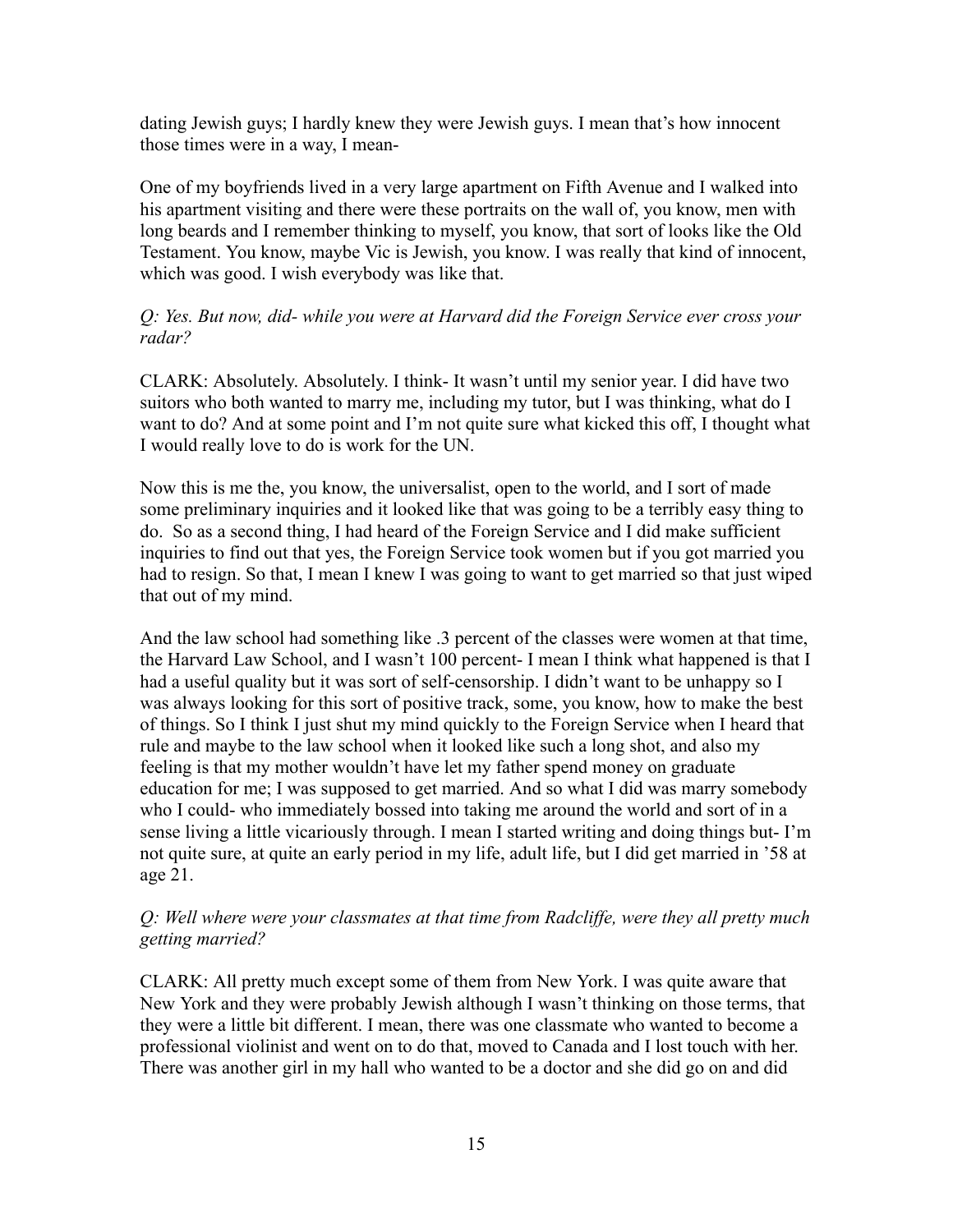dating Jewish guys; I hardly knew they were Jewish guys. I mean that's how innocent those times were in a way, I mean-

One of my boyfriends lived in a very large apartment on Fifth Avenue and I walked into his apartment visiting and there were these portraits on the wall of, you know, men with long beards and I remember thinking to myself, you know, that sort of looks like the Old Testament. You know, maybe Vic is Jewish, you know. I was really that kind of innocent, which was good. I wish everybody was like that.

*Q: Yes. But now, did- while you were at Harvard did the Foreign Service ever cross your radar?*

CLARK: Absolutely. Absolutely. I think- It wasn't until my senior year. I did have two suitors who both wanted to marry me, including my tutor, but I was thinking, what do I want to do? And at some point and I'm not quite sure what kicked this off, I thought what I would really love to do is work for the UN.

Now this is me the, you know, the universalist, open to the world, and I sort of made some preliminary inquiries and it looked like that was going to be a terribly easy thing to do. So as a second thing, I had heard of the Foreign Service and I did make sufficient inquiries to find out that yes, the Foreign Service took women but if you got married you had to resign. So that, I mean I knew I was going to want to get married so that just wiped that out of my mind.

And the law school had something like .3 percent of the classes were women at that time, the Harvard Law School, and I wasn't 100 percent- I mean I think what happened is that I had a useful quality but it was sort of self-censorship. I didn't want to be unhappy so I was always looking for this sort of positive track, some, you know, how to make the best of things. So I think I just shut my mind quickly to the Foreign Service when I heard that rule and maybe to the law school when it looked like such a long shot, and also my feeling is that my mother wouldn't have let my father spend money on graduate education for me; I was supposed to get married. And so what I did was marry somebody who I could- who immediately bossed into taking me around the world and sort of in a sense living a little vicariously through. I mean I started writing and doing things but- I'm not quite sure, at quite an early period in my life, adult life, but I did get married in '58 at age 21.

*Q: Well where were your classmates at that time from Radcliffe, were they all pretty much getting married?*

CLARK: All pretty much except some of them from New York. I was quite aware that New York and they were probably Jewish although I wasn't thinking on those terms, that they were a little bit different. I mean, there was one classmate who wanted to become a professional violinist and went on to do that, moved to Canada and I lost touch with her. There was another girl in my hall who wanted to be a doctor and she did go on and did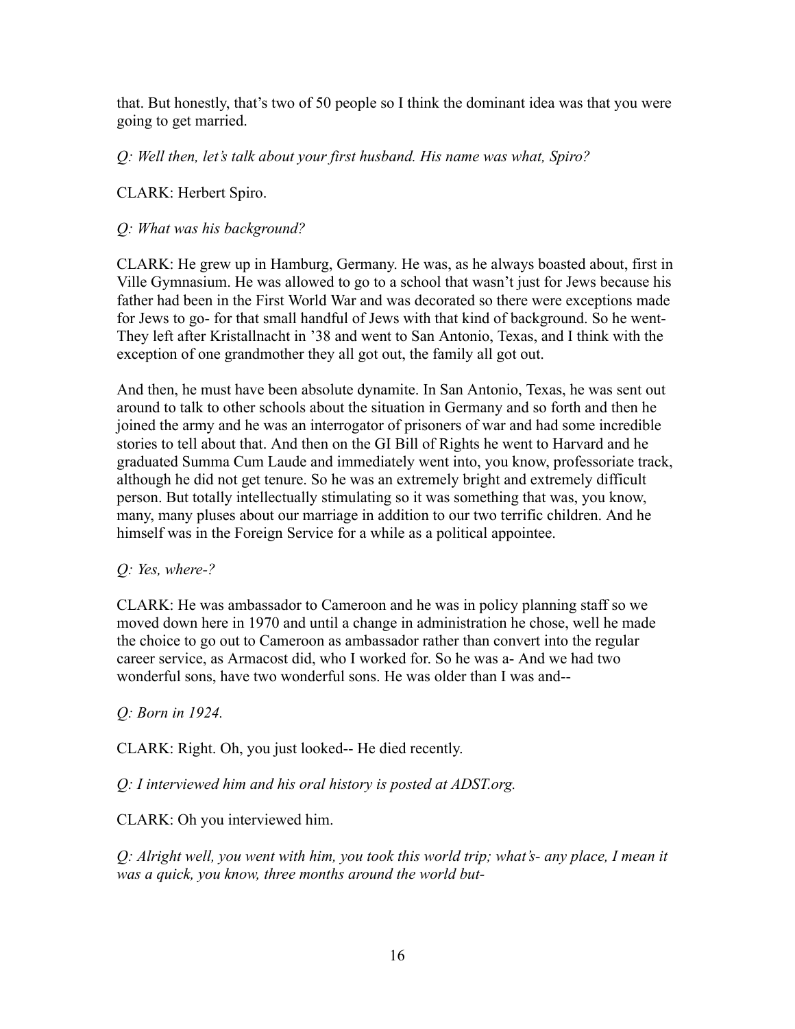that. But honestly, that's two of 50 people so I think the dominant idea was that you were going to get married.

*Q: Well then, let's talk about your first husband. His name was what, Spiro?*

CLARK: Herbert Spiro.

*Q: What was his background?*

CLARK: He grew up in Hamburg, Germany. He was, as he always boasted about, first in Ville Gymnasium. He was allowed to go to a school that wasn't just for Jews because his father had been in the First World War and was decorated so there were exceptions made for Jews to go- for that small handful of Jews with that kind of background. So he went- They left after Kristallnacht in '38 and went to San Antonio, Texas, and I think with the exception of one grandmother they all got out, the family all got out.

And then, he must have been absolute dynamite. In San Antonio, Texas, he was sent out around to talk to other schools about the situation in Germany and so forth and then he joined the army and he was an interrogator of prisoners of war and had some incredible stories to tell about that. And then on the GI Bill of Rights he went to Harvard and he graduated Summa Cum Laude and immediately went into, you know, professoriate track, although he did not get tenure. So he was an extremely bright and extremely difficult person. But totally intellectually stimulating so it was something that was, you know, many, many pluses about our marriage in addition to our two terrific children. And he himself was in the Foreign Service for a while as a political appointee.

*Q: Yes, where-?*

CLARK: He was ambassador to Cameroon and he was in policy planning staff so we moved down here in 1970 and until a change in administration he chose, well he made the choice to go out to Cameroon as ambassador rather than convert into the regular career service, as Armacost did, who I worked for. So he was a- And we had two wonderful sons, have two wonderful sons. He was older than I was and--

*Q: Born in 1924.*

CLARK: Right. Oh, you just looked-- He died recently.

*Q: I interviewed him and his oral history is posted at ADST.org.*

CLARK: Oh you interviewed him.

*Q: Alright well, you went with him, you took this world trip; what's- any place, I mean it was a quick, you know, three months around the world but-*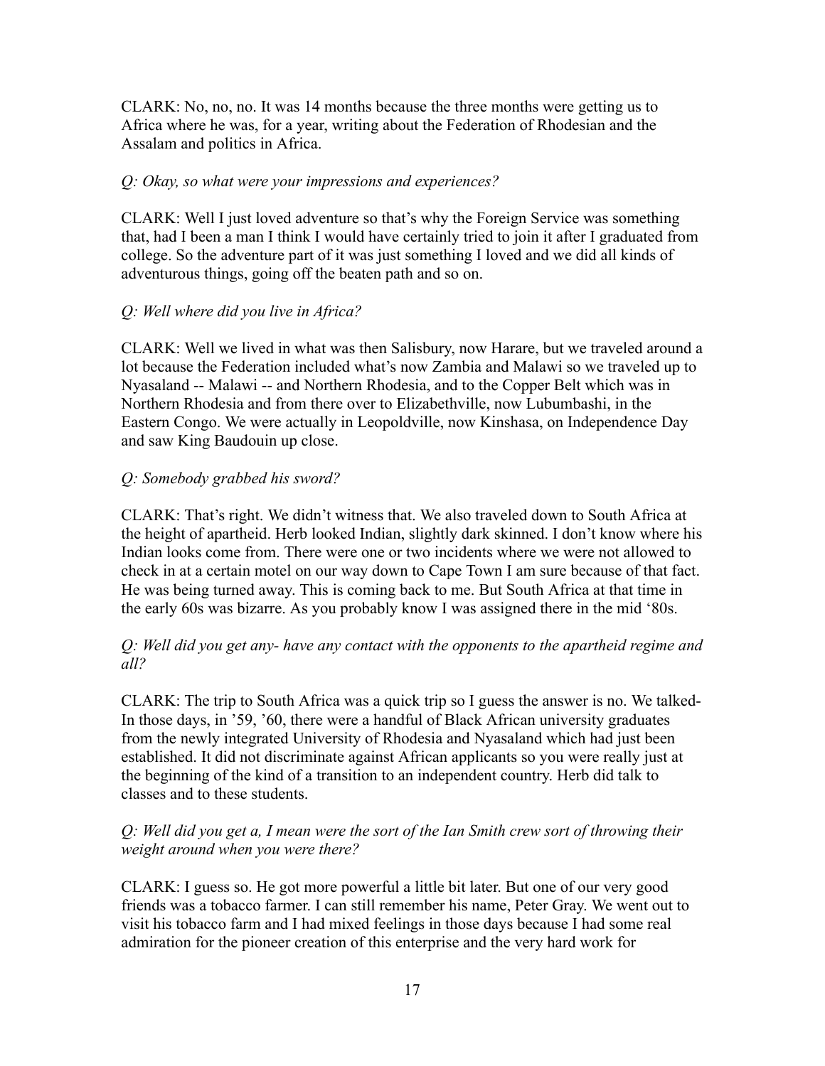CLARK: No, no, no. It was 14 months because the three months were getting us to Africa where he was, for a year, writing about the Federation of Rhodesian and the Assalam and politics in Africa.

*Q: Okay, so what were your impressions and experiences?*

CLARK: Well I just loved adventure so that's why the Foreign Service was something that, had I been a man I think I would have certainly tried to join it after I graduated from college. So the adventure part of it was just something I loved and we did all kinds of adventurous things, going off the beaten path and so on.

*Q: Well where did you live in Africa?*

CLARK: Well we lived in what was then Salisbury, now Harare, but we traveled around a lot because the Federation included what's now Zambia and Malawi so we traveled up to Nyasaland -- Malawi -- and Northern Rhodesia, and to the Copper Belt which was in Northern Rhodesia and from there over to Elizabethville, now Lubumbashi, in the Eastern Congo. We were actually in Leopoldville, now Kinshasa, on Independence Day and saw King Baudouin up close.

*Q: Somebody grabbed his sword?*

CLARK: That's right. We didn't witness that. We also traveled down to South Africa at the height of apartheid. Herb looked Indian, slightly dark skinned. I don't know where his Indian looks come from. There were one or two incidents where we were not allowed to check in at a certain motel on our way down to Cape Town I am sure because of that fact. He was being turned away. This is coming back to me. But South Africa at that time in the early 60s was bizarre. As you probably know I was assigned there in the mid '80s.

*Q: Well did you get any- have any contact with the opponents to the apartheid regime and all?*

CLARK: The trip to South Africa was a quick trip so I guess the answer is no. We talked- In those days, in '59, '60, there were a handful of Black African university graduates from the newly integrated University of Rhodesia and Nyasaland which had just been established. It did not discriminate against African applicants so you were really just at the beginning of the kind of a transition to an independent country. Herb did talk to classes and to these students.

*Q: Well did you get a, I mean were the sort of the Ian Smith crew sort of throwing their weight around when you were there?*

CLARK: I guess so. He got more powerful a little bit later. But one of our very good friends was a tobacco farmer. I can still remember his name, Peter Gray. We went out to visit his tobacco farm and I had mixed feelings in those days because I had some real admiration for the pioneer creation of this enterprise and the very hard work for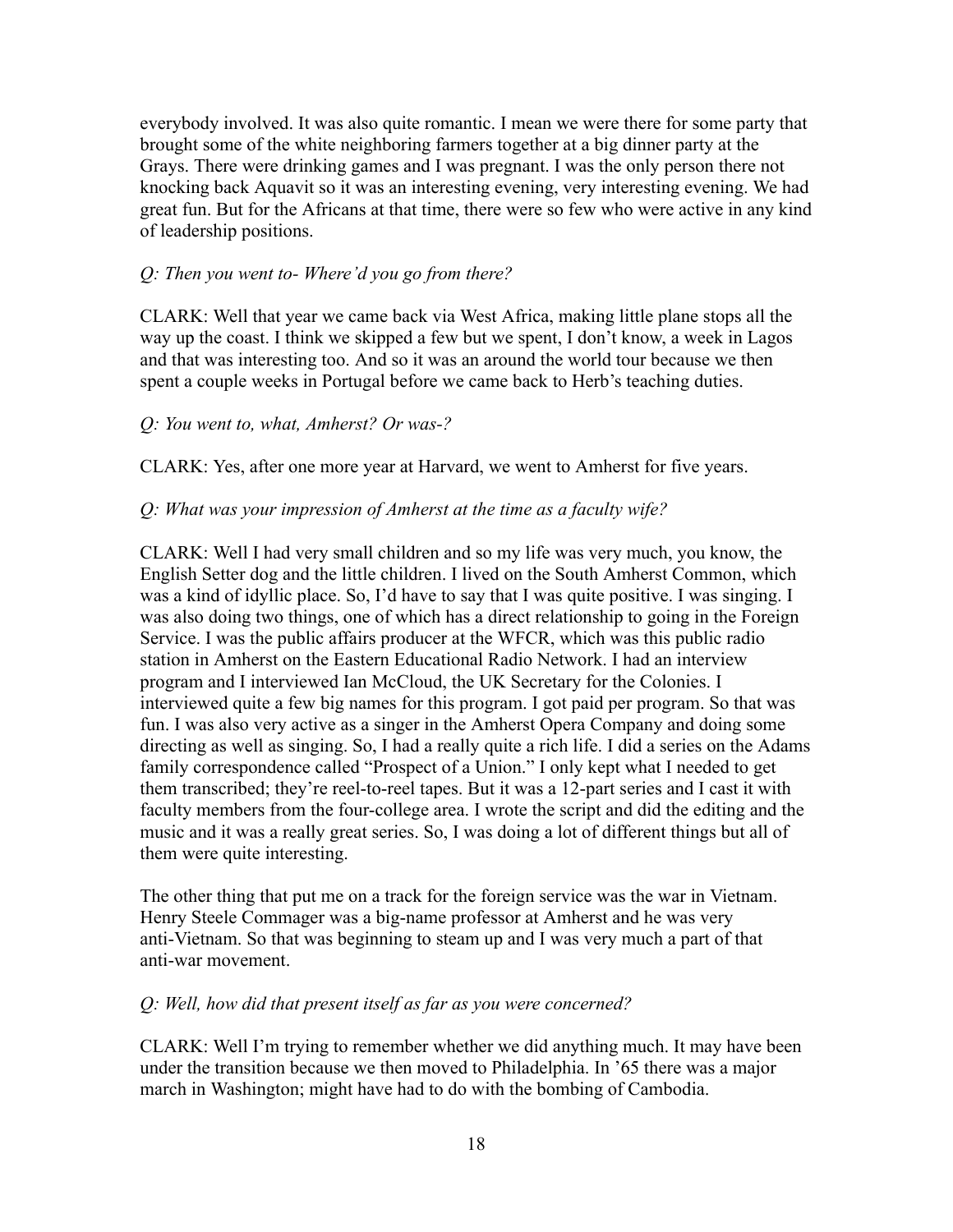everybody involved. It was also quite romantic. I mean we were there for some party that brought some of the white neighboring farmers together at a big dinner party at the Grays. There were drinking games and I was pregnant. I was the only person there not knocking back Aquavit so it was an interesting evening, very interesting evening. We had great fun. But for the Africans at that time, there were so few who were active in any kind of leadership positions.

*Q: Then you went to- Where'd you go from there?*

CLARK: Well that year we came back via West Africa, making little plane stops all the way up the coast. I think we skipped a few but we spent, I don't know, a week in Lagos and that was interesting too. And so it was an around the world tour because we then spent a couple weeks in Portugal before we came back to Herb's teaching duties.

*Q: You went to, what, Amherst? Or was-?*

CLARK: Yes, after one more year at Harvard, we went to Amherst for five years.

*Q: What was your impression of Amherst at the time as a faculty wife?*

CLARK: Well I had very small children and so my life was very much, you know, the English Setter dog and the little children. I lived on the South Amherst Common, which was a kind of idyllic place. So, I'd have to say that I was quite positive. I was singing. I was also doing two things, one of which has a direct relationship to going in the Foreign Service. I was the public affairs producer at the WFCR, which was this public radio station in Amherst on the Eastern Educational Radio Network. I had an interview program and I interviewed Ian McCloud, the UK Secretary for the Colonies. I interviewed quite a few big names for this program. I got paid per program. So that was fun. I was also very active as a singer in the Amherst Opera Company and doing some directing as well as singing. So, I had a really quite a rich life. I did a series on the Adams family correspondence called "Prospect of a Union." I only kept what I needed to get them transcribed; they're reel-to-reel tapes. But it was a 12-part series and I cast it with faculty members from the four-college area. I wrote the script and did the editing and the music and it was a really great series. So, I was doing a lot of different things but all of them were quite interesting.

The other thing that put me on a track for the foreign service was the war in Vietnam. Henry Steele Commager was a big-name professor at Amherst and he was very anti-Vietnam. So that was beginning to steam up and I was very much a part of that anti-war movement.

*Q: Well, how did that present itself as far as you were concerned?*

CLARK: Well I'm trying to remember whether we did anything much. It may have been under the transition because we then moved to Philadelphia. In '65 there was a major march in Washington; might have had to do with the bombing of Cambodia.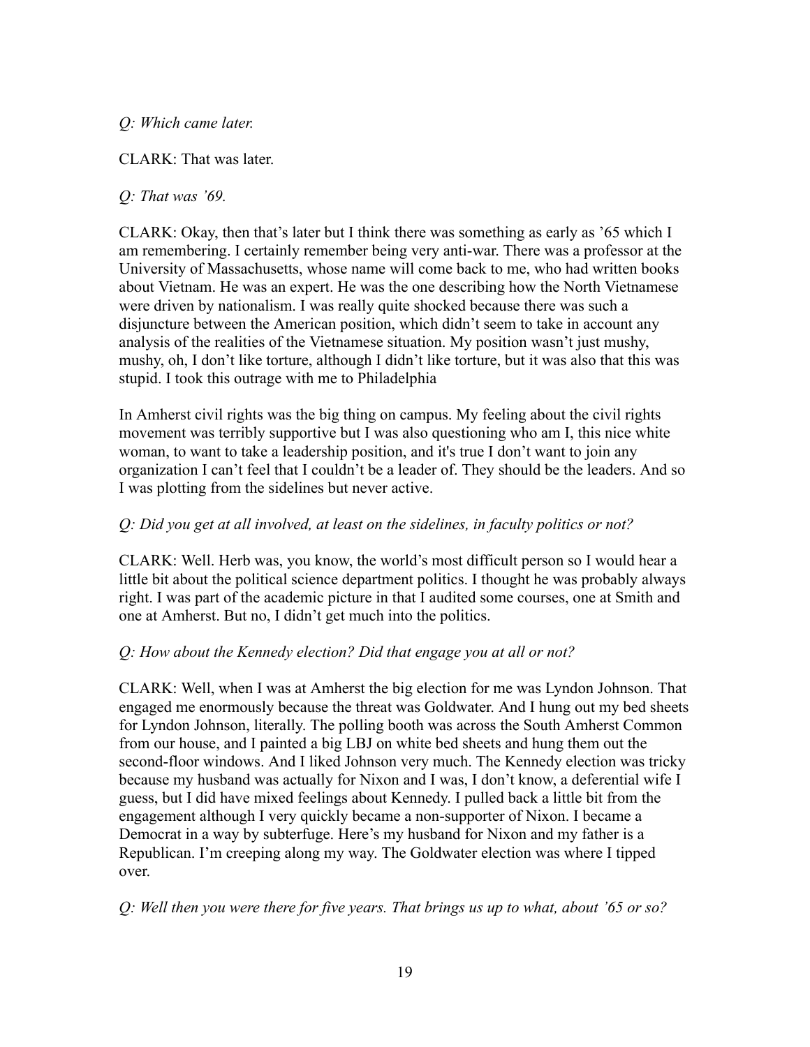*Q: Which came later.*

CLARK: That was later.

*Q: That was '69.*

CLARK: Okay, then that's later but I think there was something as early as '65 which I am remembering. I certainly remember being very anti-war. There was a professor at the University of Massachusetts, whose name will come back to me, who had written books about Vietnam. He was an expert. He was the one describing how the North Vietnamese were driven by nationalism. I was really quite shocked because there was such a disjuncture between the American position, which didn't seem to take in account any analysis of the realities of the Vietnamese situation. My position wasn't just mushy, mushy, oh, I don't like torture, although I didn't like torture, but it was also that this was stupid. I took this outrage with me to Philadelphia

In Amherst civil rights was the big thing on campus. My feeling about the civil rights movement was terribly supportive but I was also questioning who am I, this nice white woman, to want to take a leadership position, and it's true I don't want to join any organization I can't feel that I couldn't be a leader of. They should be the leaders. And so I was plotting from the sidelines but never active.

*Q: Did you get at all involved, at least on the sidelines, in faculty politics or not?*

CLARK: Well. Herb was, you know, the world's most difficult person so I would hear a little bit about the political science department politics. I thought he was probably always right. I was part of the academic picture in that I audited some courses, one at Smith and one at Amherst. But no, I didn't get much into the politics.

*Q: How about the Kennedy election? Did that engage you at all or not?*

CLARK: Well, when I was at Amherst the big election for me was Lyndon Johnson. That engaged me enormously because the threat was Goldwater. And I hung out my bed sheets for Lyndon Johnson, literally. The polling booth was across the South Amherst Common from our house, and I painted a big LBJ on white bed sheets and hung them out the second-floor windows. And I liked Johnson very much. The Kennedy election was tricky because my husband was actually for Nixon and I was, I don't know, a deferential wife I guess, but I did have mixed feelings about Kennedy. I pulled back a little bit from the engagement although I very quickly became a non-supporter of Nixon. I became a Democrat in a way by subterfuge. Here's my husband for Nixon and my father is a Republican. I'm creeping along my way. The Goldwater election was where I tipped over.

*Q: Well then you were there for five years. That brings us up to what, about '65 or so?*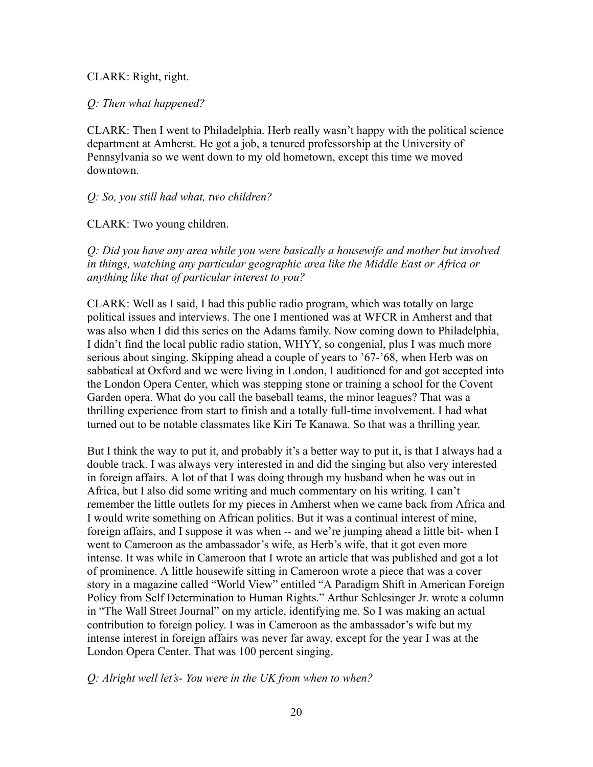CLARK: Right, right.

*Q: Then what happened?*

CLARK: Then I went to Philadelphia. Herb really wasn't happy with the political science department at Amherst. He got a job, a tenured professorship at the University of Pennsylvania so we went down to my old hometown, except this time we moved downtown.

*Q: So, you still had what, two children?*

CLARK: Two young children.

*Q: Did you have any area while you were basically a housewife and mother but involved in things, watching any particular geographic area like the Middle East or Africa or anything like that of particular interest to you?*

CLARK: Well as I said, I had this public radio program, which was totally on large political issues and interviews. The one I mentioned was at WFCR in Amherst and that was also when I did this series on the Adams family. Now coming down to Philadelphia, I didn't find the local public radio station, WHYY, so congenial, plus I was much more serious about singing. Skipping ahead a couple of years to '67-'68, when Herb was on sabbatical at Oxford and we were living in London, I auditioned for and got accepted into the London Opera Center, which was stepping stone or training a school for the Covent Garden opera. What do you call the baseball teams, the minor leagues? That was a thrilling experience from start to finish and a totally full-time involvement. I had what turned out to be notable classmates like Kiri Te Kanawa. So that was a thrilling year.

But I think the way to put it, and probably it's a better way to put it, is that I always had a double track. I was always very interested in and did the singing but also very interested in foreign affairs. A lot of that I was doing through my husband when he was out in Africa, but I also did some writing and much commentary on his writing. I can't remember the little outlets for my pieces in Amherst when we came back from Africa and I would write something on African politics. But it was a continual interest of mine, foreign affairs, and I suppose it was when -- and we're jumping ahead a little bit- when I went to Cameroon as the ambassador's wife, as Herb's wife, that it got even more intense. It was while in Cameroon that I wrote an article that was published and got a lot of prominence. A little housewife sitting in Cameroon wrote a piece that was a cover story in a magazine called "World View" entitled "A Paradigm Shift in American Foreign Policy from Self Determination to Human Rights." Arthur Schlesinger Jr. wrote a column in "The Wall Street Journal" on my article, identifying me. So I was making an actual contribution to foreign policy. I was in Cameroon as the ambassador's wife but my intense interest in foreign affairs was never far away, except for the year I was at the London Opera Center. That was 100 percent singing.

*Q: Alright well let's- You were in the UK from when to when?*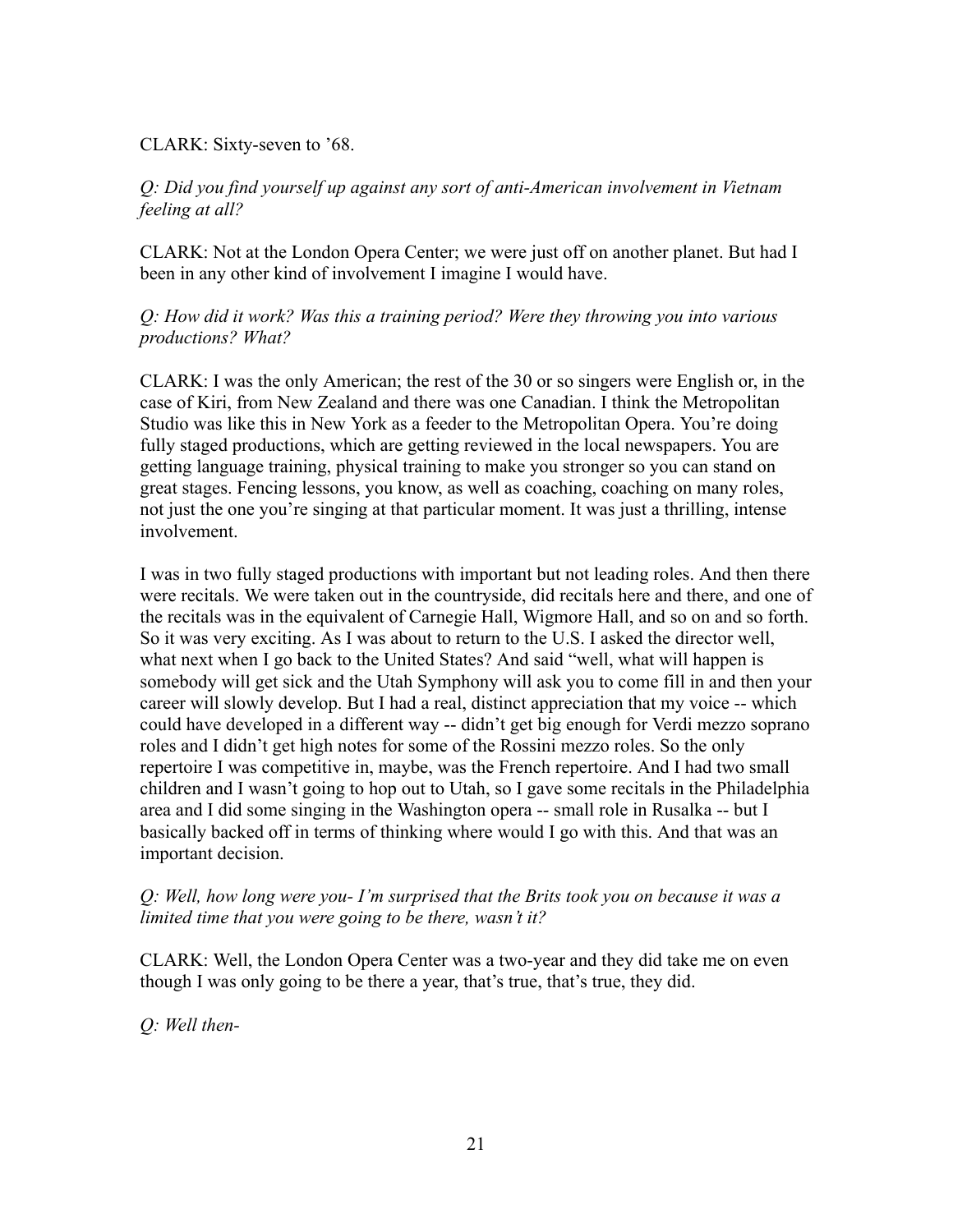CLARK: Sixty-seven to ’68.

*Q: Did you find yourself up against any sort of anti-American involvement in Vietnam feeling at all?*

CLARK: Not at the London Opera Center; we were just off on another planet. But had I been in any other kind of involvement I imagine I would have.

*Q: How did it work? Was this a training period? Were they throwing you into various productions? What?*

CLARK: I was the only American; the rest of the 30 or so singers were English or, in the case of Kiri, from New Zealand and there was one Canadian. I think the Metropolitan Studio was like this in New York as a feeder to the Metropolitan Opera. You’re doing fully staged productions, which are getting reviewed in the local newspapers. You are getting language training, physical training to make you stronger so you can stand on great stages. Fencing lessons, you know, as well as coaching, coaching on many roles, not just the one you’re singing at that particular moment. It was just a thrilling, intense involvement.

I was in two fully staged productions with important but not leading roles. And then there were recitals. We were taken out in the countryside, did recitals here and there, and one of the recitals was in the equivalent of Carnegie Hall, Wigmore Hall, and so on and so forth. So it was very exciting. As I was about to return to the U.S. I asked the director well, what next when I go back to the United States? And said “well, what will happen is somebody will get sick and the Utah Symphony will ask you to come fill in and then your career will slowly develop. But I had a real, distinct appreciation that my voice -- which could have developed in a different way -- didn’t get big enough for Verdi mezzo soprano roles and I didn’t get high notes for some of the Rossini mezzo roles. So the only repertoire I was competitive in, maybe, was the French repertoire. And I had two small children and I wasn’t going to hop out to Utah, so I gave some recitals in the Philadelphia area and I did some singing in the Washington opera -- small role in Rusalka -- but I basically backed off in terms of thinking where would I go with this. And that was an important decision.

*Q: Well, how long were you- I’m surprised that the Brits took you on because it was a limited time that you were going to be there, wasn’t it?*

CLARK: Well, the London Opera Center was a two-year and they did take me on even though I was only going to be there a year, that’s true, that’s true, they did.

*Q: Well then-*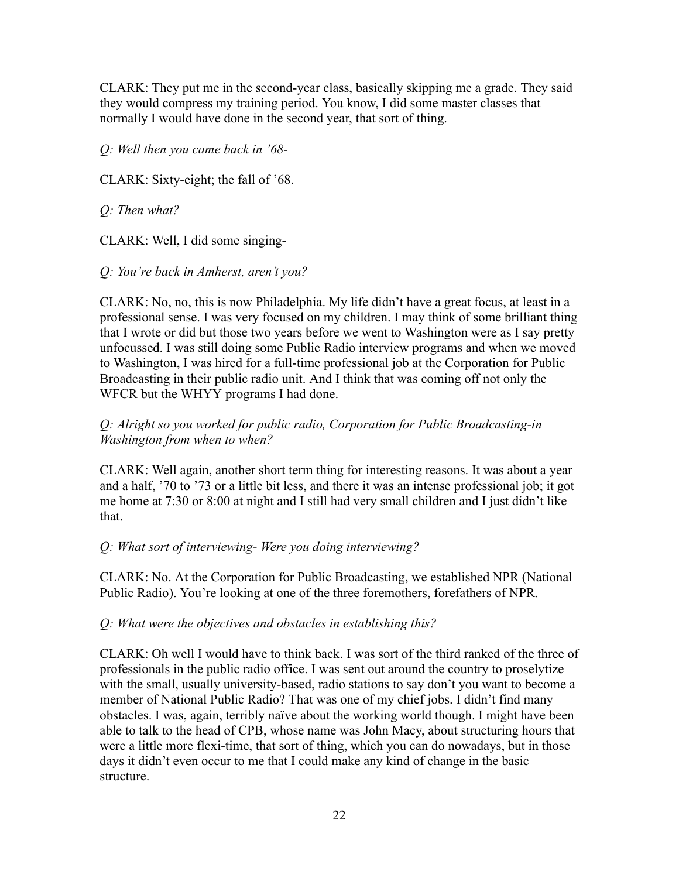CLARK: They put me in the second-year class, basically skipping me a grade. They said they would compress my training period. You know, I did some master classes that normally I would have done in the second year, that sort of thing.

*Q: Well then you came back in '68-*

CLARK: Sixty-eight; the fall of '68.

*Q: Then what?*

CLARK: Well, I did some singing-

*Q: You're back in Amherst, aren't you?*

CLARK: No, no, this is now Philadelphia. My life didn't have a great focus, at least in a professional sense. I was very focused on my children. I may think of some brilliant thing that I wrote or did but those two years before we went to Washington were as I say pretty unfocussed. I was still doing some Public Radio interview programs and when we moved to Washington, I was hired for a full-time professional job at the Corporation for Public Broadcasting in their public radio unit. And I think that was coming off not only the WFCR but the WHYY programs I had done.

*Q: Alright so you worked for public radio, Corporation for Public Broadcasting-in Washington from when to when?*

CLARK: Well again, another short term thing for interesting reasons. It was about a year and a half, '70 to '73 or a little bit less, and there it was an intense professional job; it got me home at 7:30 or 8:00 at night and I still had very small children and I just didn't like that.

*Q: What sort of interviewing- Were you doing interviewing?*

CLARK: No. At the Corporation for Public Broadcasting, we established NPR (National Public Radio). You're looking at one of the three foremothers, forefathers of NPR.

*Q: What were the objectives and obstacles in establishing this?*

CLARK: Oh well I would have to think back. I was sort of the third ranked of the three of professionals in the public radio office. I was sent out around the country to proselytize with the small, usually university-based, radio stations to say don't you want to become a member of National Public Radio? That was one of my chief jobs. I didn't find many obstacles. I was, again, terribly naïve about the working world though. I might have been able to talk to the head of CPB, whose name was John Macy, about structuring hours that were a little more flexi-time, that sort of thing, which you can do nowadays, but in those days it didn't even occur to me that I could make any kind of change in the basic structure.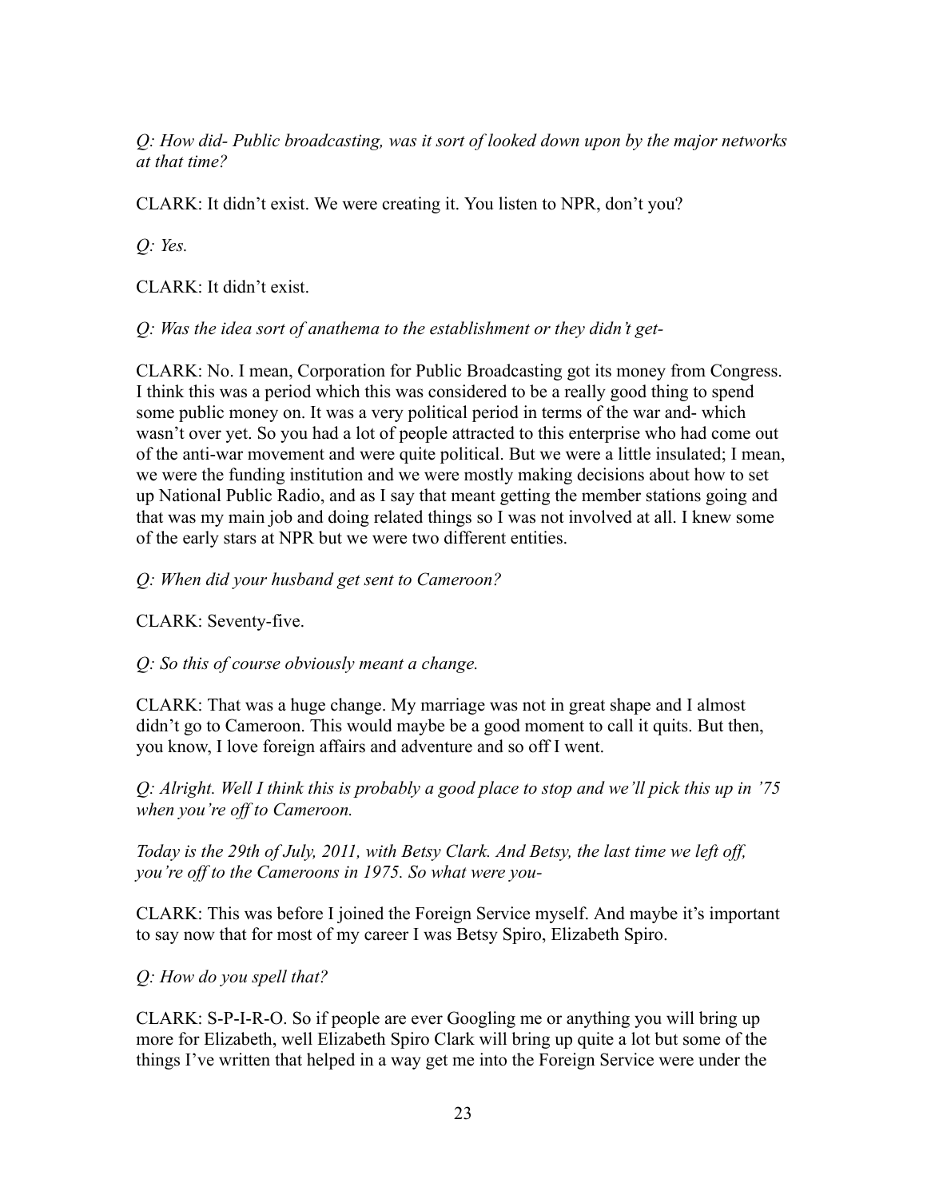*Q: How did- Public broadcasting, was it sort of looked down upon by the major networks at that time?*

CLARK: It didn't exist. We were creating it. You listen to NPR, don't you?

*Q: Yes.*

CLARK: It didn't exist.

*Q: Was the idea sort of anathema to the establishment or they didn't get-*

CLARK: No. I mean, Corporation for Public Broadcasting got its money from Congress. I think this was a period which this was considered to be a really good thing to spend some public money on. It was a very political period in terms of the war and- which wasn't over yet. So you had a lot of people attracted to this enterprise who had come out of the anti-war movement and were quite political. But we were a little insulated; I mean, we were the funding institution and we were mostly making decisions about how to set up National Public Radio, and as I say that meant getting the member stations going and that was my main job and doing related things so I was not involved at all. I knew some of the early stars at NPR but we were two different entities.

*Q: When did your husband get sent to Cameroon?*

CLARK: Seventy-five.

*Q: So this of course obviously meant a change.*

CLARK: That was a huge change. My marriage was not in great shape and I almost didn't go to Cameroon. This would maybe be a good moment to call it quits. But then, you know, I love foreign affairs and adventure and so off I went.

*Q: Alright. Well I think this is probably a good place to stop and we'll pick this up in '75 when you're off to Cameroon.*

*Today is the 29th of July, 2011, with Betsy Clark. And Betsy, the last time we left off, you're off to the Cameroons in 1975. So what were you-*

CLARK: This was before I joined the Foreign Service myself. And maybe it's important to say now that for most of my career I was Betsy Spiro, Elizabeth Spiro.

*Q: How do you spell that?*

CLARK: S-P-I-R-O. So if people are ever Googling me or anything you will bring up more for Elizabeth, well Elizabeth Spiro Clark will bring up quite a lot but some of the things I've written that helped in a way get me into the Foreign Service were under the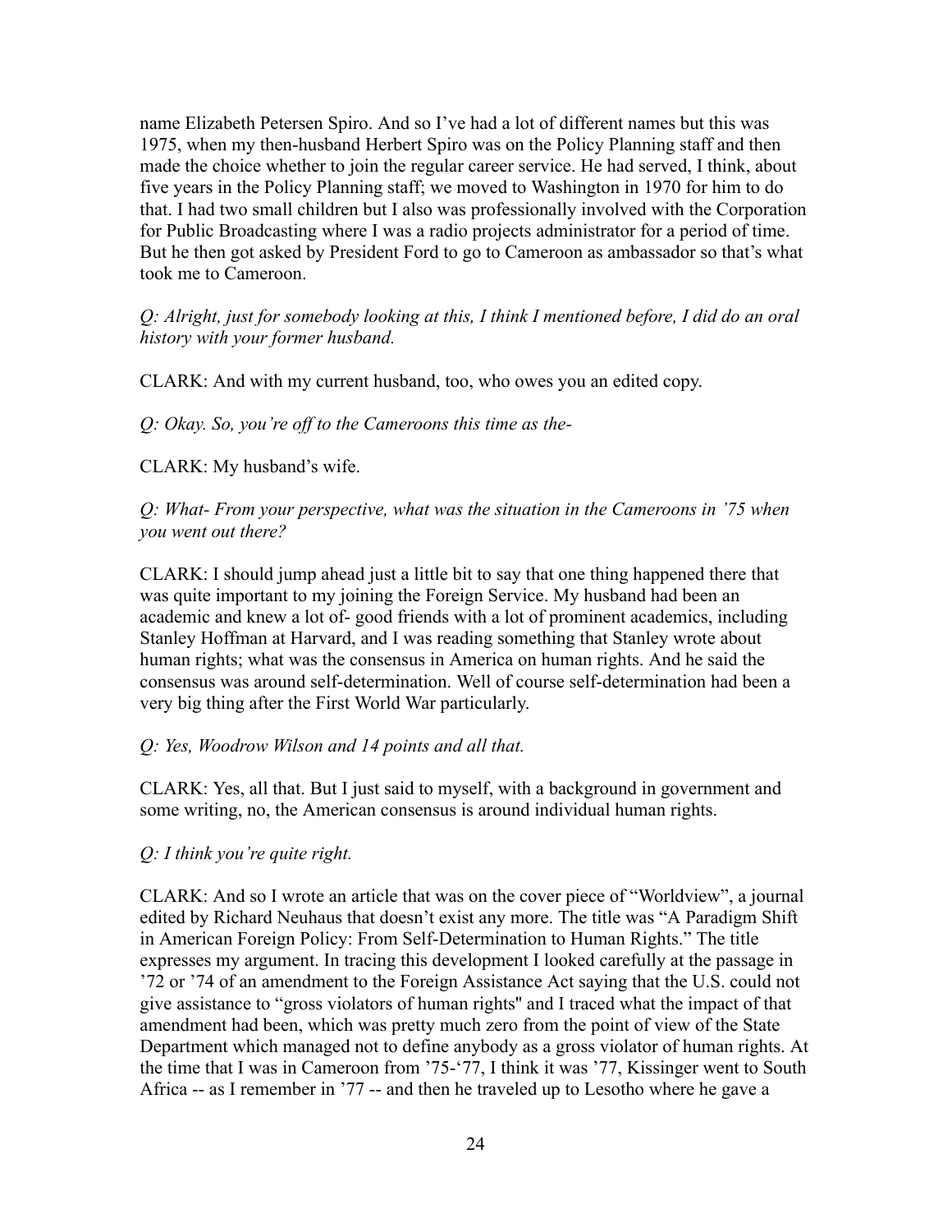name Elizabeth Petersen Spiro. And so I've had a lot of different names but this was 1975, when my then-husband Herbert Spiro was on the Policy Planning staff and then made the choice whether to join the regular career service. He had served, I think, about five years in the Policy Planning staff; we moved to Washington in 1970 for him to do that. I had two small children but I also was professionally involved with the Corporation for Public Broadcasting where I was a radio projects administrator for a period of time. But he then got asked by President Ford to go to Cameroon as ambassador so that's what took me to Cameroon.

*Q: Alright, just for somebody looking at this, I think I mentioned before, I did do an oral history with your former husband.*

CLARK: And with my current husband, too, who owes you an edited copy.

*Q: Okay. So, you're off to the Cameroons this time as the-*

CLARK: My husband's wife.

*Q: What- From your perspective, what was the situation in the Cameroons in '75 when you went out there?*

CLARK: I should jump ahead just a little bit to say that one thing happened there that was quite important to my joining the Foreign Service. My husband had been an academic and knew a lot of- good friends with a lot of prominent academics, including Stanley Hoffman at Harvard, and I was reading something that Stanley wrote about human rights; what was the consensus in America on human rights. And he said the consensus was around self-determination. Well of course self-determination had been a very big thing after the First World War particularly.

*Q: Yes, Woodrow Wilson and 14 points and all that.*

CLARK: Yes, all that. But I just said to myself, with a background in government and some writing, no, the American consensus is around individual human rights.

*Q: I think you're quite right.*

CLARK: And so I wrote an article that was on the cover piece of "Worldview", a journal edited by Richard Neuhaus that doesn't exist any more. The title was "A Paradigm Shift in American Foreign Policy: From Self-Determination to Human Rights." The title expresses my argument. In tracing this development I looked carefully at the passage in '72 or '74 of an amendment to the Foreign Assistance Act saying that the U.S. could not give assistance to "gross violators of human rights" and I traced what the impact of that amendment had been, which was pretty much zero from the point of view of the State Department which managed not to define anybody as a gross violator of human rights. At the time that I was in Cameroon from '75-'77, I think it was '77, Kissinger went to South Africa -- as I remember in '77 -- and then he traveled up to Lesotho where he gave a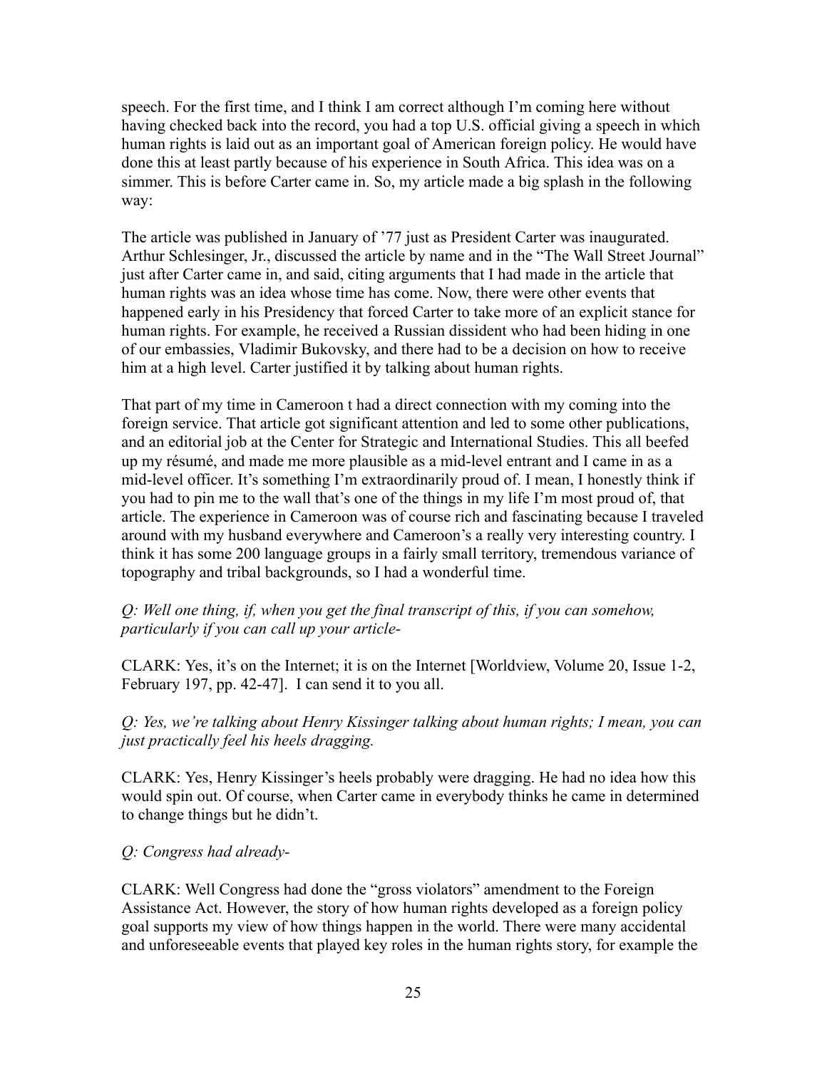speech. For the first time, and I think I am correct although I'm coming here without having checked back into the record, you had a top U.S. official giving a speech in which human rights is laid out as an important goal of American foreign policy. He would have done this at least partly because of his experience in South Africa. This idea was on a simmer. This is before Carter came in. So, my article made a big splash in the following way:

The article was published in January of '77 just as President Carter was inaugurated. Arthur Schlesinger, Jr., discussed the article by name and in the "The Wall Street Journal" just after Carter came in, and said, citing arguments that I had made in the article that human rights was an idea whose time has come. Now, there were other events that happened early in his Presidency that forced Carter to take more of an explicit stance for human rights. For example, he received a Russian dissident who had been hiding in one of our embassies, Vladimir Bukovsky, and there had to be a decision on how to receive him at a high level. Carter justified it by talking about human rights.

That part of my time in Cameroon t had a direct connection with my coming into the foreign service. That article got significant attention and led to some other publications, and an editorial job at the Center for Strategic and International Studies. This all beefed up my résumé, and made me more plausible as a mid-level entrant and I came in as a mid-level officer. It's something I'm extraordinarily proud of. I mean, I honestly think if you had to pin me to the wall that's one of the things in my life I'm most proud of, that article. The experience in Cameroon was of course rich and fascinating because I traveled around with my husband everywhere and Cameroon's a really very interesting country. I think it has some 200 language groups in a fairly small territory, tremendous variance of topography and tribal backgrounds, so I had a wonderful time.

*Q: Well one thing, if, when you get the final transcript of this, if you can somehow, particularly if you can call up your article-*

CLARK: Yes, it's on the Internet; it is on the Internet [Worldview, Volume 20, Issue 1-2, February 197, pp. 42-47]. I can send it to you all.

*Q: Yes, we're talking about Henry Kissinger talking about human rights; I mean, you can just practically feel his heels dragging.*

CLARK: Yes, Henry Kissinger's heels probably were dragging. He had no idea how this would spin out. Of course, when Carter came in everybody thinks he came in determined to change things but he didn't.

*Q: Congress had already-*

CLARK: Well Congress had done the "gross violators" amendment to the Foreign Assistance Act. However, the story of how human rights developed as a foreign policy goal supports my view of how things happen in the world. There were many accidental and unforeseeable events that played key roles in the human rights story, for example the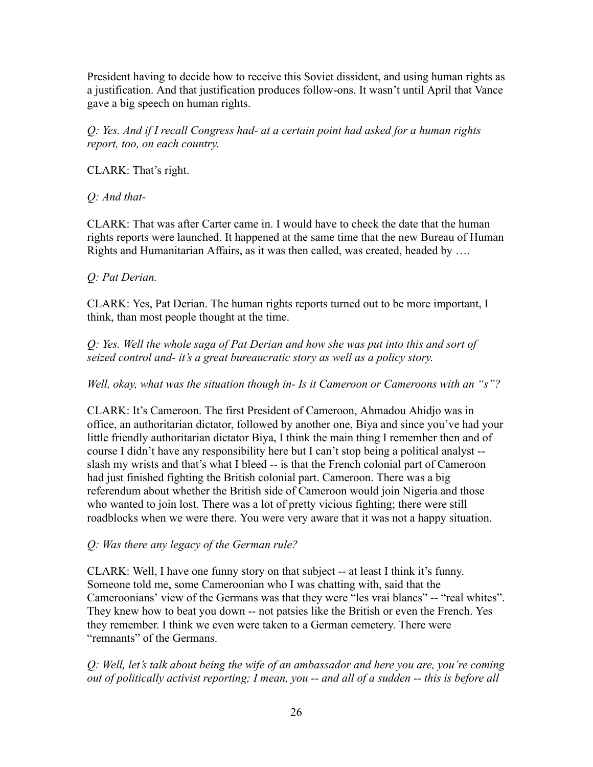President having to decide how to receive this Soviet dissident, and using human rights as a justification. And that justification produces follow-ons. It wasn't until April that Vance gave a big speech on human rights.

*Q: Yes. And if I recall Congress had- at a certain point had asked for a human rights report, too, on each country.*

CLARK: That's right.

*Q: And that-*

CLARK: That was after Carter came in. I would have to check the date that the human rights reports were launched. It happened at the same time that the new Bureau of Human Rights and Humanitarian Affairs, as it was then called, was created, headed by ….

*Q: Pat Derian.*

CLARK: Yes, Pat Derian. The human rights reports turned out to be more important, I think, than most people thought at the time.

*Q: Yes. Well the whole saga of Pat Derian and how she was put into this and sort of seized control and- it's a great bureaucratic story as well as a policy story.*

*Well, okay, what was the situation though in- Is it Cameroon or Cameroons with an "s"?*

CLARK: It's Cameroon. The first President of Cameroon, Ahmadou Ahidjo was in office, an authoritarian dictator, followed by another one, Biya and since you've had your little friendly authoritarian dictator Biya, I think the main thing I remember then and of course I didn't have any responsibility here but I can't stop being a political analyst -- slash my wrists and that's what I bleed -- is that the French colonial part of Cameroon had just finished fighting the British colonial part. Cameroon. There was a big referendum about whether the British side of Cameroon would join Nigeria and those who wanted to join lost. There was a lot of pretty vicious fighting; there were still roadblocks when we were there. You were very aware that it was not a happy situation.

*Q: Was there any legacy of the German rule?*

CLARK: Well, I have one funny story on that subject -- at least I think it's funny. Someone told me, some Cameroonian who I was chatting with, said that the Cameroonians' view of the Germans was that they were "les vrai blancs" -- "real whites". They knew how to beat you down -- not patsies like the British or even the French. Yes they remember. I think we even were taken to a German cemetery. There were "remnants" of the Germans.

*Q: Well, let's talk about being the wife of an ambassador and here you are, you're coming out of politically activist reporting; I mean, you -- and all of a sudden -- this is before all*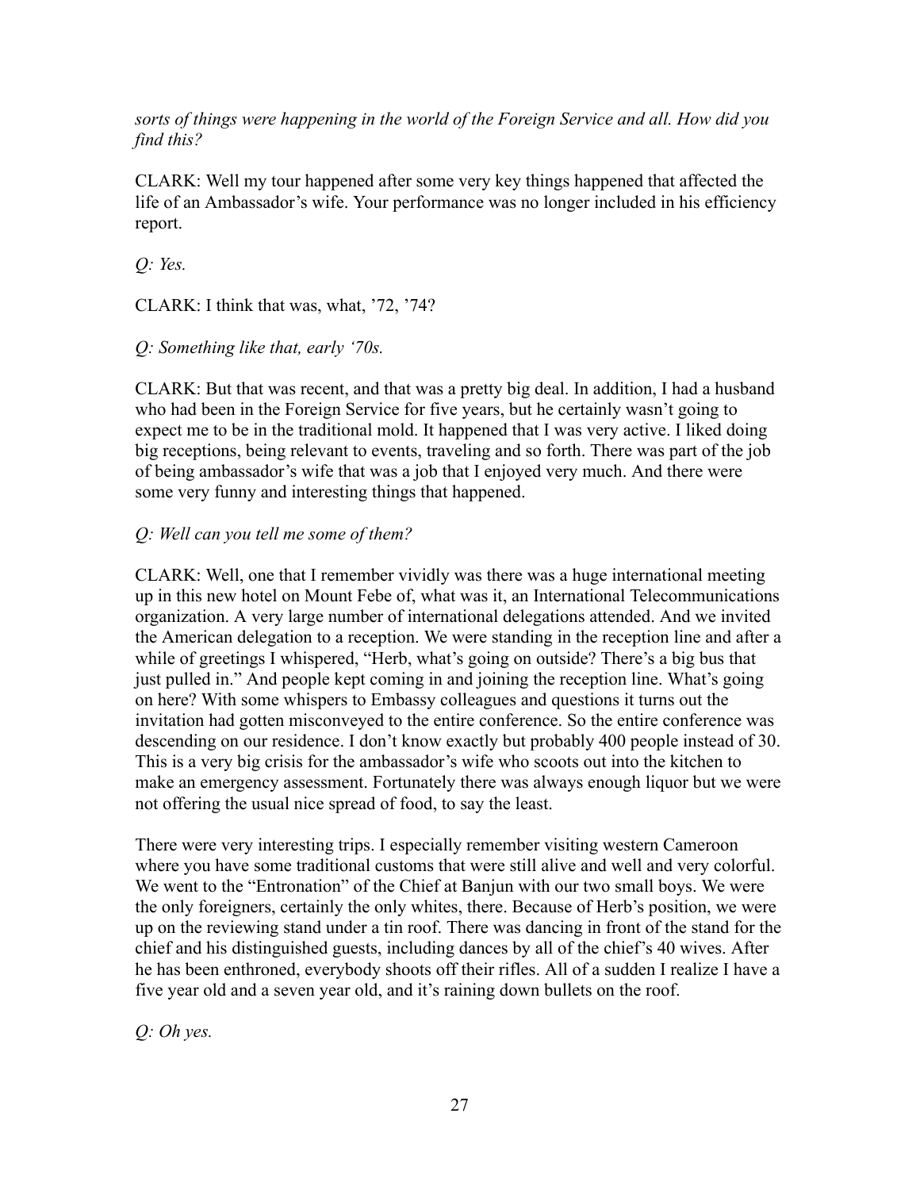*sorts of things were happening in the world of the Foreign Service and all. How did you find this?*

CLARK: Well my tour happened after some very key things happened that affected the life of an Ambassador's wife. Your performance was no longer included in his efficiency report.

*Q: Yes.*

CLARK: I think that was, what, '72, '74?

*Q: Something like that, early '70s.*

CLARK: But that was recent, and that was a pretty big deal. In addition, I had a husband who had been in the Foreign Service for five years, but he certainly wasn't going to expect me to be in the traditional mold. It happened that I was very active. I liked doing big receptions, being relevant to events, traveling and so forth. There was part of the job of being ambassador's wife that was a job that I enjoyed very much. And there were some very funny and interesting things that happened.

*Q: Well can you tell me some of them?*

CLARK: Well, one that I remember vividly was there was a huge international meeting up in this new hotel on Mount Febe of, what was it, an International Telecommunications organization. A very large number of international delegations attended. And we invited the American delegation to a reception. We were standing in the reception line and after a while of greetings I whispered, "Herb, what's going on outside? There's a big bus that just pulled in." And people kept coming in and joining the reception line. What's going on here? With some whispers to Embassy colleagues and questions it turns out the invitation had gotten misconveyed to the entire conference. So the entire conference was descending on our residence. I don't know exactly but probably 400 people instead of 30. This is a very big crisis for the ambassador's wife who scoots out into the kitchen to make an emergency assessment. Fortunately there was always enough liquor but we were not offering the usual nice spread of food, to say the least.

There were very interesting trips. I especially remember visiting western Cameroon where you have some traditional customs that were still alive and well and very colorful. We went to the "Entronation" of the Chief at Banjun with our two small boys. We were the only foreigners, certainly the only whites, there. Because of Herb's position, we were up on the reviewing stand under a tin roof. There was dancing in front of the stand for the chief and his distinguished guests, including dances by all of the chief's 40 wives. After he has been enthroned, everybody shoots off their rifles. All of a sudden I realize I have a five year old and a seven year old, and it's raining down bullets on the roof.

*Q: Oh yes.*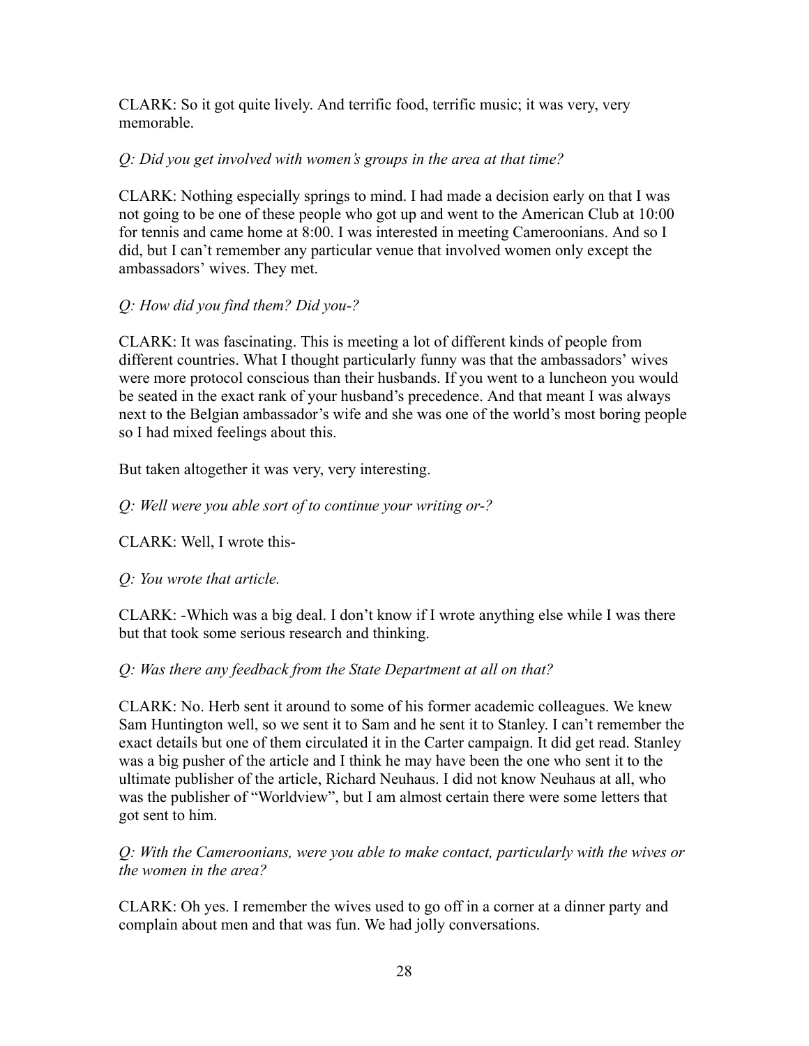CLARK: So it got quite lively. And terrific food, terrific music; it was very, very memorable.

*Q: Did you get involved with women's groups in the area at that time?*

CLARK: Nothing especially springs to mind. I had made a decision early on that I was not going to be one of these people who got up and went to the American Club at 10:00 for tennis and came home at 8:00. I was interested in meeting Cameroonians. And so I did, but I can't remember any particular venue that involved women only except the ambassadors' wives. They met.

*Q: How did you find them? Did you-?*

CLARK: It was fascinating. This is meeting a lot of different kinds of people from different countries. What I thought particularly funny was that the ambassadors' wives were more protocol conscious than their husbands. If you went to a luncheon you would be seated in the exact rank of your husband's precedence. And that meant I was always next to the Belgian ambassador's wife and she was one of the world's most boring people so I had mixed feelings about this.

But taken altogether it was very, very interesting.

*Q: Well were you able sort of to continue your writing or-?*

CLARK: Well, I wrote this-

*Q: You wrote that article.*

CLARK: -Which was a big deal. I don't know if I wrote anything else while I was there but that took some serious research and thinking.

*Q: Was there any feedback from the State Department at all on that?*

CLARK: No. Herb sent it around to some of his former academic colleagues. We knew Sam Huntington well, so we sent it to Sam and he sent it to Stanley. I can't remember the exact details but one of them circulated it in the Carter campaign. It did get read. Stanley was a big pusher of the article and I think he may have been the one who sent it to the ultimate publisher of the article, Richard Neuhaus. I did not know Neuhaus at all, who was the publisher of "Worldview", but I am almost certain there were some letters that got sent to him.

*Q: With the Cameroonians, were you able to make contact, particularly with the wives or the women in the area?*

CLARK: Oh yes. I remember the wives used to go off in a corner at a dinner party and complain about men and that was fun. We had jolly conversations.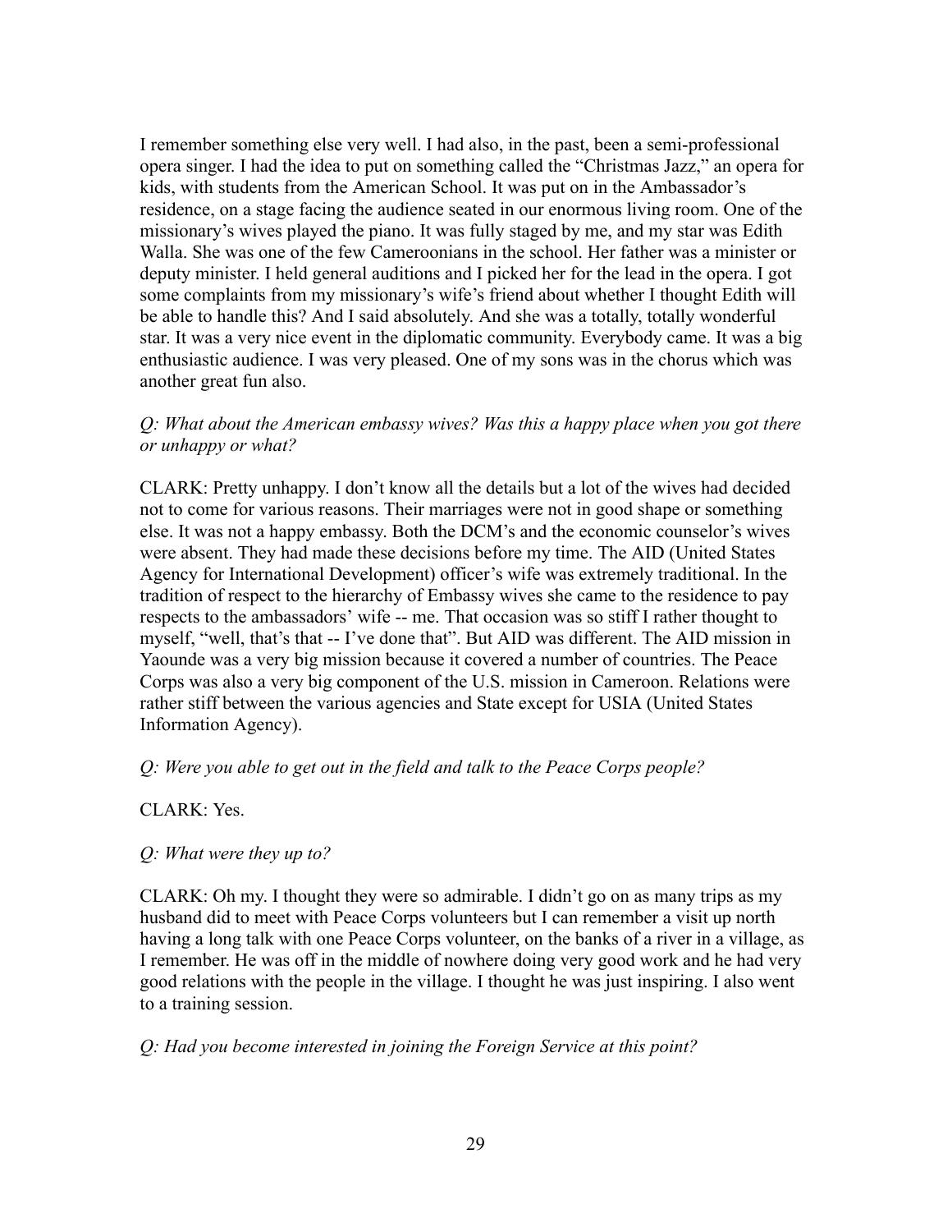I remember something else very well. I had also, in the past, been a semi-professional opera singer. I had the idea to put on something called the "Christmas Jazz," an opera for kids, with students from the American School. It was put on in the Ambassador's residence, on a stage facing the audience seated in our enormous living room. One of the missionary's wives played the piano. It was fully staged by me, and my star was Edith Walla. She was one of the few Cameroonians in the school. Her father was a minister or deputy minister. I held general auditions and I picked her for the lead in the opera. I got some complaints from my missionary's wife's friend about whether I thought Edith will be able to handle this? And I said absolutely. And she was a totally, totally wonderful star. It was a very nice event in the diplomatic community. Everybody came. It was a big enthusiastic audience. I was very pleased. One of my sons was in the chorus which was another great fun also.

*Q: What about the American embassy wives? Was this a happy place when you got there or unhappy or what?*

CLARK: Pretty unhappy. I don't know all the details but a lot of the wives had decided not to come for various reasons. Their marriages were not in good shape or something else. It was not a happy embassy. Both the DCM's and the economic counselor's wives were absent. They had made these decisions before my time. The AID (United States Agency for International Development) officer's wife was extremely traditional. In the tradition of respect to the hierarchy of Embassy wives she came to the residence to pay respects to the ambassadors' wife -- me. That occasion was so stiff I rather thought to myself, "well, that's that -- I've done that". But AID was different. The AID mission in Yaounde was a very big mission because it covered a number of countries. The Peace Corps was also a very big component of the U.S. mission in Cameroon. Relations were rather stiff between the various agencies and State except for USIA (United States Information Agency).

*Q: Were you able to get out in the field and talk to the Peace Corps people?*

CLARK: Yes.

*Q: What were they up to?*

CLARK: Oh my. I thought they were so admirable. I didn't go on as many trips as my husband did to meet with Peace Corps volunteers but I can remember a visit up north having a long talk with one Peace Corps volunteer, on the banks of a river in a village, as I remember. He was off in the middle of nowhere doing very good work and he had very good relations with the people in the village. I thought he was just inspiring. I also went to a training session.

*Q: Had you become interested in joining the Foreign Service at this point?*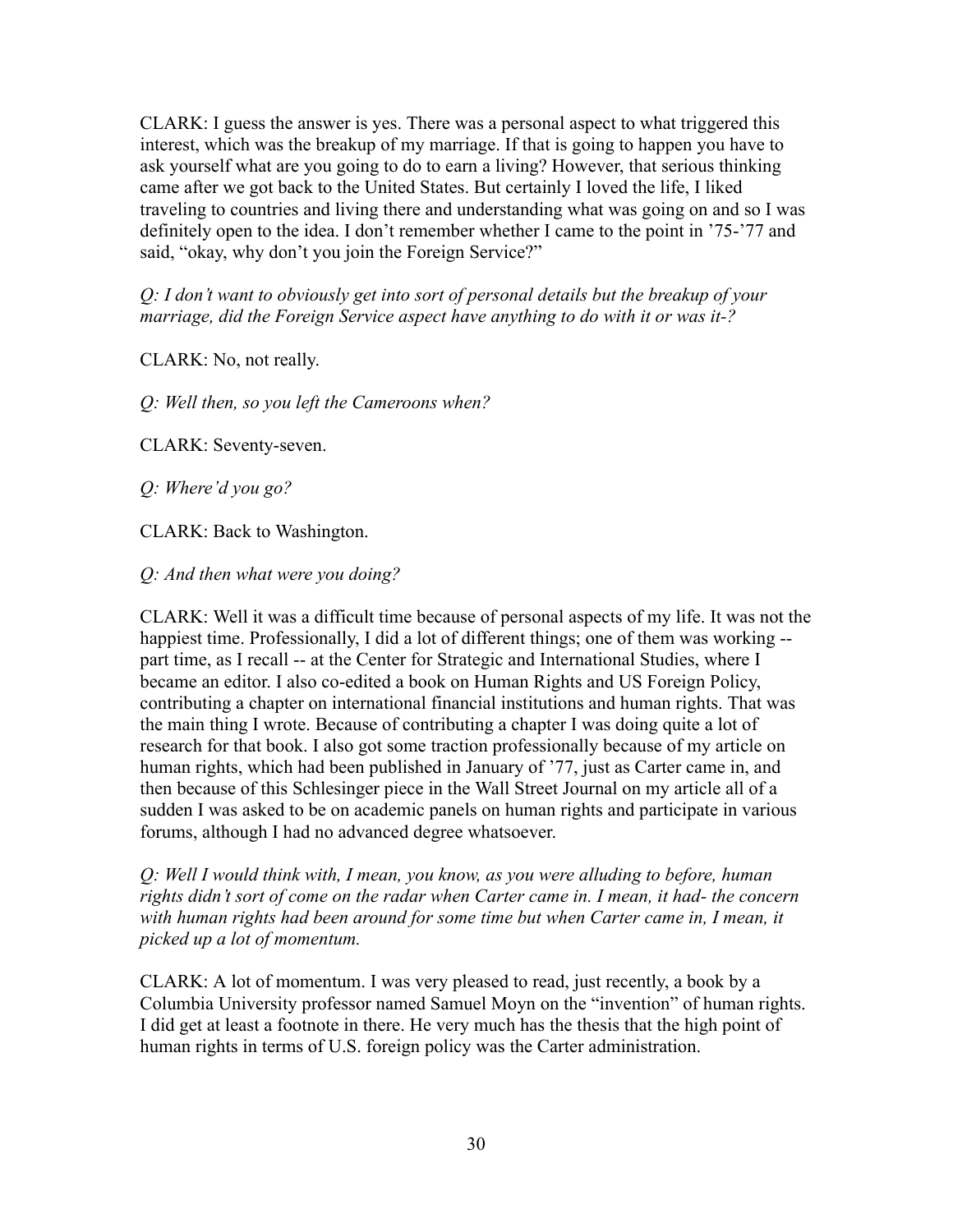CLARK: I guess the answer is yes. There was a personal aspect to what triggered this interest, which was the breakup of my marriage. If that is going to happen you have to ask yourself what are you going to do to earn a living? However, that serious thinking came after we got back to the United States. But certainly I loved the life, I liked traveling to countries and living there and understanding what was going on and so I was definitely open to the idea. I don't remember whether I came to the point in '75-'77 and said, "okay, why don't you join the Foreign Service?"

*Q: I don't want to obviously get into sort of personal details but the breakup of your marriage, did the Foreign Service aspect have anything to do with it or was it-?*

CLARK: No, not really.

*Q: Well then, so you left the Cameroons when?*

CLARK: Seventy-seven.

*Q: Where'd you go?*

CLARK: Back to Washington.

*Q: And then what were you doing?*

CLARK: Well it was a difficult time because of personal aspects of my life. It was not the happiest time. Professionally, I did a lot of different things; one of them was working -- part time, as I recall -- at the Center for Strategic and International Studies, where I became an editor. I also co-edited a book on Human Rights and US Foreign Policy, contributing a chapter on international financial institutions and human rights. That was the main thing I wrote. Because of contributing a chapter I was doing quite a lot of research for that book. I also got some traction professionally because of my article on human rights, which had been published in January of '77, just as Carter came in, and then because of this Schlesinger piece in the Wall Street Journal on my article all of a sudden I was asked to be on academic panels on human rights and participate in various forums, although I had no advanced degree whatsoever.

*Q: Well I would think with, I mean, you know, as you were alluding to before, human rights didn't sort of come on the radar when Carter came in. I mean, it had- the concern with human rights had been around for some time but when Carter came in, I mean, it picked up a lot of momentum.*

CLARK: A lot of momentum. I was very pleased to read, just recently, a book by a Columbia University professor named Samuel Moyn on the "invention" of human rights. I did get at least a footnote in there. He very much has the thesis that the high point of human rights in terms of U.S. foreign policy was the Carter administration.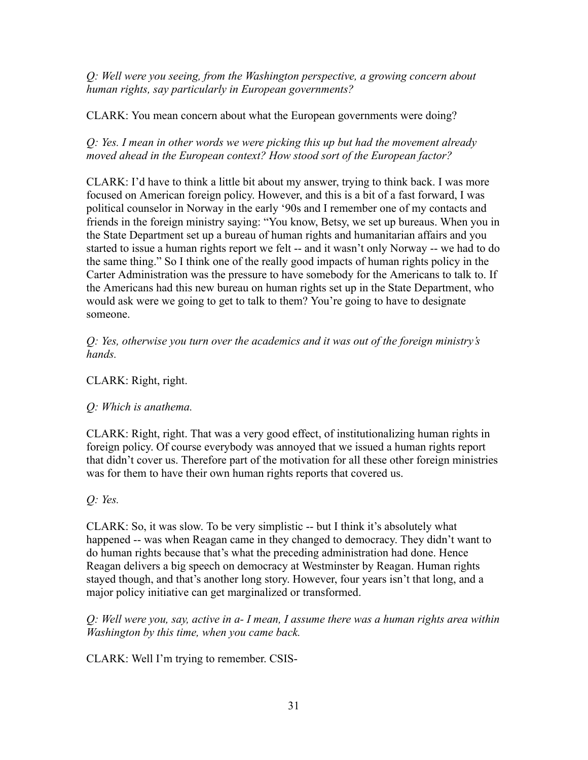*Q: Well were you seeing, from the Washington perspective, a growing concern about human rights, say particularly in European governments?*

CLARK: You mean concern about what the European governments were doing?

*Q: Yes. I mean in other words we were picking this up but had the movement already moved ahead in the European context? How stood sort of the European factor?*

CLARK: I'd have to think a little bit about my answer, trying to think back. I was more focused on American foreign policy. However, and this is a bit of a fast forward, I was political counselor in Norway in the early '90s and I remember one of my contacts and friends in the foreign ministry saying: "You know, Betsy, we set up bureaus. When you in the State Department set up a bureau of human rights and humanitarian affairs and you started to issue a human rights report we felt -- and it wasn't only Norway -- we had to do the same thing." So I think one of the really good impacts of human rights policy in the Carter Administration was the pressure to have somebody for the Americans to talk to. If the Americans had this new bureau on human rights set up in the State Department, who would ask were we going to get to talk to them? You're going to have to designate someone.

*Q: Yes, otherwise you turn over the academics and it was out of the foreign ministry's hands.*

CLARK: Right, right.

*Q: Which is anathema.*

CLARK: Right, right. That was a very good effect, of institutionalizing human rights in foreign policy. Of course everybody was annoyed that we issued a human rights report that didn't cover us. Therefore part of the motivation for all these other foreign ministries was for them to have their own human rights reports that covered us.

*Q: Yes.*

CLARK: So, it was slow. To be very simplistic -- but I think it's absolutely what happened -- was when Reagan came in they changed to democracy. They didn't want to do human rights because that's what the preceding administration had done. Hence Reagan delivers a big speech on democracy at Westminster by Reagan. Human rights stayed though, and that's another long story. However, four years isn't that long, and a major policy initiative can get marginalized or transformed.

*Q: Well were you, say, active in a- I mean, I assume there was a human rights area within Washington by this time, when you came back.*

CLARK: Well I'm trying to remember. CSIS-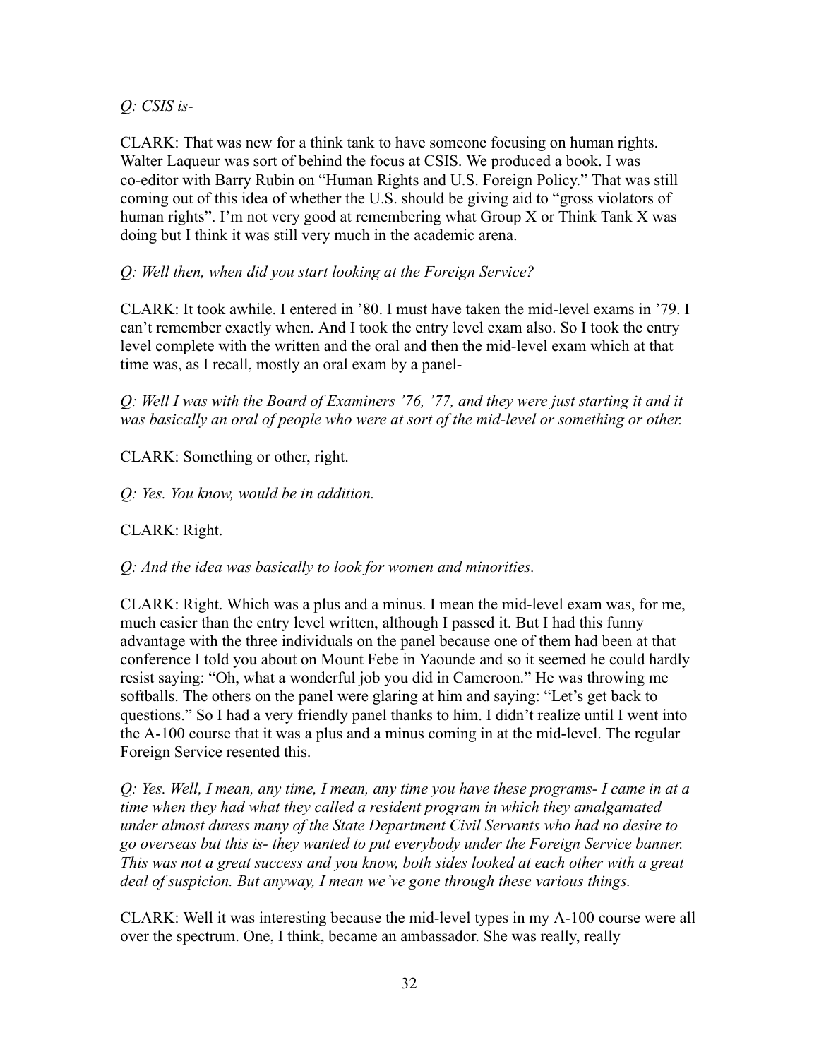*Q: CSIS is-*

CLARK: That was new for a think tank to have someone focusing on human rights. Walter Laqueur was sort of behind the focus at CSIS. We produced a book. I was co-editor with Barry Rubin on "Human Rights and U.S. Foreign Policy." That was still coming out of this idea of whether the U.S. should be giving aid to "gross violators of human rights". I'm not very good at remembering what Group X or Think Tank X was doing but I think it was still very much in the academic arena.

*Q: Well then, when did you start looking at the Foreign Service?*

CLARK: It took awhile. I entered in '80. I must have taken the mid-level exams in '79. I can't remember exactly when. And I took the entry level exam also. So I took the entry level complete with the written and the oral and then the mid-level exam which at that time was, as I recall, mostly an oral exam by a panel-

*Q: Well I was with the Board of Examiners '76, '77, and they were just starting it and it was basically an oral of people who were at sort of the mid-level or something or other.*

CLARK: Something or other, right.

*Q: Yes. You know, would be in addition.*

CLARK: Right.

*Q: And the idea was basically to look for women and minorities.*

CLARK: Right. Which was a plus and a minus. I mean the mid-level exam was, for me, much easier than the entry level written, although I passed it. But I had this funny advantage with the three individuals on the panel because one of them had been at that conference I told you about on Mount Febe in Yaounde and so it seemed he could hardly resist saying: "Oh, what a wonderful job you did in Cameroon." He was throwing me softballs. The others on the panel were glaring at him and saying: "Let's get back to questions." So I had a very friendly panel thanks to him. I didn't realize until I went into the A-100 course that it was a plus and a minus coming in at the mid-level. The regular Foreign Service resented this.

*Q: Yes. Well, I mean, any time, I mean, any time you have these programs- I came in at a time when they had what they called a resident program in which they amalgamated under almost duress many of the State Department Civil Servants who had no desire to go overseas but this is- they wanted to put everybody under the Foreign Service banner. This was not a great success and you know, both sides looked at each other with a great deal of suspicion. But anyway, I mean we've gone through these various things.*

CLARK: Well it was interesting because the mid-level types in my A-100 course were all over the spectrum. One, I think, became an ambassador. She was really, really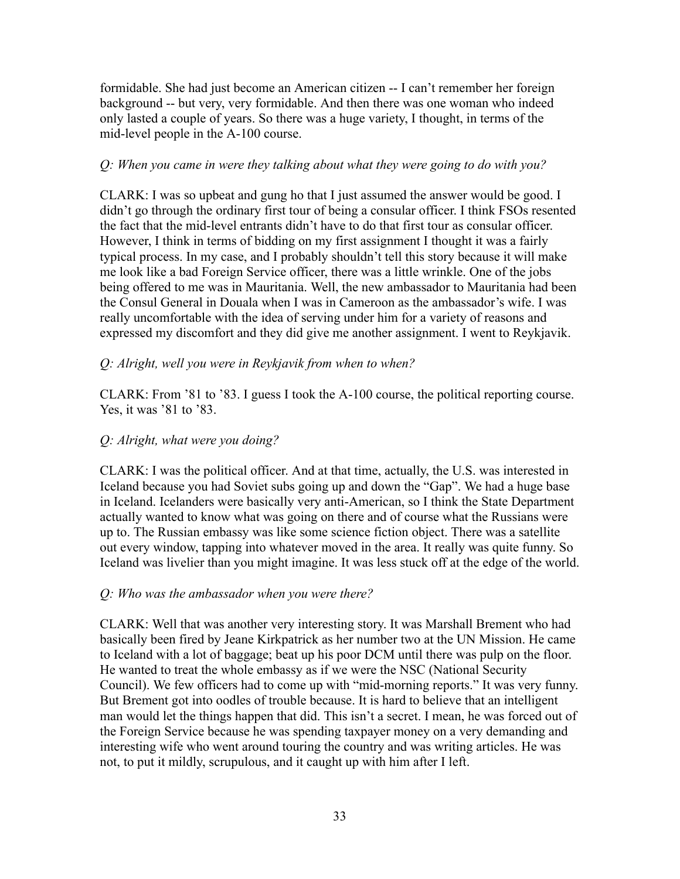formidable. She had just become an American citizen -- I can't remember her foreign background -- but very, very formidable. And then there was one woman who indeed only lasted a couple of years. So there was a huge variety, I thought, in terms of the mid-level people in the A-100 course.

*Q: When you came in were they talking about what they were going to do with you?*

CLARK: I was so upbeat and gung ho that I just assumed the answer would be good. I didn't go through the ordinary first tour of being a consular officer. I think FSOs resented the fact that the mid-level entrants didn't have to do that first tour as consular officer. However, I think in terms of bidding on my first assignment I thought it was a fairly typical process. In my case, and I probably shouldn't tell this story because it will make me look like a bad Foreign Service officer, there was a little wrinkle. One of the jobs being offered to me was in Mauritania. Well, the new ambassador to Mauritania had been the Consul General in Douala when I was in Cameroon as the ambassador's wife. I was really uncomfortable with the idea of serving under him for a variety of reasons and expressed my discomfort and they did give me another assignment. I went to Reykjavik.

*Q: Alright, well you were in Reykjavik from when to when?*

CLARK: From '81 to '83. I guess I took the A-100 course, the political reporting course. Yes, it was '81 to '83.

*Q: Alright, what were you doing?*

CLARK: I was the political officer. And at that time, actually, the U.S. was interested in Iceland because you had Soviet subs going up and down the "Gap". We had a huge base in Iceland. Icelanders were basically very anti-American, so I think the State Department actually wanted to know what was going on there and of course what the Russians were up to. The Russian embassy was like some science fiction object. There was a satellite out every window, tapping into whatever moved in the area. It really was quite funny. So Iceland was livelier than you might imagine. It was less stuck off at the edge of the world.

*Q: Who was the ambassador when you were there?*

CLARK: Well that was another very interesting story. It was Marshall Brement who had basically been fired by Jeane Kirkpatrick as her number two at the UN Mission. He came to Iceland with a lot of baggage; beat up his poor DCM until there was pulp on the floor. He wanted to treat the whole embassy as if we were the NSC (National Security Council). We few officers had to come up with "mid-morning reports." It was very funny. But Brement got into oodles of trouble because. It is hard to believe that an intelligent man would let the things happen that did. This isn't a secret. I mean, he was forced out of the Foreign Service because he was spending taxpayer money on a very demanding and interesting wife who went around touring the country and was writing articles. He was not, to put it mildly, scrupulous, and it caught up with him after I left.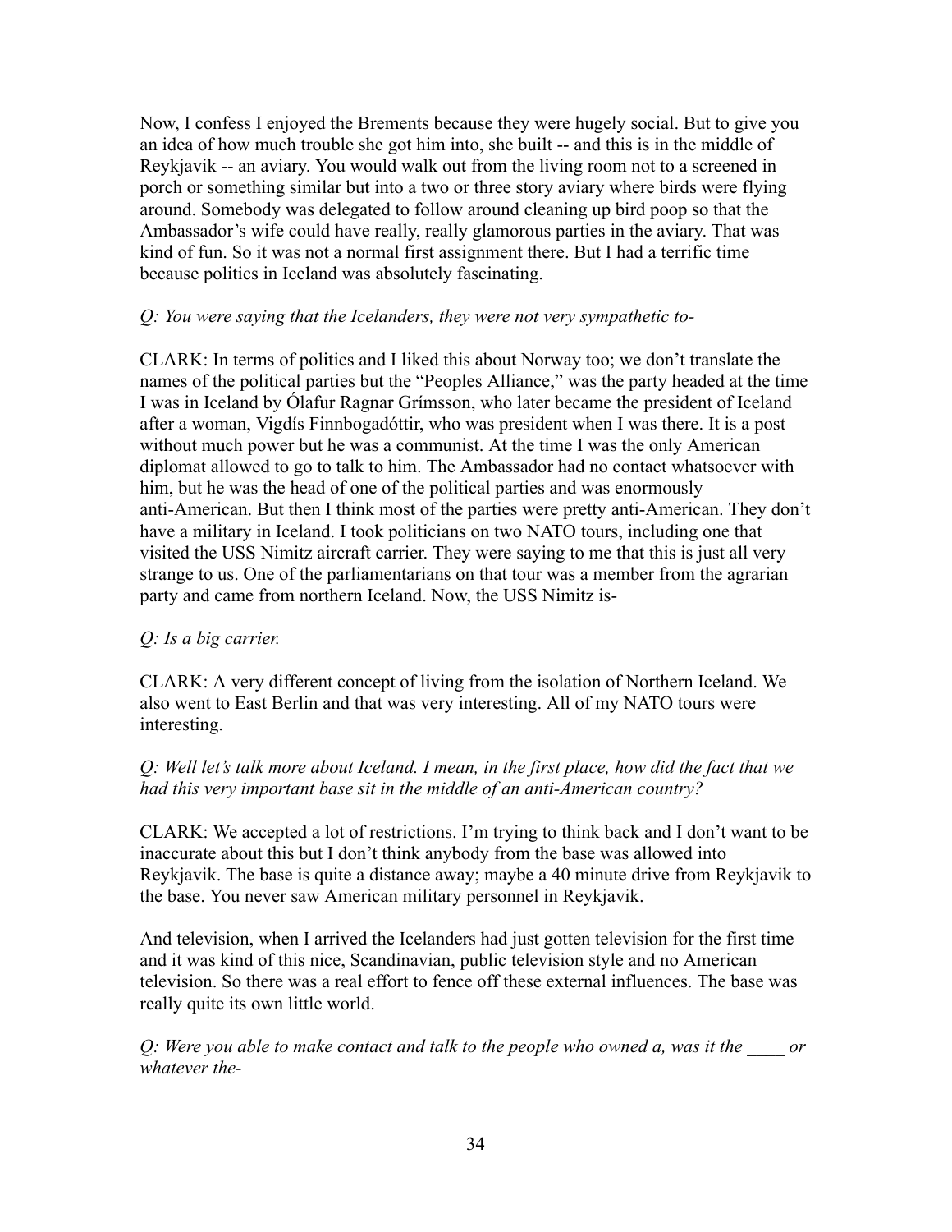Now, I confess I enjoyed the Brements because they were hugely social. But to give you an idea of how much trouble she got him into, she built -- and this is in the middle of Reykjavik -- an aviary. You would walk out from the living room not to a screened in porch or something similar but into a two or three story aviary where birds were flying around. Somebody was delegated to follow around cleaning up bird poop so that the Ambassador's wife could have really, really glamorous parties in the aviary. That was kind of fun. So it was not a normal first assignment there. But I had a terrific time because politics in Iceland was absolutely fascinating.

*Q: You were saying that the Icelanders, they were not very sympathetic to-*

CLARK: In terms of politics and I liked this about Norway too; we don't translate the names of the political parties but the "Peoples Alliance," was the party headed at the time I was in Iceland by Ólafur Ragnar Grímsson, who later became the president of Iceland after a woman, Vigdís Finnbogadóttir, who was president when I was there. It is a post without much power but he was a communist. At the time I was the only American diplomat allowed to go to talk to him. The Ambassador had no contact whatsoever with him, but he was the head of one of the political parties and was enormously anti-American. But then I think most of the parties were pretty anti-American. They don't have a military in Iceland. I took politicians on two NATO tours, including one that visited the USS Nimitz aircraft carrier. They were saying to me that this is just all very strange to us. One of the parliamentarians on that tour was a member from the agrarian party and came from northern Iceland. Now, the USS Nimitz is-

*Q: Is a big carrier.*

CLARK: A very different concept of living from the isolation of Northern Iceland. We also went to East Berlin and that was very interesting. All of my NATO tours were interesting.

*Q: Well let's talk more about Iceland. I mean, in the first place, how did the fact that we had this very important base sit in the middle of an anti-American country?*

CLARK: We accepted a lot of restrictions. I'm trying to think back and I don't want to be inaccurate about this but I don't think anybody from the base was allowed into Reykjavik. The base is quite a distance away; maybe a 40 minute drive from Reykjavik to the base. You never saw American military personnel in Reykjavik.

And television, when I arrived the Icelanders had just gotten television for the first time and it was kind of this nice, Scandinavian, public television style and no American television. So there was a real effort to fence off these external influences. The base was really quite its own little world.

*Q: Were you able to make contact and talk to the people who owned a, was it the ____ or whatever the-*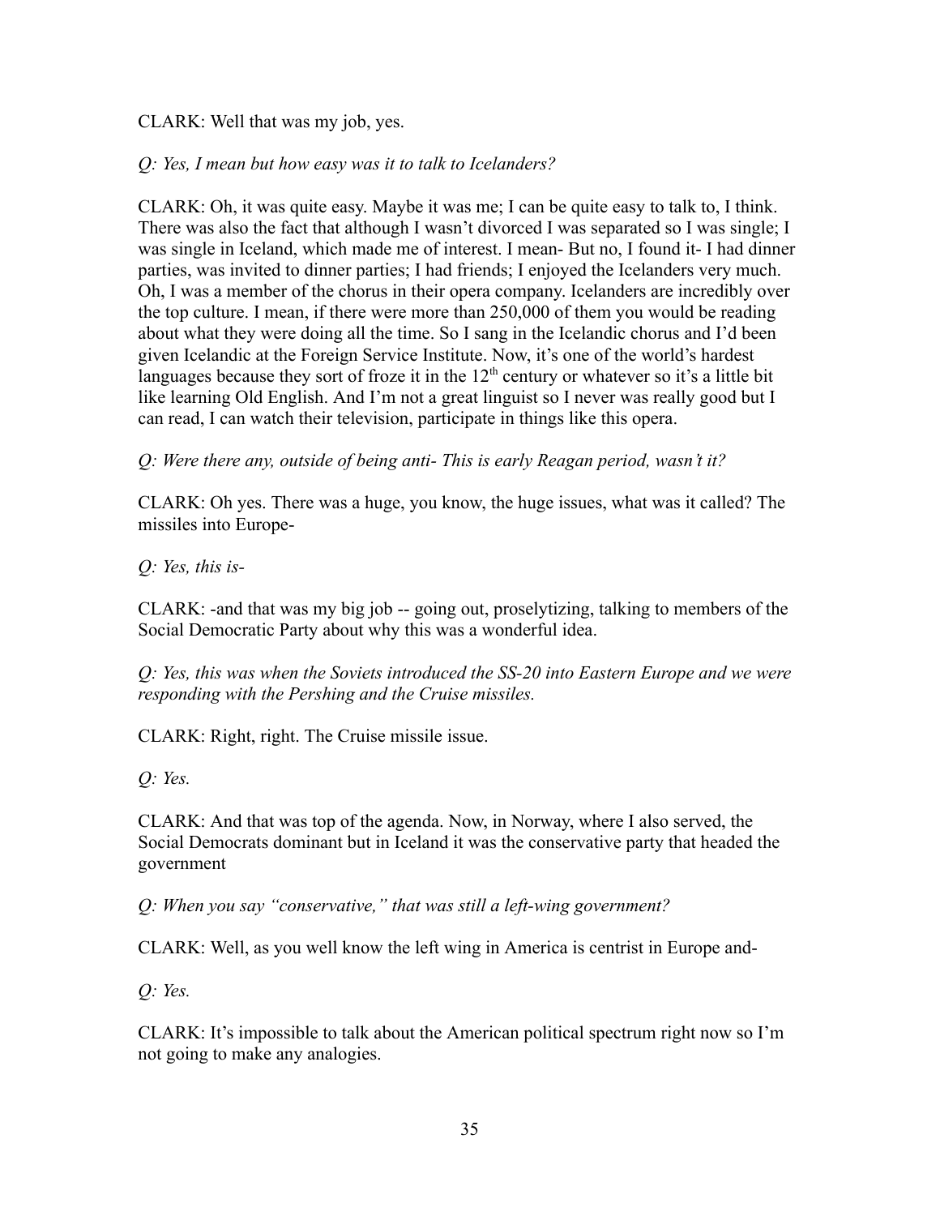CLARK: Well that was my job, yes.

*Q: Yes, I mean but how easy was it to talk to Icelanders?*

CLARK: Oh, it was quite easy. Maybe it was me; I can be quite easy to talk to, I think. There was also the fact that although I wasn't divorced I was separated so I was single; I was single in Iceland, which made me of interest. I mean- But no, I found it- I had dinner parties, was invited to dinner parties; I had friends; I enjoyed the Icelanders very much. Oh, I was a member of the chorus in their opera company. Icelanders are incredibly over the top culture. I mean, if there were more than 250,000 of them you would be reading about what they were doing all the time. So I sang in the Icelandic chorus and I'd been given Icelandic at the Foreign Service Institute. Now, it's one of the world's hardest languages because they sort of froze it in the 12th century or whatever so it's a little bit like learning Old English. And I'm not a great linguist so I never was really good but I can read, I can watch their television, participate in things like this opera.

*Q: Were there any, outside of being anti- This is early Reagan period, wasn't it?*

CLARK: Oh yes. There was a huge, you know, the huge issues, what was it called? The missiles into Europe-

*Q: Yes, this is-*

CLARK: -and that was my big job -- going out, proselytizing, talking to members of the Social Democratic Party about why this was a wonderful idea.

*Q: Yes, this was when the Soviets introduced the SS-20 into Eastern Europe and we were responding with the Pershing and the Cruise missiles.*

CLARK: Right, right. The Cruise missile issue.

*Q: Yes.*

CLARK: And that was top of the agenda. Now, in Norway, where I also served, the Social Democrats dominant but in Iceland it was the conservative party that headed the government

*Q: When you say "conservative," that was still a left-wing government?*

CLARK: Well, as you well know the left wing in America is centrist in Europe and-

*Q: Yes.*

CLARK: It's impossible to talk about the American political spectrum right now so I'm not going to make any analogies.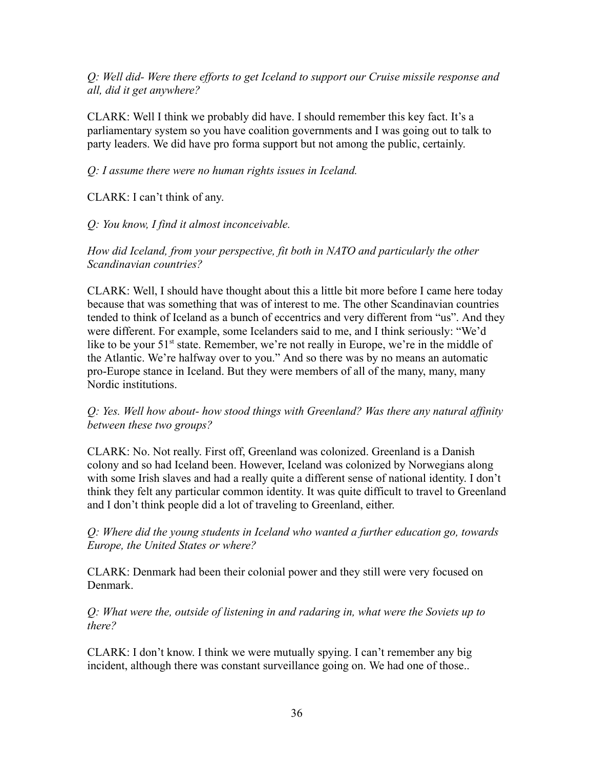*Q: Well did- Were there efforts to get Iceland to support our Cruise missile response and all, did it get anywhere?*

CLARK: Well I think we probably did have. I should remember this key fact. It's a parliamentary system so you have coalition governments and I was going out to talk to party leaders. We did have pro forma support but not among the public, certainly.

*Q: I assume there were no human rights issues in Iceland.*

CLARK: I can't think of any.

*Q: You know, I find it almost inconceivable.*

*How did Iceland, from your perspective, fit both in NATO and particularly the other Scandinavian countries?*

CLARK: Well, I should have thought about this a little bit more before I came here today because that was something that was of interest to me. The other Scandinavian countries tended to think of Iceland as a bunch of eccentrics and very different from "us". And they were different. For example, some Icelanders said to me, and I think seriously: "We'd like to be your 51st state. Remember, we're not really in Europe, we're in the middle of the Atlantic. We're halfway over to you." And so there was by no means an automatic pro-Europe stance in Iceland. But they were members of all of the many, many, many Nordic institutions.

*Q: Yes. Well how about- how stood things with Greenland? Was there any natural affinity between these two groups?*

CLARK: No. Not really. First off, Greenland was colonized. Greenland is a Danish colony and so had Iceland been. However, Iceland was colonized by Norwegians along with some Irish slaves and had a really quite a different sense of national identity. I don't think they felt any particular common identity. It was quite difficult to travel to Greenland and I don't think people did a lot of traveling to Greenland, either.

*Q: Where did the young students in Iceland who wanted a further education go, towards Europe, the United States or where?*

CLARK: Denmark had been their colonial power and they still were very focused on Denmark.

*Q: What were the, outside of listening in and radaring in, what were the Soviets up to there?*

CLARK: I don't know. I think we were mutually spying. I can't remember any big incident, although there was constant surveillance going on. We had one of those..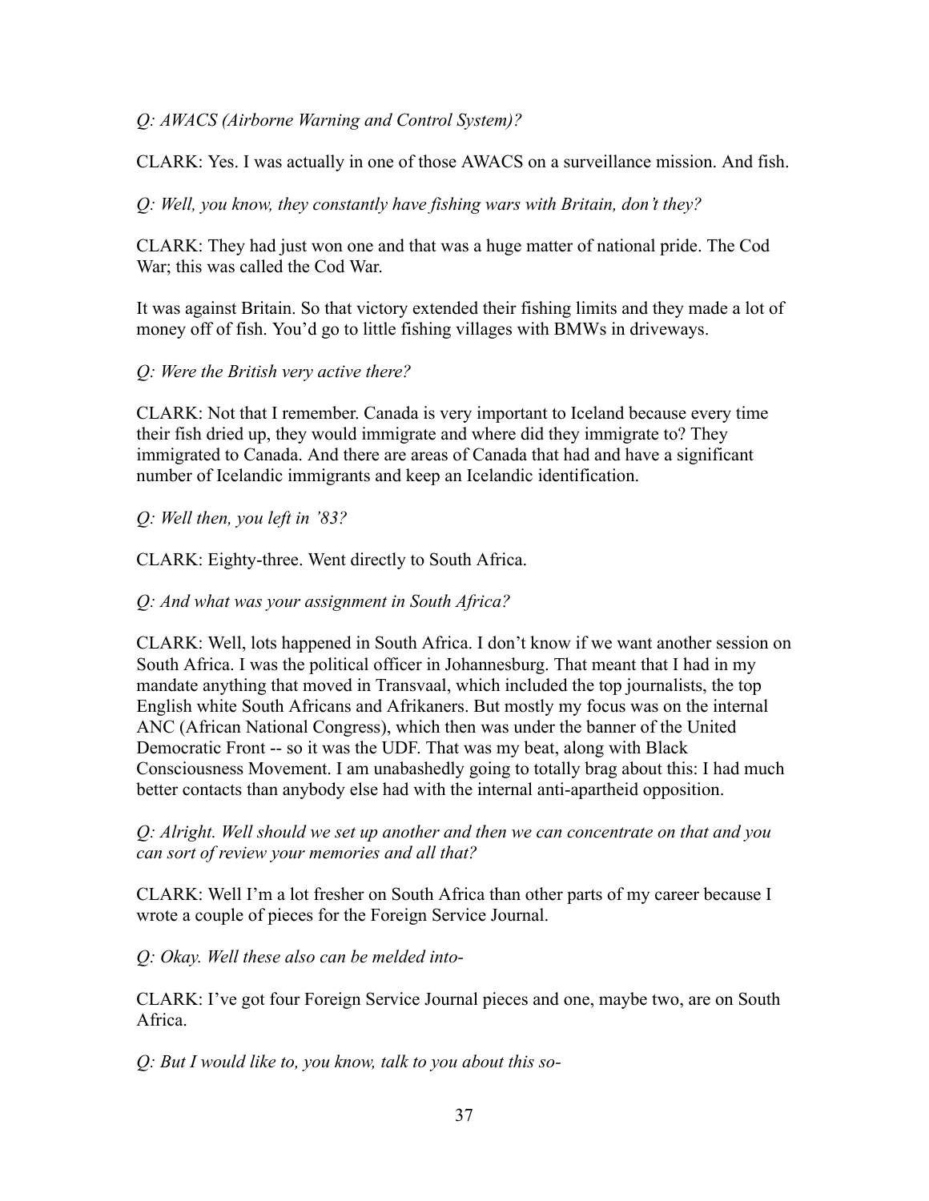*Q: AWACS (Airborne Warning and Control System)?*

CLARK: Yes. I was actually in one of those AWACS on a surveillance mission. And fish.

*Q: Well, you know, they constantly have fishing wars with Britain, don't they?*

CLARK: They had just won one and that was a huge matter of national pride. The Cod War; this was called the Cod War.

It was against Britain. So that victory extended their fishing limits and they made a lot of money off of fish. You'd go to little fishing villages with BMWs in driveways.

*Q: Were the British very active there?*

CLARK: Not that I remember. Canada is very important to Iceland because every time their fish dried up, they would immigrate and where did they immigrate to? They immigrated to Canada. And there are areas of Canada that had and have a significant number of Icelandic immigrants and keep an Icelandic identification.

*Q: Well then, you left in '83?*

CLARK: Eighty-three. Went directly to South Africa.

*Q: And what was your assignment in South Africa?*

CLARK: Well, lots happened in South Africa. I don't know if we want another session on South Africa. I was the political officer in Johannesburg. That meant that I had in my mandate anything that moved in Transvaal, which included the top journalists, the top English white South Africans and Afrikaners. But mostly my focus was on the internal ANC (African National Congress), which then was under the banner of the United Democratic Front -- so it was the UDF. That was my beat, along with Black Consciousness Movement. I am unabashedly going to totally brag about this: I had much better contacts than anybody else had with the internal anti-apartheid opposition.

*Q: Alright. Well should we set up another and then we can concentrate on that and you can sort of review your memories and all that?*

CLARK: Well I'm a lot fresher on South Africa than other parts of my career because I wrote a couple of pieces for the Foreign Service Journal.

*Q: Okay. Well these also can be melded into-*

CLARK: I've got four Foreign Service Journal pieces and one, maybe two, are on South Africa.

*Q: But I would like to, you know, talk to you about this so-*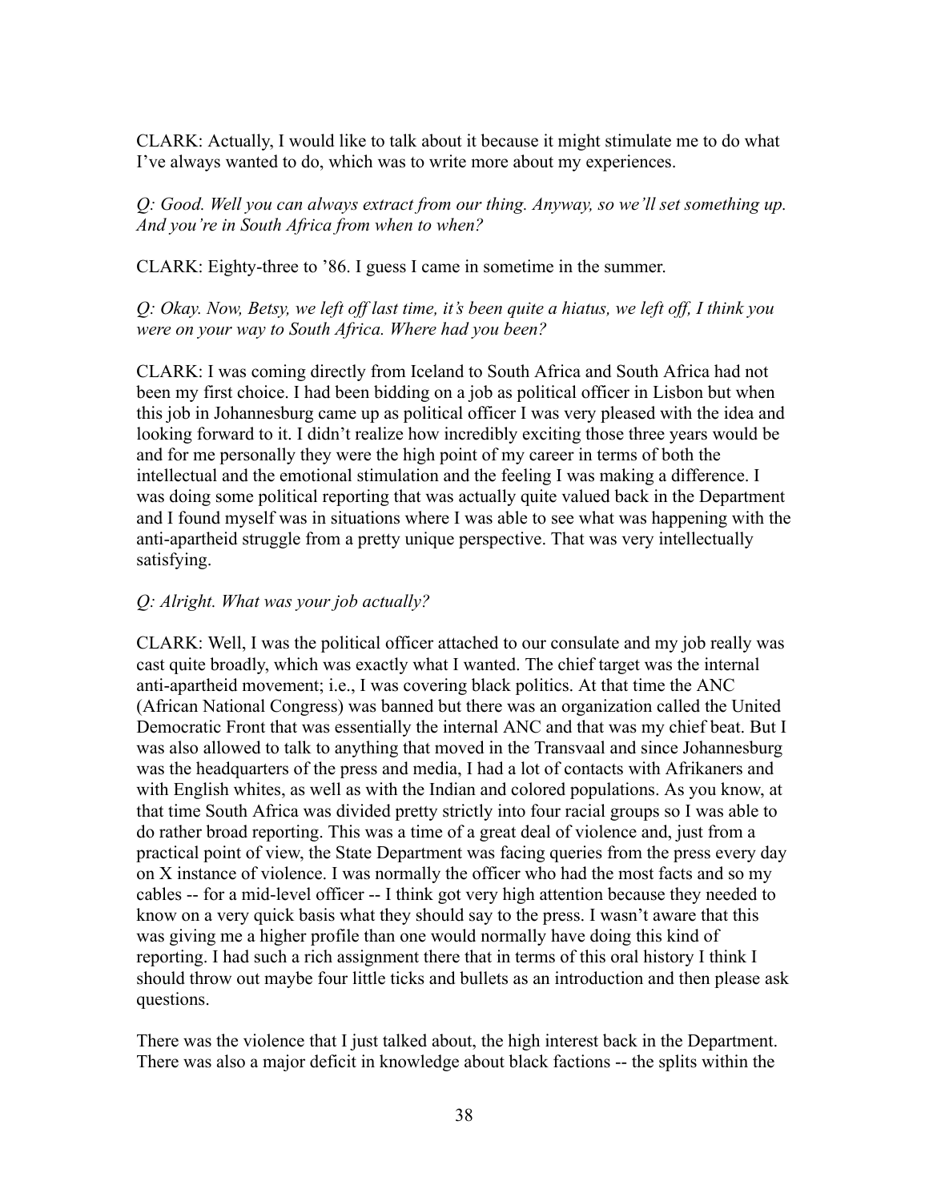CLARK: Actually, I would like to talk about it because it might stimulate me to do what I've always wanted to do, which was to write more about my experiences.

*Q: Good. Well you can always extract from our thing. Anyway, so we'll set something up. And you're in South Africa from when to when?*

CLARK: Eighty-three to '86. I guess I came in sometime in the summer.

*Q: Okay. Now, Betsy, we left off last time, it's been quite a hiatus, we left off, I think you were on your way to South Africa. Where had you been?*

CLARK: I was coming directly from Iceland to South Africa and South Africa had not been my first choice. I had been bidding on a job as political officer in Lisbon but when this job in Johannesburg came up as political officer I was very pleased with the idea and looking forward to it. I didn't realize how incredibly exciting those three years would be and for me personally they were the high point of my career in terms of both the intellectual and the emotional stimulation and the feeling I was making a difference. I was doing some political reporting that was actually quite valued back in the Department and I found myself was in situations where I was able to see what was happening with the anti-apartheid struggle from a pretty unique perspective. That was very intellectually satisfying.

*Q: Alright. What was your job actually?*

CLARK: Well, I was the political officer attached to our consulate and my job really was cast quite broadly, which was exactly what I wanted. The chief target was the internal anti-apartheid movement; i.e., I was covering black politics. At that time the ANC (African National Congress) was banned but there was an organization called the United Democratic Front that was essentially the internal ANC and that was my chief beat. But I was also allowed to talk to anything that moved in the Transvaal and since Johannesburg was the headquarters of the press and media, I had a lot of contacts with Afrikaners and with English whites, as well as with the Indian and colored populations. As you know, at that time South Africa was divided pretty strictly into four racial groups so I was able to do rather broad reporting. This was a time of a great deal of violence and, just from a practical point of view, the State Department was facing queries from the press every day on X instance of violence. I was normally the officer who had the most facts and so my cables -- for a mid-level officer -- I think got very high attention because they needed to know on a very quick basis what they should say to the press. I wasn't aware that this was giving me a higher profile than one would normally have doing this kind of reporting. I had such a rich assignment there that in terms of this oral history I think I should throw out maybe four little ticks and bullets as an introduction and then please ask questions.

There was the violence that I just talked about, the high interest back in the Department. There was also a major deficit in knowledge about black factions -- the splits within the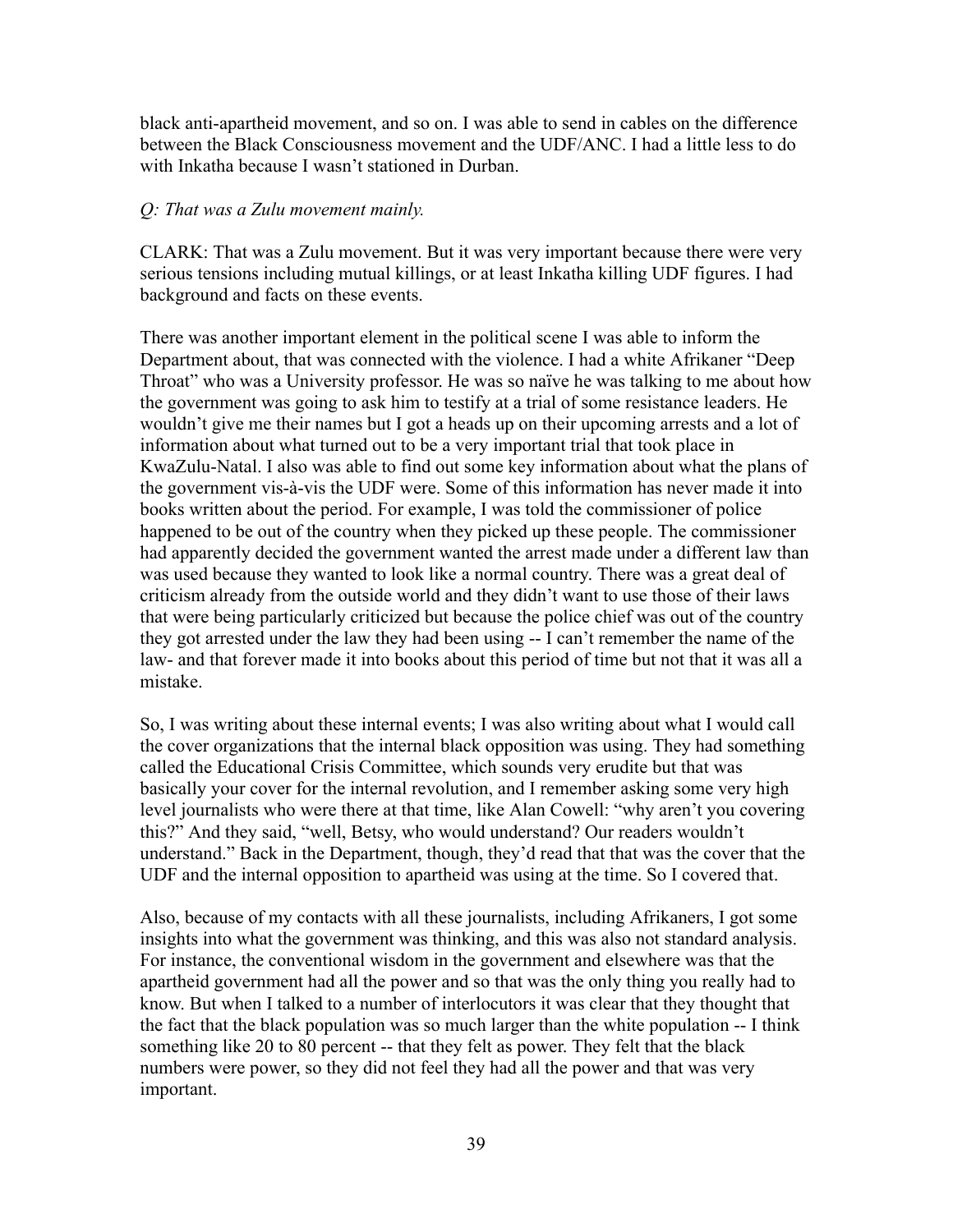black anti-apartheid movement, and so on. I was able to send in cables on the difference between the Black Consciousness movement and the UDF/ANC. I had a little less to do with Inkatha because I wasn't stationed in Durban.

*Q: That was a Zulu movement mainly.*

CLARK: That was a Zulu movement. But it was very important because there were very serious tensions including mutual killings, or at least Inkatha killing UDF figures. I had background and facts on these events.

There was another important element in the political scene I was able to inform the Department about, that was connected with the violence. I had a white Afrikaner "Deep Throat" who was a University professor. He was so naïve he was talking to me about how the government was going to ask him to testify at a trial of some resistance leaders. He wouldn't give me their names but I got a heads up on their upcoming arrests and a lot of information about what turned out to be a very important trial that took place in KwaZulu-Natal. I also was able to find out some key information about what the plans of the government vis-à-vis the UDF were. Some of this information has never made it into books written about the period. For example, I was told the commissioner of police happened to be out of the country when they picked up these people. The commissioner had apparently decided the government wanted the arrest made under a different law than was used because they wanted to look like a normal country. There was a great deal of criticism already from the outside world and they didn't want to use those of their laws that were being particularly criticized but because the police chief was out of the country they got arrested under the law they had been using -- I can't remember the name of the law- and that forever made it into books about this period of time but not that it was all a mistake.

So, I was writing about these internal events; I was also writing about what I would call the cover organizations that the internal black opposition was using. They had something called the Educational Crisis Committee, which sounds very erudite but that was basically your cover for the internal revolution, and I remember asking some very high level journalists who were there at that time, like Alan Cowell: "why aren't you covering this?" And they said, "well, Betsy, who would understand? Our readers wouldn't understand." Back in the Department, though, they'd read that that was the cover that the UDF and the internal opposition to apartheid was using at the time. So I covered that.

Also, because of my contacts with all these journalists, including Afrikaners, I got some insights into what the government was thinking, and this was also not standard analysis. For instance, the conventional wisdom in the government and elsewhere was that the apartheid government had all the power and so that was the only thing you really had to know. But when I talked to a number of interlocutors it was clear that they thought that the fact that the black population was so much larger than the white population -- I think something like 20 to 80 percent -- that they felt as power. They felt that the black numbers were power, so they did not feel they had all the power and that was very important.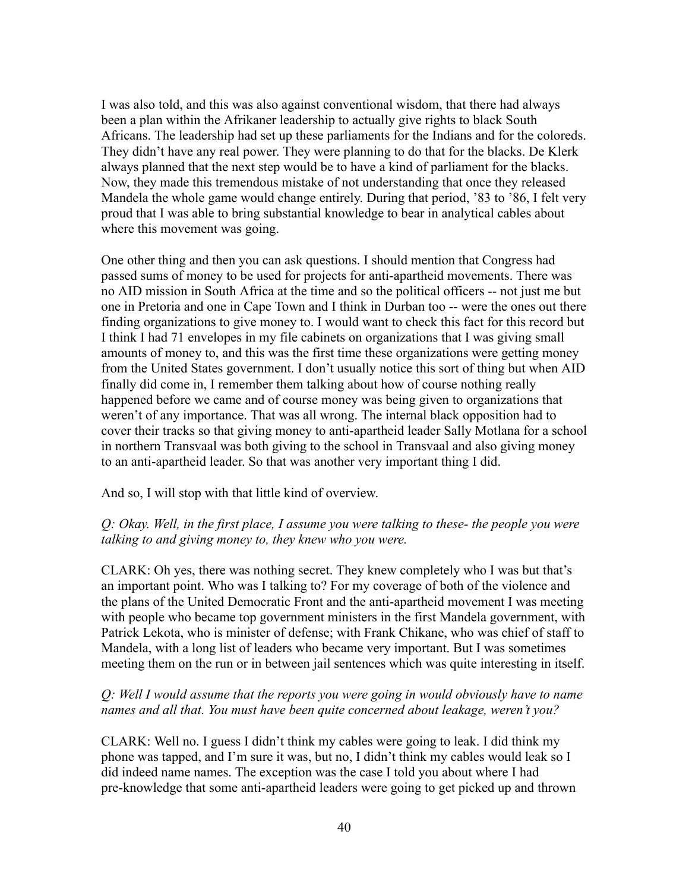I was also told, and this was also against conventional wisdom, that there had always been a plan within the Afrikaner leadership to actually give rights to black South Africans. The leadership had set up these parliaments for the Indians and for the coloreds. They didn't have any real power. They were planning to do that for the blacks. De Klerk always planned that the next step would be to have a kind of parliament for the blacks. Now, they made this tremendous mistake of not understanding that once they released Mandela the whole game would change entirely. During that period, '83 to '86, I felt very proud that I was able to bring substantial knowledge to bear in analytical cables about where this movement was going.

One other thing and then you can ask questions. I should mention that Congress had passed sums of money to be used for projects for anti-apartheid movements. There was no AID mission in South Africa at the time and so the political officers -- not just me but one in Pretoria and one in Cape Town and I think in Durban too -- were the ones out there finding organizations to give money to. I would want to check this fact for this record but I think I had 71 envelopes in my file cabinets on organizations that I was giving small amounts of money to, and this was the first time these organizations were getting money from the United States government. I don't usually notice this sort of thing but when AID finally did come in, I remember them talking about how of course nothing really happened before we came and of course money was being given to organizations that weren't of any importance. That was all wrong. The internal black opposition had to cover their tracks so that giving money to anti-apartheid leader Sally Motlana for a school in northern Transvaal was both giving to the school in Transvaal and also giving money to an anti-apartheid leader. So that was another very important thing I did.

And so, I will stop with that little kind of overview.

*Q: Okay. Well, in the first place, I assume you were talking to these- the people you were talking to and giving money to, they knew who you were.*

CLARK: Oh yes, there was nothing secret. They knew completely who I was but that's an important point. Who was I talking to? For my coverage of both of the violence and the plans of the United Democratic Front and the anti-apartheid movement I was meeting with people who became top government ministers in the first Mandela government, with Patrick Lekota, who is minister of defense; with Frank Chikane, who was chief of staff to Mandela, with a long list of leaders who became very important. But I was sometimes meeting them on the run or in between jail sentences which was quite interesting in itself.

*Q: Well I would assume that the reports you were going in would obviously have to name names and all that. You must have been quite concerned about leakage, weren't you?*

CLARK: Well no. I guess I didn't think my cables were going to leak. I did think my phone was tapped, and I'm sure it was, but no, I didn't think my cables would leak so I did indeed name names. The exception was the case I told you about where I had pre-knowledge that some anti-apartheid leaders were going to get picked up and thrown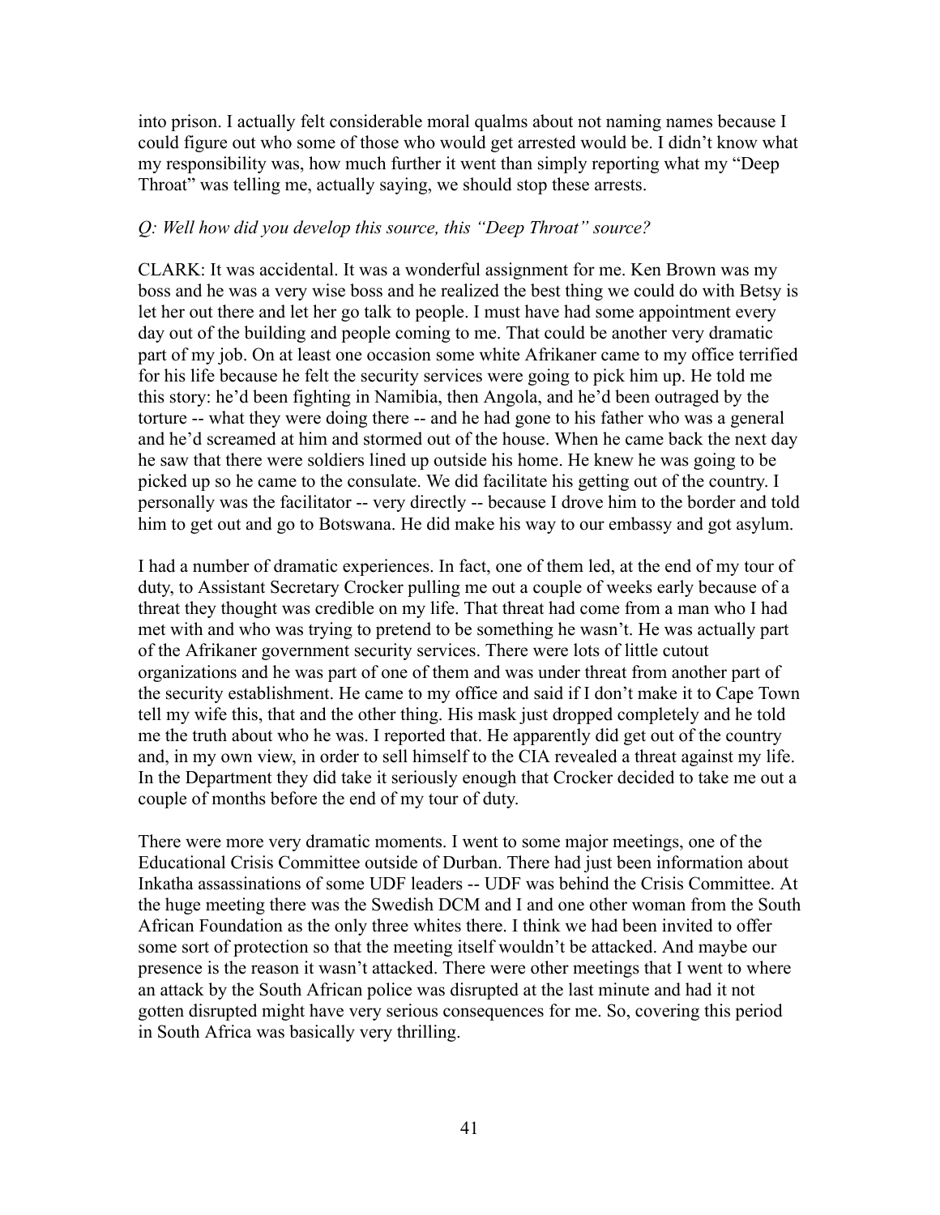into prison. I actually felt considerable moral qualms about not naming names because I could figure out who some of those who would get arrested would be. I didn't know what my responsibility was, how much further it went than simply reporting what my "Deep Throat" was telling me, actually saying, we should stop these arrests.

*Q: Well how did you develop this source, this "Deep Throat" source?*

CLARK: It was accidental. It was a wonderful assignment for me. Ken Brown was my boss and he was a very wise boss and he realized the best thing we could do with Betsy is let her out there and let her go talk to people. I must have had some appointment every day out of the building and people coming to me. That could be another very dramatic part of my job. On at least one occasion some white Afrikaner came to my office terrified for his life because he felt the security services were going to pick him up. He told me this story: he'd been fighting in Namibia, then Angola, and he'd been outraged by the torture -- what they were doing there -- and he had gone to his father who was a general and he'd screamed at him and stormed out of the house. When he came back the next day he saw that there were soldiers lined up outside his home. He knew he was going to be picked up so he came to the consulate. We did facilitate his getting out of the country. I personally was the facilitator -- very directly -- because I drove him to the border and told him to get out and go to Botswana. He did make his way to our embassy and got asylum.

I had a number of dramatic experiences. In fact, one of them led, at the end of my tour of duty, to Assistant Secretary Crocker pulling me out a couple of weeks early because of a threat they thought was credible on my life. That threat had come from a man who I had met with and who was trying to pretend to be something he wasn't. He was actually part of the Afrikaner government security services. There were lots of little cutout organizations and he was part of one of them and was under threat from another part of the security establishment. He came to my office and said if I don't make it to Cape Town tell my wife this, that and the other thing. His mask just dropped completely and he told me the truth about who he was. I reported that. He apparently did get out of the country and, in my own view, in order to sell himself to the CIA revealed a threat against my life. In the Department they did take it seriously enough that Crocker decided to take me out a couple of months before the end of my tour of duty.

There were more very dramatic moments. I went to some major meetings, one of the Educational Crisis Committee outside of Durban. There had just been information about Inkatha assassinations of some UDF leaders -- UDF was behind the Crisis Committee. At the huge meeting there was the Swedish DCM and I and one other woman from the South African Foundation as the only three whites there. I think we had been invited to offer some sort of protection so that the meeting itself wouldn't be attacked. And maybe our presence is the reason it wasn't attacked. There were other meetings that I went to where an attack by the South African police was disrupted at the last minute and had it not gotten disrupted might have very serious consequences for me. So, covering this period in South Africa was basically very thrilling.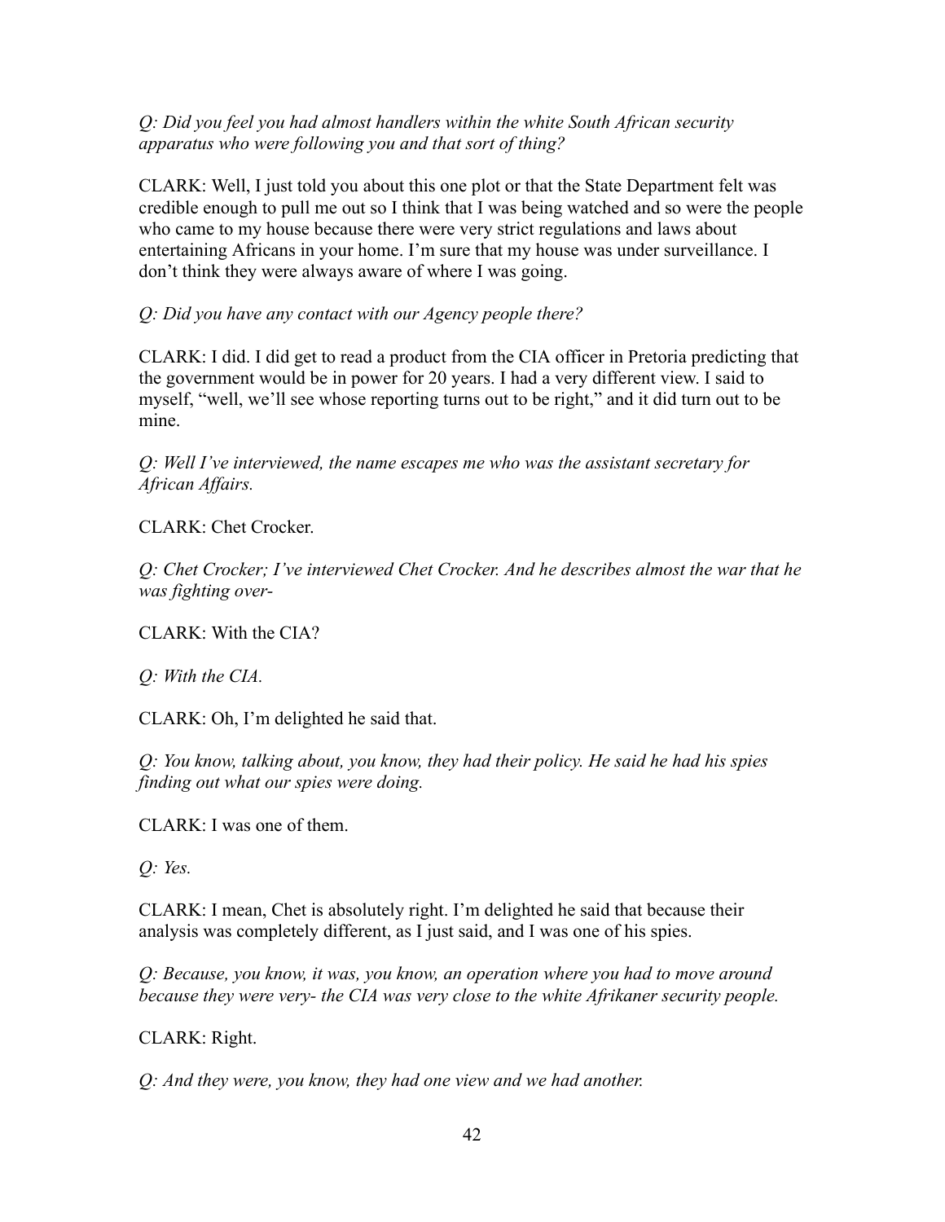*Q: Did you feel you had almost handlers within the white South African security apparatus who were following you and that sort of thing?*

CLARK: Well, I just told you about this one plot or that the State Department felt was credible enough to pull me out so I think that I was being watched and so were the people who came to my house because there were very strict regulations and laws about entertaining Africans in your home. I'm sure that my house was under surveillance. I don't think they were always aware of where I was going.

*Q: Did you have any contact with our Agency people there?*

CLARK: I did. I did get to read a product from the CIA officer in Pretoria predicting that the government would be in power for 20 years. I had a very different view. I said to myself, "well, we'll see whose reporting turns out to be right," and it did turn out to be mine.

*Q: Well I've interviewed, the name escapes me who was the assistant secretary for African Affairs.*

CLARK: Chet Crocker.

*Q: Chet Crocker; I've interviewed Chet Crocker. And he describes almost the war that he was fighting over-*

CLARK: With the CIA?

*Q: With the CIA.*

CLARK: Oh, I'm delighted he said that.

*Q: You know, talking about, you know, they had their policy. He said he had his spies finding out what our spies were doing.*

CLARK: I was one of them.

*Q: Yes.*

CLARK: I mean, Chet is absolutely right. I'm delighted he said that because their analysis was completely different, as I just said, and I was one of his spies.

*Q: Because, you know, it was, you know, an operation where you had to move around because they were very- the CIA was very close to the white Afrikaner security people.*

CLARK: Right.

*Q: And they were, you know, they had one view and we had another.*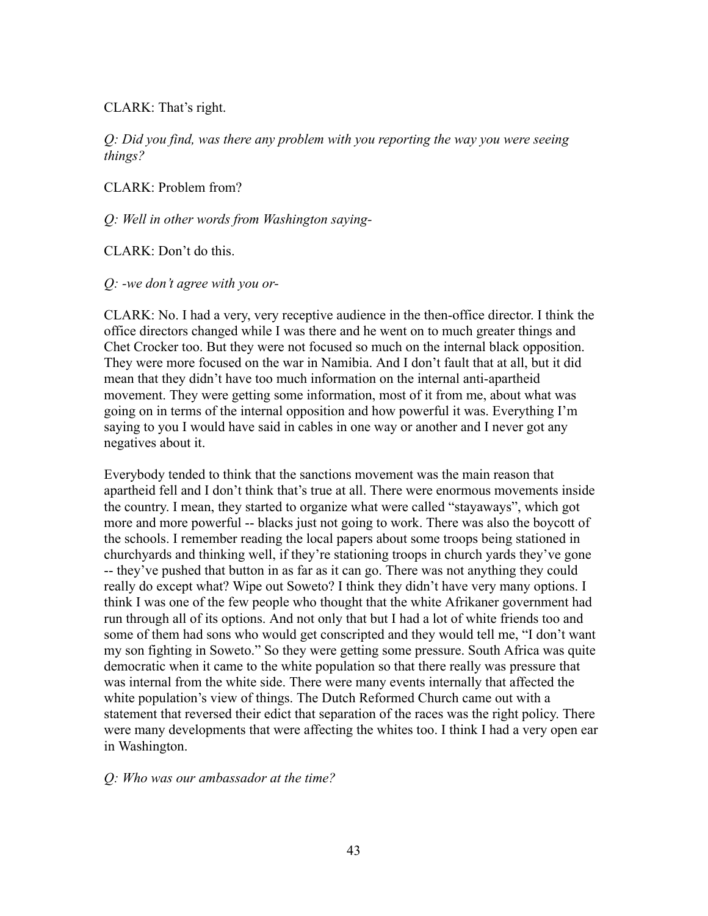CLARK: That's right.

*Q: Did you find, was there any problem with you reporting the way you were seeing things?*

CLARK: Problem from?

*Q: Well in other words from Washington saying-*

CLARK: Don't do this.

*Q: -we don't agree with you or-*

CLARK: No. I had a very, very receptive audience in the then-office director. I think the office directors changed while I was there and he went on to much greater things and Chet Crocker too. But they were not focused so much on the internal black opposition. They were more focused on the war in Namibia. And I don't fault that at all, but it did mean that they didn't have too much information on the internal anti-apartheid movement. They were getting some information, most of it from me, about what was going on in terms of the internal opposition and how powerful it was. Everything I'm saying to you I would have said in cables in one way or another and I never got any negatives about it.

Everybody tended to think that the sanctions movement was the main reason that apartheid fell and I don't think that's true at all. There were enormous movements inside the country. I mean, they started to organize what were called "stayaways", which got more and more powerful -- blacks just not going to work. There was also the boycott of the schools. I remember reading the local papers about some troops being stationed in churchyards and thinking well, if they're stationing troops in church yards they've gone -- they've pushed that button in as far as it can go. There was not anything they could really do except what? Wipe out Soweto? I think they didn't have very many options. I think I was one of the few people who thought that the white Afrikaner government had run through all of its options. And not only that but I had a lot of white friends too and some of them had sons who would get conscripted and they would tell me, "I don't want my son fighting in Soweto." So they were getting some pressure. South Africa was quite democratic when it came to the white population so that there really was pressure that was internal from the white side. There were many events internally that affected the white population's view of things. The Dutch Reformed Church came out with a statement that reversed their edict that separation of the races was the right policy. There were many developments that were affecting the whites too. I think I had a very open ear in Washington.

*Q: Who was our ambassador at the time?*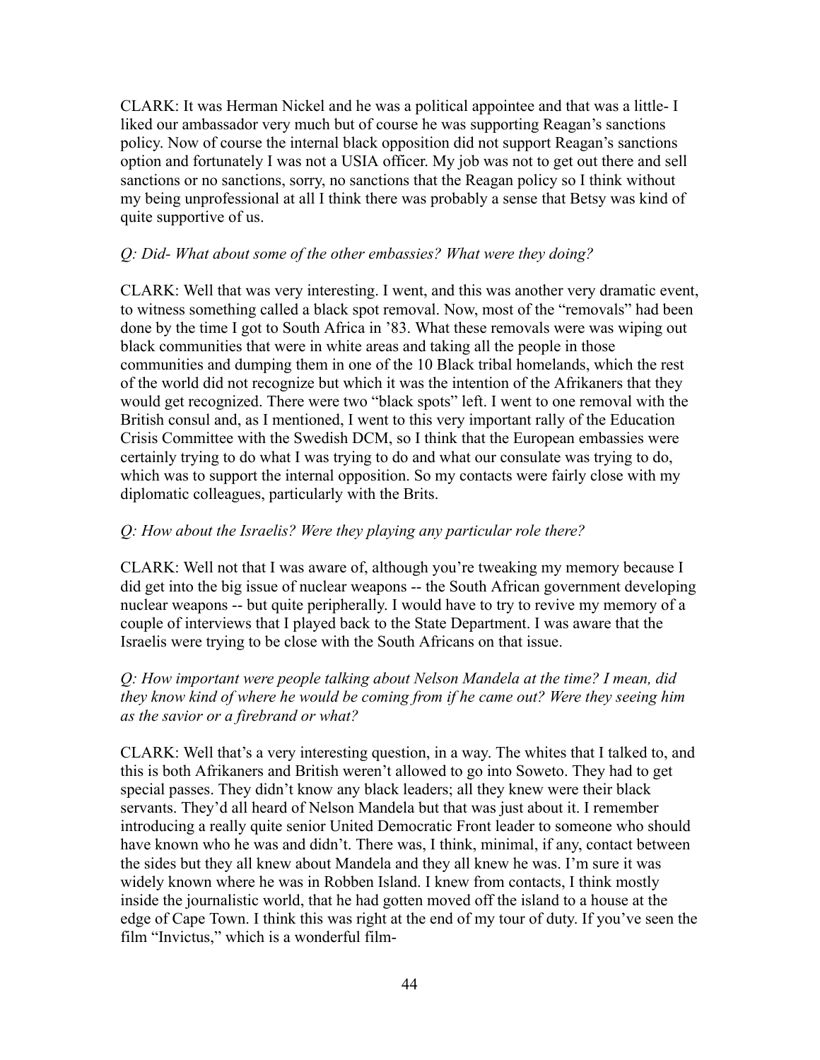CLARK: It was Herman Nickel and he was a political appointee and that was a little- I liked our ambassador very much but of course he was supporting Reagan's sanctions policy. Now of course the internal black opposition did not support Reagan's sanctions option and fortunately I was not a USIA officer. My job was not to get out there and sell sanctions or no sanctions, sorry, no sanctions that the Reagan policy so I think without my being unprofessional at all I think there was probably a sense that Betsy was kind of quite supportive of us.

*Q: Did- What about some of the other embassies? What were they doing?*

CLARK: Well that was very interesting. I went, and this was another very dramatic event, to witness something called a black spot removal. Now, most of the "removals" had been done by the time I got to South Africa in '83. What these removals were was wiping out black communities that were in white areas and taking all the people in those communities and dumping them in one of the 10 Black tribal homelands, which the rest of the world did not recognize but which it was the intention of the Afrikaners that they would get recognized. There were two "black spots" left. I went to one removal with the British consul and, as I mentioned, I went to this very important rally of the Education Crisis Committee with the Swedish DCM, so I think that the European embassies were certainly trying to do what I was trying to do and what our consulate was trying to do, which was to support the internal opposition. So my contacts were fairly close with my diplomatic colleagues, particularly with the Brits.

*Q: How about the Israelis? Were they playing any particular role there?*

CLARK: Well not that I was aware of, although you're tweaking my memory because I did get into the big issue of nuclear weapons -- the South African government developing nuclear weapons -- but quite peripherally. I would have to try to revive my memory of a couple of interviews that I played back to the State Department. I was aware that the Israelis were trying to be close with the South Africans on that issue.

*Q: How important were people talking about Nelson Mandela at the time? I mean, did they know kind of where he would be coming from if he came out? Were they seeing him as the savior or a firebrand or what?*

CLARK: Well that's a very interesting question, in a way. The whites that I talked to, and this is both Afrikaners and British weren't allowed to go into Soweto. They had to get special passes. They didn't know any black leaders; all they knew were their black servants. They'd all heard of Nelson Mandela but that was just about it. I remember introducing a really quite senior United Democratic Front leader to someone who should have known who he was and didn't. There was, I think, minimal, if any, contact between the sides but they all knew about Mandela and they all knew he was. I'm sure it was widely known where he was in Robben Island. I knew from contacts, I think mostly inside the journalistic world, that he had gotten moved off the island to a house at the edge of Cape Town. I think this was right at the end of my tour of duty. If you've seen the film "Invictus," which is a wonderful film-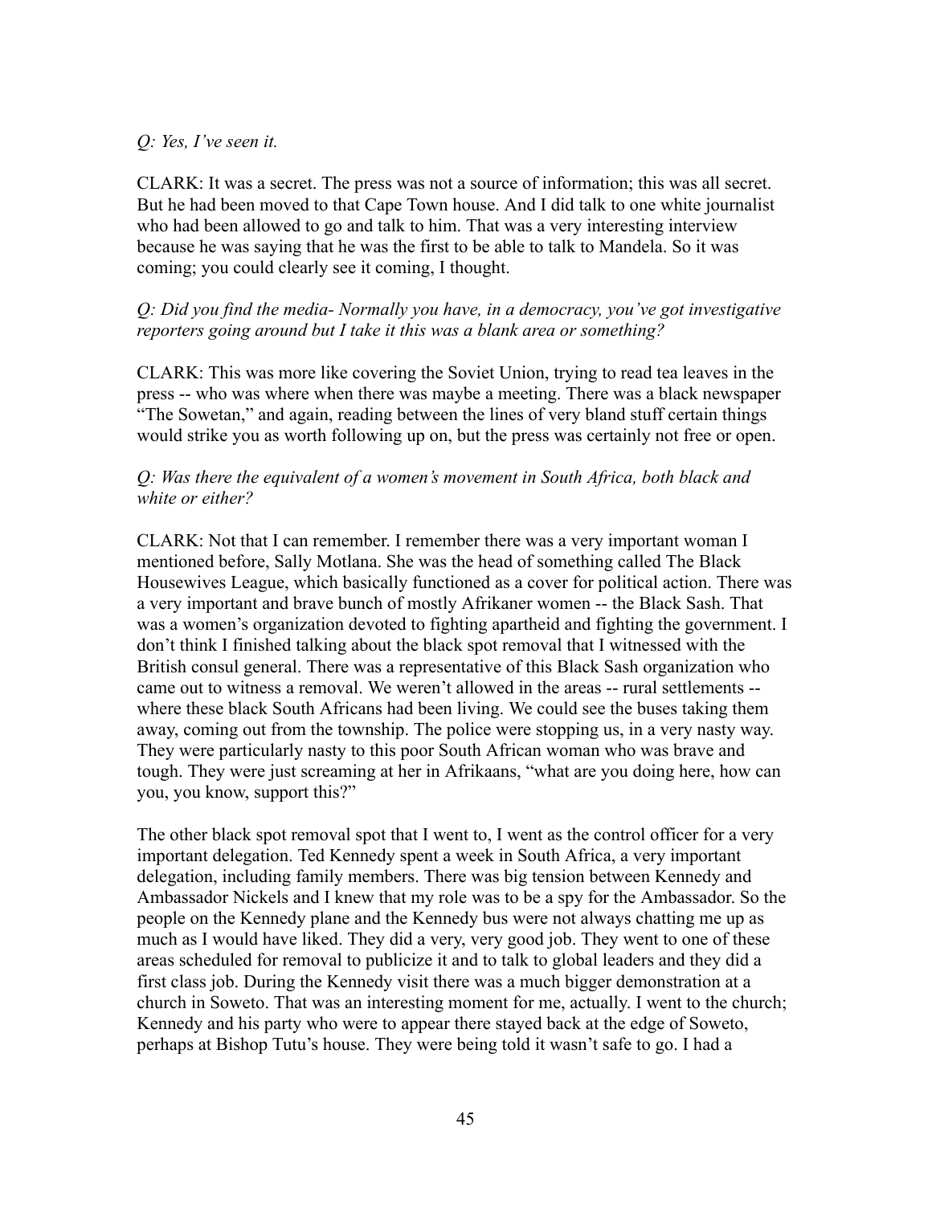*Q: Yes, I've seen it.*

CLARK: It was a secret. The press was not a source of information; this was all secret. But he had been moved to that Cape Town house. And I did talk to one white journalist who had been allowed to go and talk to him. That was a very interesting interview because he was saying that he was the first to be able to talk to Mandela. So it was coming; you could clearly see it coming, I thought.

*Q: Did you find the media- Normally you have, in a democracy, you've got investigative reporters going around but I take it this was a blank area or something?*

CLARK: This was more like covering the Soviet Union, trying to read tea leaves in the press -- who was where when there was maybe a meeting. There was a black newspaper "The Sowetan," and again, reading between the lines of very bland stuff certain things would strike you as worth following up on, but the press was certainly not free or open.

*Q: Was there the equivalent of a women's movement in South Africa, both black and white or either?*

CLARK: Not that I can remember. I remember there was a very important woman I mentioned before, Sally Motlana. She was the head of something called The Black Housewives League, which basically functioned as a cover for political action. There was a very important and brave bunch of mostly Afrikaner women -- the Black Sash. That was a women's organization devoted to fighting apartheid and fighting the government. I don't think I finished talking about the black spot removal that I witnessed with the British consul general. There was a representative of this Black Sash organization who came out to witness a removal. We weren't allowed in the areas -- rural settlements -- where these black South Africans had been living. We could see the buses taking them away, coming out from the township. The police were stopping us, in a very nasty way. They were particularly nasty to this poor South African woman who was brave and tough. They were just screaming at her in Afrikaans, "what are you doing here, how can you, you know, support this?"

The other black spot removal spot that I went to, I went as the control officer for a very important delegation. Ted Kennedy spent a week in South Africa, a very important delegation, including family members. There was big tension between Kennedy and Ambassador Nickels and I knew that my role was to be a spy for the Ambassador. So the people on the Kennedy plane and the Kennedy bus were not always chatting me up as much as I would have liked. They did a very, very good job. They went to one of these areas scheduled for removal to publicize it and to talk to global leaders and they did a first class job. During the Kennedy visit there was a much bigger demonstration at a church in Soweto. That was an interesting moment for me, actually. I went to the church; Kennedy and his party who were to appear there stayed back at the edge of Soweto, perhaps at Bishop Tutu's house. They were being told it wasn't safe to go. I had a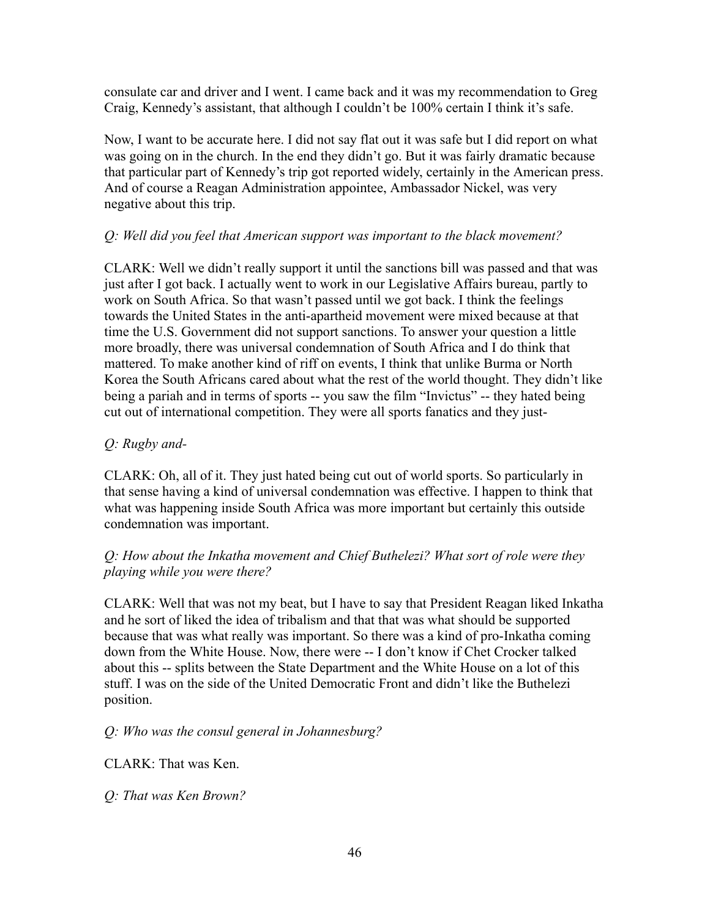consulate car and driver and I went. I came back and it was my recommendation to Greg Craig, Kennedy's assistant, that although I couldn't be 100% certain I think it's safe.

Now, I want to be accurate here. I did not say flat out it was safe but I did report on what was going on in the church. In the end they didn't go. But it was fairly dramatic because that particular part of Kennedy's trip got reported widely, certainly in the American press. And of course a Reagan Administration appointee, Ambassador Nickel, was very negative about this trip.

*Q: Well did you feel that American support was important to the black movement?*

CLARK: Well we didn't really support it until the sanctions bill was passed and that was just after I got back. I actually went to work in our Legislative Affairs bureau, partly to work on South Africa. So that wasn't passed until we got back. I think the feelings towards the United States in the anti-apartheid movement were mixed because at that time the U.S. Government did not support sanctions. To answer your question a little more broadly, there was universal condemnation of South Africa and I do think that mattered. To make another kind of riff on events, I think that unlike Burma or North Korea the South Africans cared about what the rest of the world thought. They didn't like being a pariah and in terms of sports -- you saw the film "Invictus" -- they hated being cut out of international competition. They were all sports fanatics and they just-

*Q: Rugby and-*

CLARK: Oh, all of it. They just hated being cut out of world sports. So particularly in that sense having a kind of universal condemnation was effective. I happen to think that what was happening inside South Africa was more important but certainly this outside condemnation was important.

*Q: How about the Inkatha movement and Chief Buthelezi? What sort of role were they playing while you were there?*

CLARK: Well that was not my beat, but I have to say that President Reagan liked Inkatha and he sort of liked the idea of tribalism and that that was what should be supported because that was what really was important. So there was a kind of pro-Inkatha coming down from the White House. Now, there were -- I don't know if Chet Crocker talked about this -- splits between the State Department and the White House on a lot of this stuff. I was on the side of the United Democratic Front and didn't like the Buthelezi position.

*Q: Who was the consul general in Johannesburg?*

CLARK: That was Ken.

*Q: That was Ken Brown?*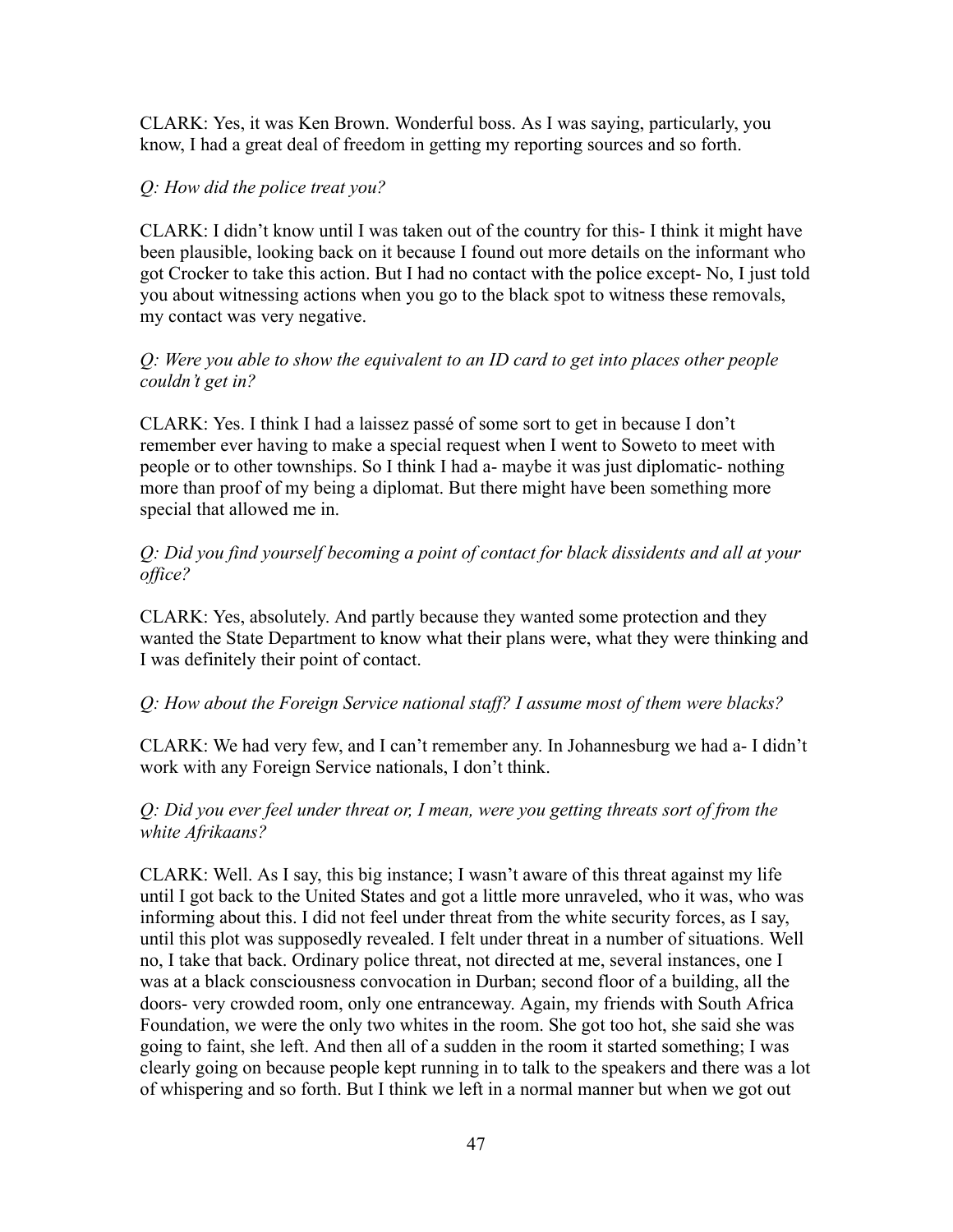CLARK: Yes, it was Ken Brown. Wonderful boss. As I was saying, particularly, you know, I had a great deal of freedom in getting my reporting sources and so forth.

*Q: How did the police treat you?*

CLARK: I didn't know until I was taken out of the country for this- I think it might have been plausible, looking back on it because I found out more details on the informant who got Crocker to take this action. But I had no contact with the police except- No, I just told you about witnessing actions when you go to the black spot to witness these removals, my contact was very negative.

*Q: Were you able to show the equivalent to an ID card to get into places other people couldn't get in?*

CLARK: Yes. I think I had a laissez passé of some sort to get in because I don't remember ever having to make a special request when I went to Soweto to meet with people or to other townships. So I think I had a- maybe it was just diplomatic- nothing more than proof of my being a diplomat. But there might have been something more special that allowed me in.

*Q: Did you find yourself becoming a point of contact for black dissidents and all at your office?*

CLARK: Yes, absolutely. And partly because they wanted some protection and they wanted the State Department to know what their plans were, what they were thinking and I was definitely their point of contact.

*Q: How about the Foreign Service national staff? I assume most of them were blacks?*

CLARK: We had very few, and I can't remember any. In Johannesburg we had a- I didn't work with any Foreign Service nationals, I don't think.

*Q: Did you ever feel under threat or, I mean, were you getting threats sort of from the white Afrikaans?*

CLARK: Well. As I say, this big instance; I wasn't aware of this threat against my life until I got back to the United States and got a little more unraveled, who it was, who was informing about this. I did not feel under threat from the white security forces, as I say, until this plot was supposedly revealed. I felt under threat in a number of situations. Well no, I take that back. Ordinary police threat, not directed at me, several instances, one I was at a black consciousness convocation in Durban; second floor of a building, all the doors- very crowded room, only one entranceway. Again, my friends with South Africa Foundation, we were the only two whites in the room. She got too hot, she said she was going to faint, she left. And then all of a sudden in the room it started something; I was clearly going on because people kept running in to talk to the speakers and there was a lot of whispering and so forth. But I think we left in a normal manner but when we got out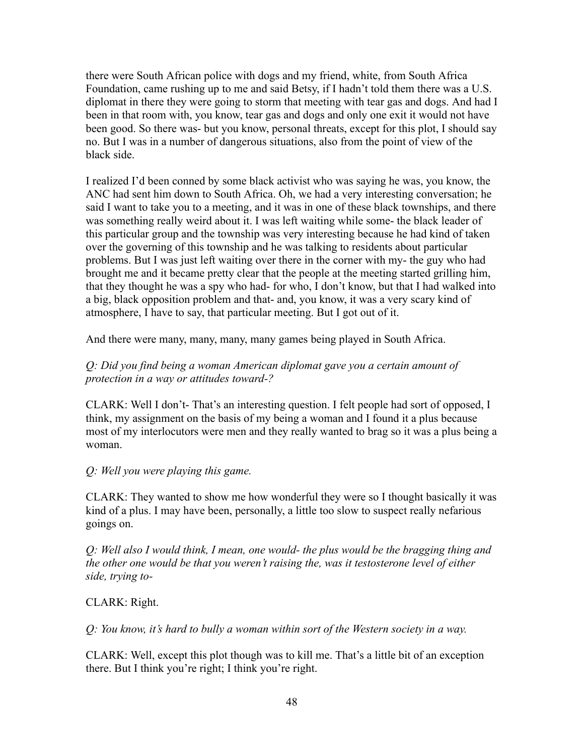there were South African police with dogs and my friend, white, from South Africa Foundation, came rushing up to me and said Betsy, if I hadn't told them there was a U.S. diplomat in there they were going to storm that meeting with tear gas and dogs. And had I been in that room with, you know, tear gas and dogs and only one exit it would not have been good. So there was- but you know, personal threats, except for this plot, I should say no. But I was in a number of dangerous situations, also from the point of view of the black side.

I realized I'd been conned by some black activist who was saying he was, you know, the ANC had sent him down to South Africa. Oh, we had a very interesting conversation; he said I want to take you to a meeting, and it was in one of these black townships, and there was something really weird about it. I was left waiting while some- the black leader of this particular group and the township was very interesting because he had kind of taken over the governing of this township and he was talking to residents about particular problems. But I was just left waiting over there in the corner with my- the guy who had brought me and it became pretty clear that the people at the meeting started grilling him, that they thought he was a spy who had- for who, I don't know, but that I had walked into a big, black opposition problem and that- and, you know, it was a very scary kind of atmosphere, I have to say, that particular meeting. But I got out of it.

And there were many, many, many, many games being played in South Africa.

*Q: Did you find being a woman American diplomat gave you a certain amount of protection in a way or attitudes toward-?*

CLARK: Well I don't- That's an interesting question. I felt people had sort of opposed, I think, my assignment on the basis of my being a woman and I found it a plus because most of my interlocutors were men and they really wanted to brag so it was a plus being a woman.

*Q: Well you were playing this game.*

CLARK: They wanted to show me how wonderful they were so I thought basically it was kind of a plus. I may have been, personally, a little too slow to suspect really nefarious goings on.

*Q: Well also I would think, I mean, one would- the plus would be the bragging thing and the other one would be that you weren't raising the, was it testosterone level of either side, trying to-*

CLARK: Right.

*Q: You know, it's hard to bully a woman within sort of the Western society in a way.*

CLARK: Well, except this plot though was to kill me. That's a little bit of an exception there. But I think you're right; I think you're right.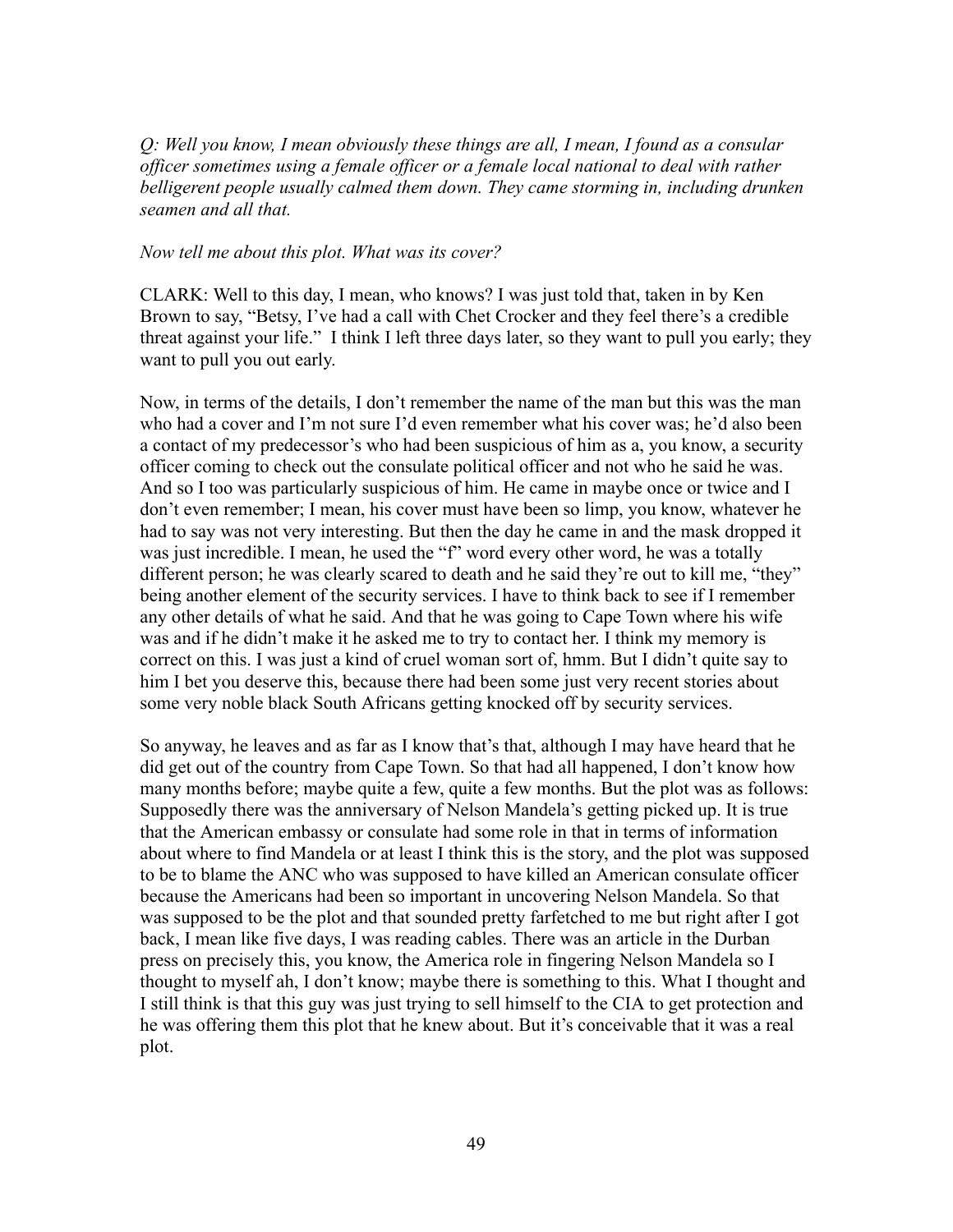*Q: Well you know, I mean obviously these things are all, I mean, I found as a consular officer sometimes using a female officer or a female local national to deal with rather belligerent people usually calmed them down. They came storming in, including drunken seamen and all that.*

*Now tell me about this plot. What was its cover?*

CLARK: Well to this day, I mean, who knows? I was just told that, taken in by Ken Brown to say, "Betsy, I've had a call with Chet Crocker and they feel there's a credible threat against your life." I think I left three days later, so they want to pull you early; they want to pull you out early.

Now, in terms of the details, I don't remember the name of the man but this was the man who had a cover and I'm not sure I'd even remember what his cover was; he'd also been a contact of my predecessor's who had been suspicious of him as a, you know, a security officer coming to check out the consulate political officer and not who he said he was. And so I too was particularly suspicious of him. He came in maybe once or twice and I don't even remember; I mean, his cover must have been so limp, you know, whatever he had to say was not very interesting. But then the day he came in and the mask dropped it was just incredible. I mean, he used the "f" word every other word, he was a totally different person; he was clearly scared to death and he said they're out to kill me, "they" being another element of the security services. I have to think back to see if I remember any other details of what he said. And that he was going to Cape Town where his wife was and if he didn't make it he asked me to try to contact her. I think my memory is correct on this. I was just a kind of cruel woman sort of, hmm. But I didn't quite say to him I bet you deserve this, because there had been some just very recent stories about some very noble black South Africans getting knocked off by security services.

So anyway, he leaves and as far as I know that's that, although I may have heard that he did get out of the country from Cape Town. So that had all happened, I don't know how many months before; maybe quite a few, quite a few months. But the plot was as follows: Supposedly there was the anniversary of Nelson Mandela's getting picked up. It is true that the American embassy or consulate had some role in that in terms of information about where to find Mandela or at least I think this is the story, and the plot was supposed to be to blame the ANC who was supposed to have killed an American consulate officer because the Americans had been so important in uncovering Nelson Mandela. So that was supposed to be the plot and that sounded pretty farfetched to me but right after I got back, I mean like five days, I was reading cables. There was an article in the Durban press on precisely this, you know, the America role in fingering Nelson Mandela so I thought to myself ah, I don't know; maybe there is something to this. What I thought and I still think is that this guy was just trying to sell himself to the CIA to get protection and he was offering them this plot that he knew about. But it's conceivable that it was a real plot.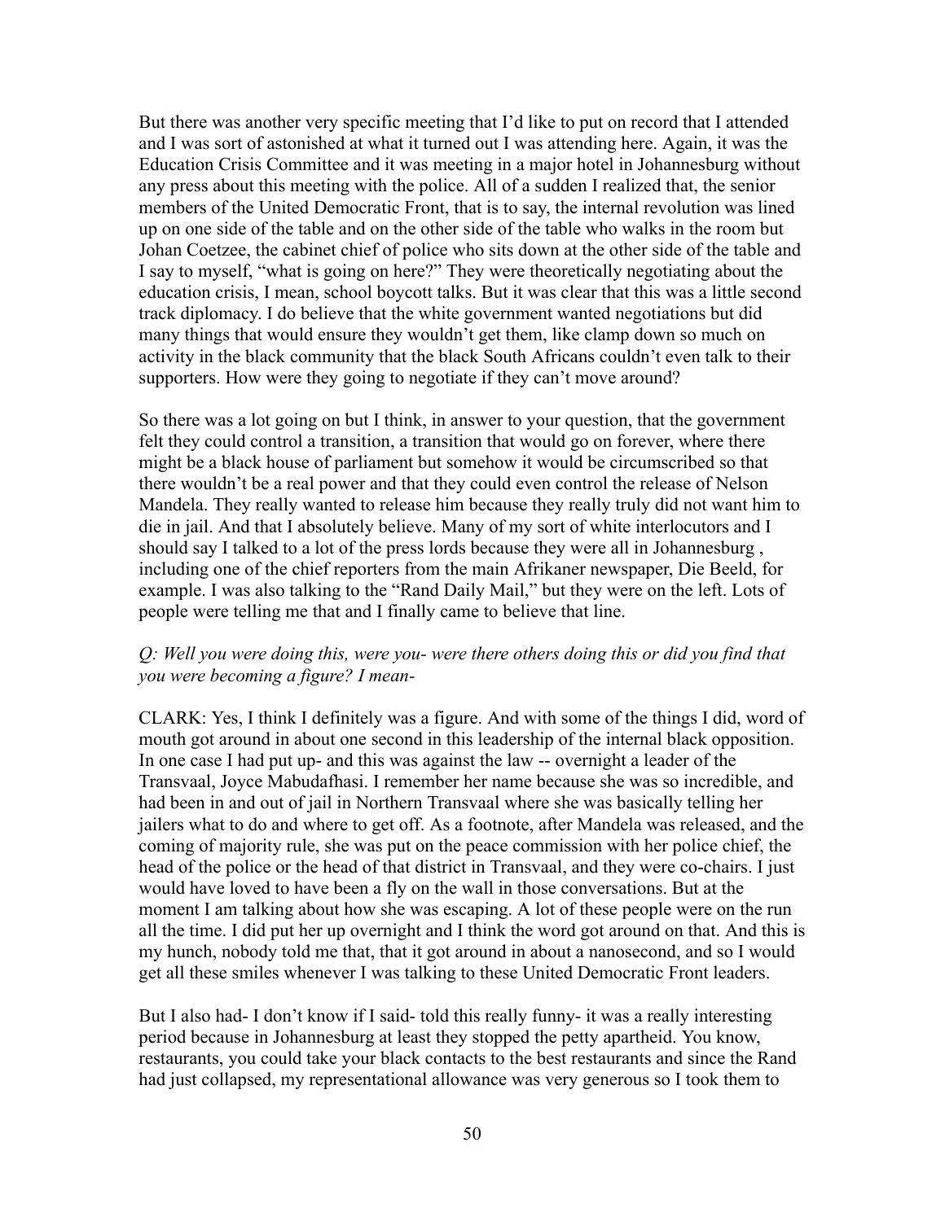But there was another very specific meeting that I'd like to put on record that I attended and I was sort of astonished at what it turned out I was attending here. Again, it was the Education Crisis Committee and it was meeting in a major hotel in Johannesburg without any press about this meeting with the police. All of a sudden I realized that, the senior members of the United Democratic Front, that is to say, the internal revolution was lined up on one side of the table and on the other side of the table who walks in the room but Johan Coetzee, the cabinet chief of police who sits down at the other side of the table and I say to myself, "what is going on here?" They were theoretically negotiating about the education crisis, I mean, school boycott talks. But it was clear that this was a little second track diplomacy. I do believe that the white government wanted negotiations but did many things that would ensure they wouldn't get them, like clamp down so much on activity in the black community that the black South Africans couldn't even talk to their supporters. How were they going to negotiate if they can't move around?

So there was a lot going on but I think, in answer to your question, that the government felt they could control a transition, a transition that would go on forever, where there might be a black house of parliament but somehow it would be circumscribed so that there wouldn't be a real power and that they could even control the release of Nelson Mandela. They really wanted to release him because they really truly did not want him to die in jail. And that I absolutely believe. Many of my sort of white interlocutors and I should say I talked to a lot of the press lords because they were all in Johannesburg , including one of the chief reporters from the main Afrikaner newspaper, Die Beeld, for example. I was also talking to the "Rand Daily Mail," but they were on the left. Lots of people were telling me that and I finally came to believe that line.

*Q: Well you were doing this, were you- were there others doing this or did you find that you were becoming a figure? I mean-*

CLARK: Yes, I think I definitely was a figure. And with some of the things I did, word of mouth got around in about one second in this leadership of the internal black opposition. In one case I had put up- and this was against the law -- overnight a leader of the Transvaal, Joyce Mabudafhasi. I remember her name because she was so incredible, and had been in and out of jail in Northern Transvaal where she was basically telling her jailers what to do and where to get off. As a footnote, after Mandela was released, and the coming of majority rule, she was put on the peace commission with her police chief, the head of the police or the head of that district in Transvaal, and they were co-chairs. I just would have loved to have been a fly on the wall in those conversations. But at the moment I am talking about how she was escaping. A lot of these people were on the run all the time. I did put her up overnight and I think the word got around on that. And this is my hunch, nobody told me that, that it got around in about a nanosecond, and so I would get all these smiles whenever I was talking to these United Democratic Front leaders.

But I also had- I don't know if I said- told this really funny- it was a really interesting period because in Johannesburg at least they stopped the petty apartheid. You know, restaurants, you could take your black contacts to the best restaurants and since the Rand had just collapsed, my representational allowance was very generous so I took them to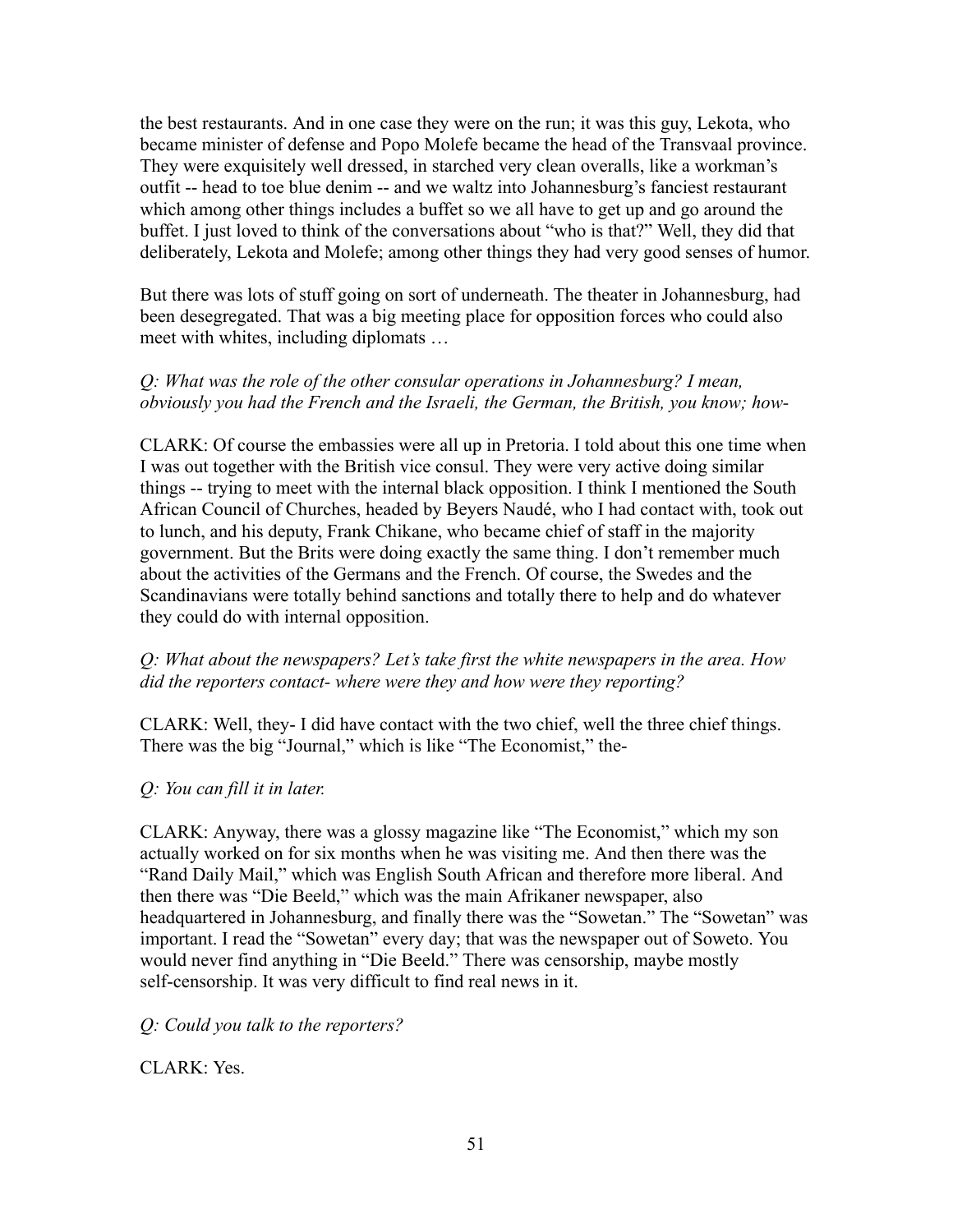the best restaurants. And in one case they were on the run; it was this guy, Lekota, who became minister of defense and Popo Molefe became the head of the Transvaal province. They were exquisitely well dressed, in starched very clean overalls, like a workman's outfit -- head to toe blue denim -- and we waltz into Johannesburg's fanciest restaurant which among other things includes a buffet so we all have to get up and go around the buffet. I just loved to think of the conversations about "who is that?" Well, they did that deliberately, Lekota and Molefe; among other things they had very good senses of humor.

But there was lots of stuff going on sort of underneath. The theater in Johannesburg, had been desegregated. That was a big meeting place for opposition forces who could also meet with whites, including diplomats …

*Q: What was the role of the other consular operations in Johannesburg? I mean, obviously you had the French and the Israeli, the German, the British, you know; how-*

CLARK: Of course the embassies were all up in Pretoria. I told about this one time when I was out together with the British vice consul. They were very active doing similar things -- trying to meet with the internal black opposition. I think I mentioned the South African Council of Churches, headed by Beyers Naudé, who I had contact with, took out to lunch, and his deputy, Frank Chikane, who became chief of staff in the majority government. But the Brits were doing exactly the same thing. I don't remember much about the activities of the Germans and the French. Of course, the Swedes and the Scandinavians were totally behind sanctions and totally there to help and do whatever they could do with internal opposition.

*Q: What about the newspapers? Let's take first the white newspapers in the area. How did the reporters contact- where were they and how were they reporting?*

CLARK: Well, they- I did have contact with the two chief, well the three chief things. There was the big "Journal," which is like "The Economist," the-

*Q: You can fill it in later.*

CLARK: Anyway, there was a glossy magazine like "The Economist," which my son actually worked on for six months when he was visiting me. And then there was the "Rand Daily Mail," which was English South African and therefore more liberal. And then there was "Die Beeld," which was the main Afrikaner newspaper, also headquartered in Johannesburg, and finally there was the "Sowetan." The "Sowetan" was important. I read the "Sowetan" every day; that was the newspaper out of Soweto. You would never find anything in "Die Beeld." There was censorship, maybe mostly self-censorship. It was very difficult to find real news in it.

*Q: Could you talk to the reporters?*

CLARK: Yes.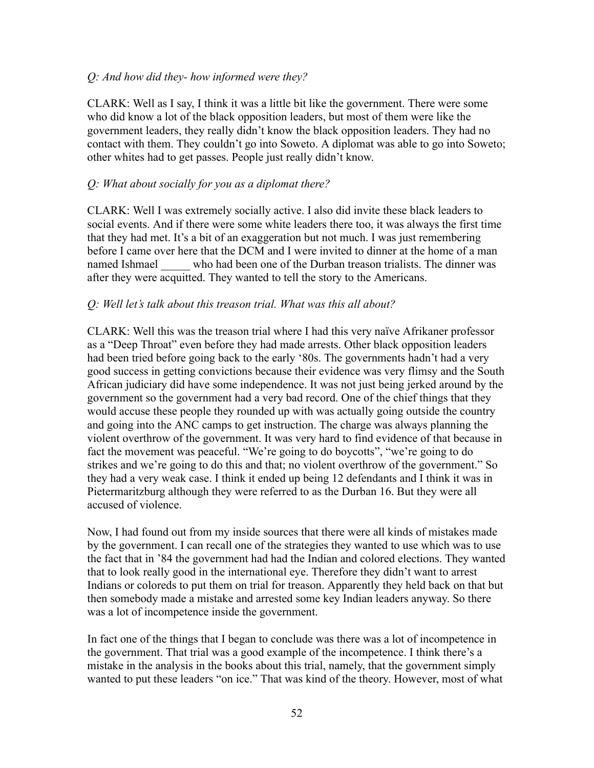*Q: And how did they- how informed were they?*

CLARK: Well as I say, I think it was a little bit like the government. There were some who did know a lot of the black opposition leaders, but most of them were like the government leaders, they really didn't know the black opposition leaders. They had no contact with them. They couldn't go into Soweto. A diplomat was able to go into Soweto; other whites had to get passes. People just really didn't know.

*Q: What about socially for you as a diplomat there?*

CLARK: Well I was extremely socially active. I also did invite these black leaders to social events. And if there were some white leaders there too, it was always the first time that they had met. It's a bit of an exaggeration but not much. I was just remembering before I came over here that the DCM and I were invited to dinner at the home of a man named Ishmael _____ who had been one of the Durban treason trialists. The dinner was after they were acquitted. They wanted to tell the story to the Americans.

*Q: Well let's talk about this treason trial. What was this all about?*

CLARK: Well this was the treason trial where I had this very naïve Afrikaner professor as a "Deep Throat" even before they had made arrests. Other black opposition leaders had been tried before going back to the early '80s. The governments hadn't had a very good success in getting convictions because their evidence was very flimsy and the South African judiciary did have some independence. It was not just being jerked around by the government so the government had a very bad record. One of the chief things that they would accuse these people they rounded up with was actually going outside the country and going into the ANC camps to get instruction. The charge was always planning the violent overthrow of the government. It was very hard to find evidence of that because in fact the movement was peaceful. "We're going to do boycotts", "we're going to do strikes and we're going to do this and that; no violent overthrow of the government." So they had a very weak case. I think it ended up being 12 defendants and I think it was in Pietermaritzburg although they were referred to as the Durban 16. But they were all accused of violence.

Now, I had found out from my inside sources that there were all kinds of mistakes made by the government. I can recall one of the strategies they wanted to use which was to use the fact that in '84 the government had had the Indian and colored elections. They wanted that to look really good in the international eye. Therefore they didn't want to arrest Indians or coloreds to put them on trial for treason. Apparently they held back on that but then somebody made a mistake and arrested some key Indian leaders anyway. So there was a lot of incompetence inside the government.

In fact one of the things that I began to conclude was there was a lot of incompetence in the government. That trial was a good example of the incompetence. I think there's a mistake in the analysis in the books about this trial, namely, that the government simply wanted to put these leaders "on ice." That was kind of the theory. However, most of what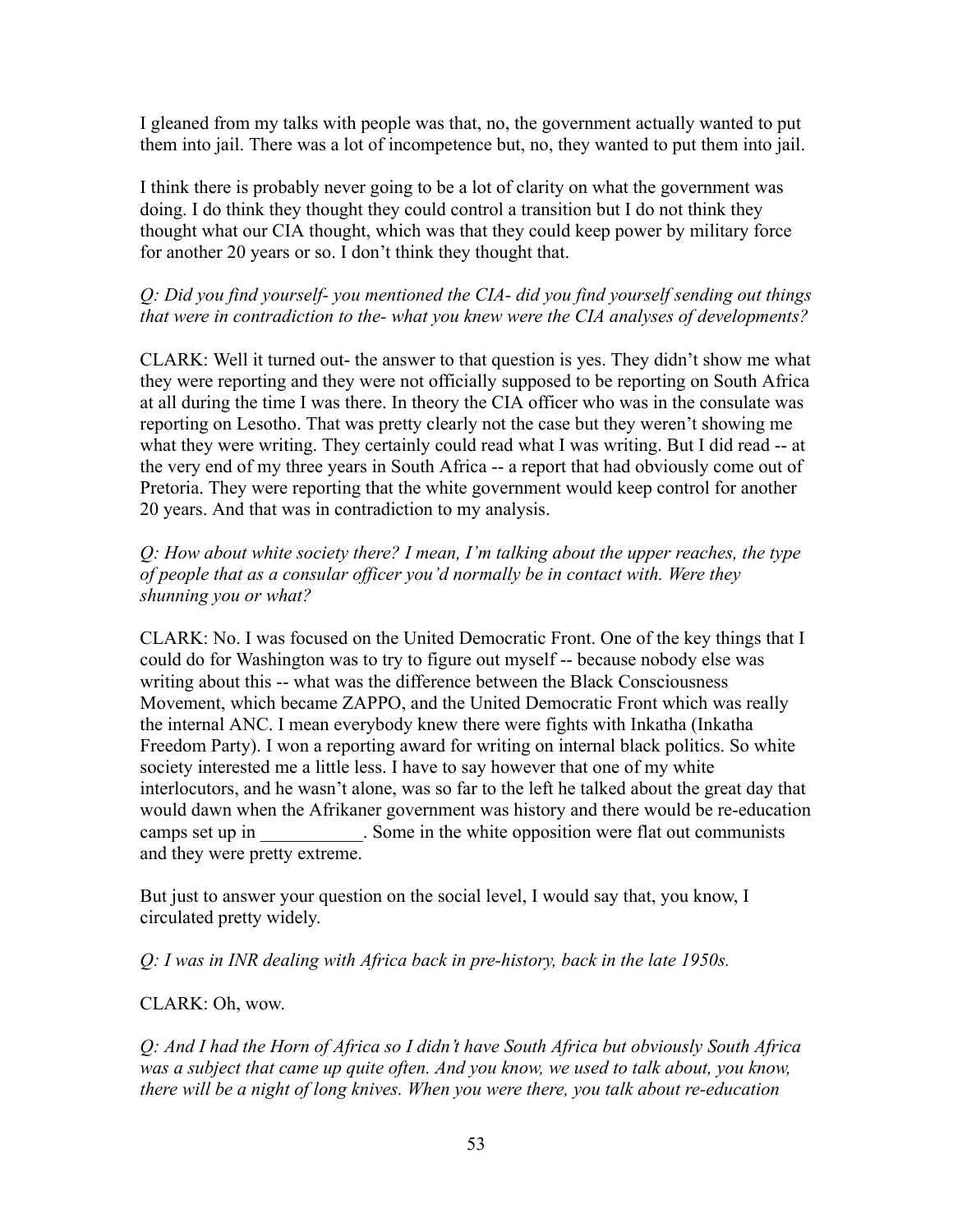I gleaned from my talks with people was that, no, the government actually wanted to put them into jail. There was a lot of incompetence but, no, they wanted to put them into jail.

I think there is probably never going to be a lot of clarity on what the government was doing. I do think they thought they could control a transition but I do not think they thought what our CIA thought, which was that they could keep power by military force for another 20 years or so. I don't think they thought that.

*Q: Did you find yourself- you mentioned the CIA- did you find yourself sending out things that were in contradiction to the- what you knew were the CIA analyses of developments?*

CLARK: Well it turned out- the answer to that question is yes. They didn't show me what they were reporting and they were not officially supposed to be reporting on South Africa at all during the time I was there. In theory the CIA officer who was in the consulate was reporting on Lesotho. That was pretty clearly not the case but they weren't showing me what they were writing. They certainly could read what I was writing. But I did read -- at the very end of my three years in South Africa -- a report that had obviously come out of Pretoria. They were reporting that the white government would keep control for another 20 years. And that was in contradiction to my analysis.

*Q: How about white society there? I mean, I'm talking about the upper reaches, the type of people that as a consular officer you'd normally be in contact with. Were they shunning you or what?*

CLARK: No. I was focused on the United Democratic Front. One of the key things that I could do for Washington was to try to figure out myself -- because nobody else was writing about this -- what was the difference between the Black Consciousness Movement, which became ZAPPO, and the United Democratic Front which was really the internal ANC. I mean everybody knew there were fights with Inkatha (Inkatha Freedom Party). I won a reporting award for writing on internal black politics. So white society interested me a little less. I have to say however that one of my white interlocutors, and he wasn't alone, was so far to the left he talked about the great day that would dawn when the Afrikaner government was history and there would be re-education camps set up in ___________. Some in the white opposition were flat out communists and they were pretty extreme.

But just to answer your question on the social level, I would say that, you know, I circulated pretty widely.

*Q: I was in INR dealing with Africa back in pre-history, back in the late 1950s.*

CLARK: Oh, wow.

*Q: And I had the Horn of Africa so I didn't have South Africa but obviously South Africa was a subject that came up quite often. And you know, we used to talk about, you know, there will be a night of long knives. When you were there, you talk about re-education*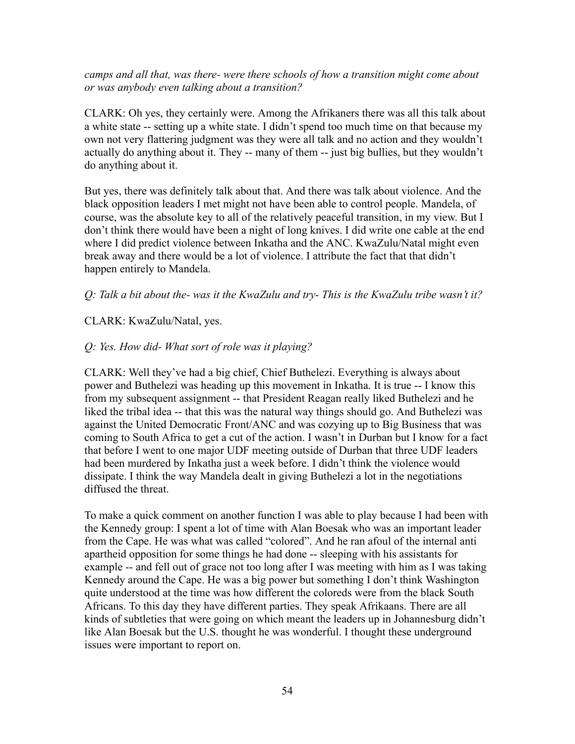*camps and all that, was there- were there schools of how a transition might come about or was anybody even talking about a transition?*

CLARK: Oh yes, they certainly were. Among the Afrikaners there was all this talk about a white state -- setting up a white state. I didn't spend too much time on that because my own not very flattering judgment was they were all talk and no action and they wouldn't actually do anything about it. They -- many of them -- just big bullies, but they wouldn't do anything about it.

But yes, there was definitely talk about that. And there was talk about violence. And the black opposition leaders I met might not have been able to control people. Mandela, of course, was the absolute key to all of the relatively peaceful transition, in my view. But I don't think there would have been a night of long knives. I did write one cable at the end where I did predict violence between Inkatha and the ANC. KwaZulu/Natal might even break away and there would be a lot of violence. I attribute the fact that that didn't happen entirely to Mandela.

*Q: Talk a bit about the- was it the KwaZulu and try- This is the KwaZulu tribe wasn't it?*

CLARK: KwaZulu/Natal, yes.

*Q: Yes. How did- What sort of role was it playing?*

CLARK: Well they've had a big chief, Chief Buthelezi. Everything is always about power and Buthelezi was heading up this movement in Inkatha. It is true -- I know this from my subsequent assignment -- that President Reagan really liked Buthelezi and he liked the tribal idea -- that this was the natural way things should go. And Buthelezi was against the United Democratic Front/ANC and was cozying up to Big Business that was coming to South Africa to get a cut of the action. I wasn't in Durban but I know for a fact that before I went to one major UDF meeting outside of Durban that three UDF leaders had been murdered by Inkatha just a week before. I didn't think the violence would dissipate. I think the way Mandela dealt in giving Buthelezi a lot in the negotiations diffused the threat.

To make a quick comment on another function I was able to play because I had been with the Kennedy group: I spent a lot of time with Alan Boesak who was an important leader from the Cape. He was what was called "colored". And he ran afoul of the internal anti apartheid opposition for some things he had done -- sleeping with his assistants for example -- and fell out of grace not too long after I was meeting with him as I was taking Kennedy around the Cape. He was a big power but something I don't think Washington quite understood at the time was how different the coloreds were from the black South Africans. To this day they have different parties. They speak Afrikaans. There are all kinds of subtleties that were going on which meant the leaders up in Johannesburg didn't like Alan Boesak but the U.S. thought he was wonderful. I thought these underground issues were important to report on.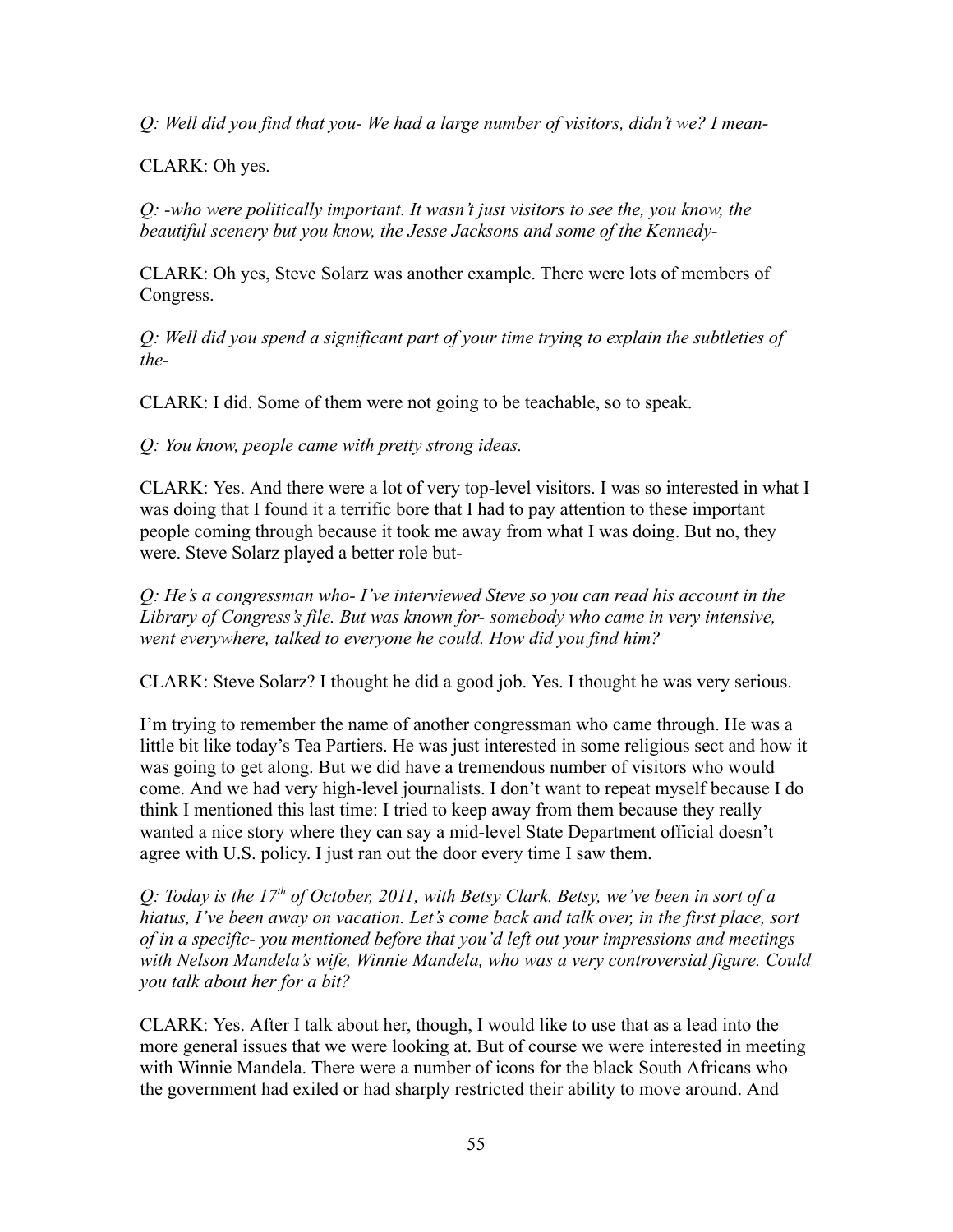*Q: Well did you find that you- We had a large number of visitors, didn't we? I mean-*

CLARK: Oh yes.

*Q: -who were politically important. It wasn't just visitors to see the, you know, the beautiful scenery but you know, the Jesse Jacksons and some of the Kennedy-*

CLARK: Oh yes, Steve Solarz was another example. There were lots of members of Congress.

*Q: Well did you spend a significant part of your time trying to explain the subtleties of the-*

CLARK: I did. Some of them were not going to be teachable, so to speak.

*Q: You know, people came with pretty strong ideas.*

CLARK: Yes. And there were a lot of very top-level visitors. I was so interested in what I was doing that I found it a terrific bore that I had to pay attention to these important people coming through because it took me away from what I was doing. But no, they were. Steve Solarz played a better role but-

*Q: He's a congressman who- I've interviewed Steve so you can read his account in the Library of Congress's file. But was known for- somebody who came in very intensive, went everywhere, talked to everyone he could. How did you find him?*

CLARK: Steve Solarz? I thought he did a good job. Yes. I thought he was very serious.

I'm trying to remember the name of another congressman who came through. He was a little bit like today's Tea Partiers. He was just interested in some religious sect and how it was going to get along. But we did have a tremendous number of visitors who would come. And we had very high-level journalists. I don't want to repeat myself because I do think I mentioned this last time: I tried to keep away from them because they really wanted a nice story where they can say a mid-level State Department official doesn't agree with U.S. policy. I just ran out the door every time I saw them.

*Q: Today is the 17th of October, 2011, with Betsy Clark. Betsy, we've been in sort of a hiatus, I've been away on vacation. Let's come back and talk over, in the first place, sort of in a specific- you mentioned before that you'd left out your impressions and meetings with Nelson Mandela's wife, Winnie Mandela, who was a very controversial figure. Could you talk about her for a bit?*

CLARK: Yes. After I talk about her, though, I would like to use that as a lead into the more general issues that we were looking at. But of course we were interested in meeting with Winnie Mandela. There were a number of icons for the black South Africans who the government had exiled or had sharply restricted their ability to move around. And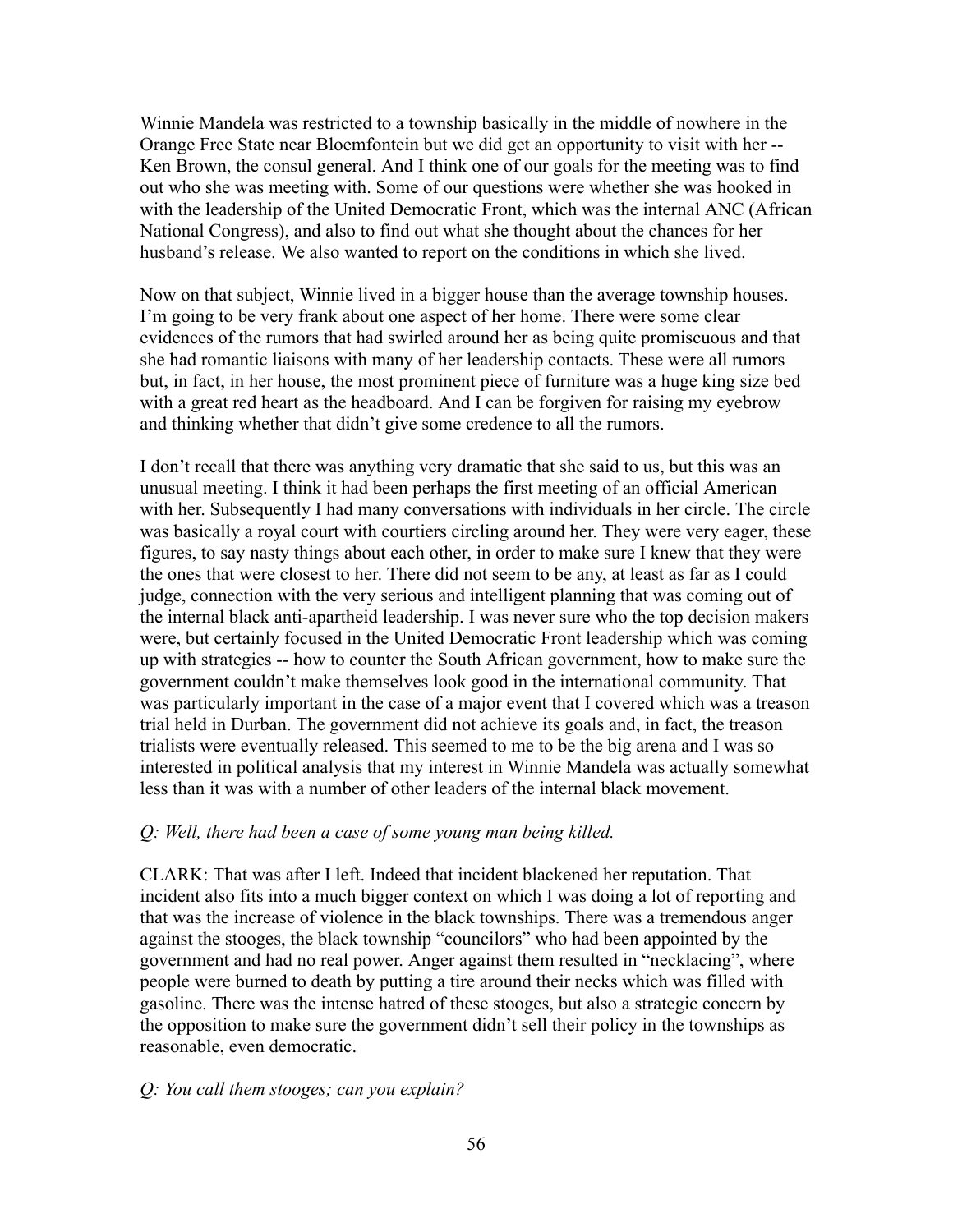Winnie Mandela was restricted to a township basically in the middle of nowhere in the Orange Free State near Bloemfontein but we did get an opportunity to visit with her -- Ken Brown, the consul general. And I think one of our goals for the meeting was to find out who she was meeting with. Some of our questions were whether she was hooked in with the leadership of the United Democratic Front, which was the internal ANC (African National Congress), and also to find out what she thought about the chances for her husband's release. We also wanted to report on the conditions in which she lived.

Now on that subject, Winnie lived in a bigger house than the average township houses. I'm going to be very frank about one aspect of her home. There were some clear evidences of the rumors that had swirled around her as being quite promiscuous and that she had romantic liaisons with many of her leadership contacts. These were all rumors but, in fact, in her house, the most prominent piece of furniture was a huge king size bed with a great red heart as the headboard. And I can be forgiven for raising my eyebrow and thinking whether that didn't give some credence to all the rumors.

I don't recall that there was anything very dramatic that she said to us, but this was an unusual meeting. I think it had been perhaps the first meeting of an official American with her. Subsequently I had many conversations with individuals in her circle. The circle was basically a royal court with courtiers circling around her. They were very eager, these figures, to say nasty things about each other, in order to make sure I knew that they were the ones that were closest to her. There did not seem to be any, at least as far as I could judge, connection with the very serious and intelligent planning that was coming out of the internal black anti-apartheid leadership. I was never sure who the top decision makers were, but certainly focused in the United Democratic Front leadership which was coming up with strategies -- how to counter the South African government, how to make sure the government couldn't make themselves look good in the international community. That was particularly important in the case of a major event that I covered which was a treason trial held in Durban. The government did not achieve its goals and, in fact, the treason trialists were eventually released. This seemed to me to be the big arena and I was so interested in political analysis that my interest in Winnie Mandela was actually somewhat less than it was with a number of other leaders of the internal black movement.

*Q: Well, there had been a case of some young man being killed.*

CLARK: That was after I left. Indeed that incident blackened her reputation. That incident also fits into a much bigger context on which I was doing a lot of reporting and that was the increase of violence in the black townships. There was a tremendous anger against the stooges, the black township "councilors" who had been appointed by the government and had no real power. Anger against them resulted in "necklacing", where people were burned to death by putting a tire around their necks which was filled with gasoline. There was the intense hatred of these stooges, but also a strategic concern by the opposition to make sure the government didn't sell their policy in the townships as reasonable, even democratic.

*Q: You call them stooges; can you explain?*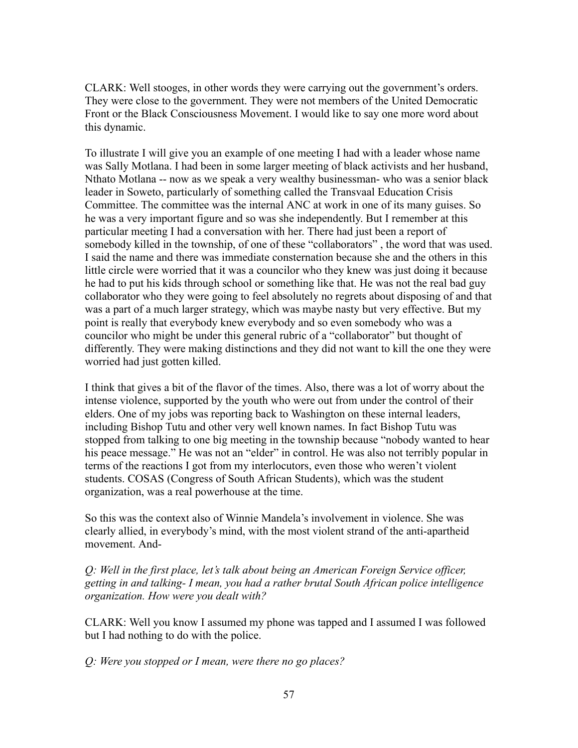CLARK: Well stooges, in other words they were carrying out the government's orders. They were close to the government. They were not members of the United Democratic Front or the Black Consciousness Movement. I would like to say one more word about this dynamic.

To illustrate I will give you an example of one meeting I had with a leader whose name was Sally Motlana. I had been in some larger meeting of black activists and her husband, Nthato Motlana -- now as we speak a very wealthy businessman- who was a senior black leader in Soweto, particularly of something called the Transvaal Education Crisis Committee. The committee was the internal ANC at work in one of its many guises. So he was a very important figure and so was she independently. But I remember at this particular meeting I had a conversation with her. There had just been a report of somebody killed in the township, of one of these "collaborators" , the word that was used. I said the name and there was immediate consternation because she and the others in this little circle were worried that it was a councilor who they knew was just doing it because he had to put his kids through school or something like that. He was not the real bad guy collaborator who they were going to feel absolutely no regrets about disposing of and that was a part of a much larger strategy, which was maybe nasty but very effective. But my point is really that everybody knew everybody and so even somebody who was a councilor who might be under this general rubric of a "collaborator" but thought of differently. They were making distinctions and they did not want to kill the one they were worried had just gotten killed.

I think that gives a bit of the flavor of the times. Also, there was a lot of worry about the intense violence, supported by the youth who were out from under the control of their elders. One of my jobs was reporting back to Washington on these internal leaders, including Bishop Tutu and other very well known names. In fact Bishop Tutu was stopped from talking to one big meeting in the township because "nobody wanted to hear his peace message." He was not an "elder" in control. He was also not terribly popular in terms of the reactions I got from my interlocutors, even those who weren't violent students. COSAS (Congress of South African Students), which was the student organization, was a real powerhouse at the time.

So this was the context also of Winnie Mandela's involvement in violence. She was clearly allied, in everybody's mind, with the most violent strand of the anti-apartheid movement. And-

*Q: Well in the first place, let's talk about being an American Foreign Service officer, getting in and talking- I mean, you had a rather brutal South African police intelligence organization. How were you dealt with?*

CLARK: Well you know I assumed my phone was tapped and I assumed I was followed but I had nothing to do with the police.

*Q: Were you stopped or I mean, were there no go places?*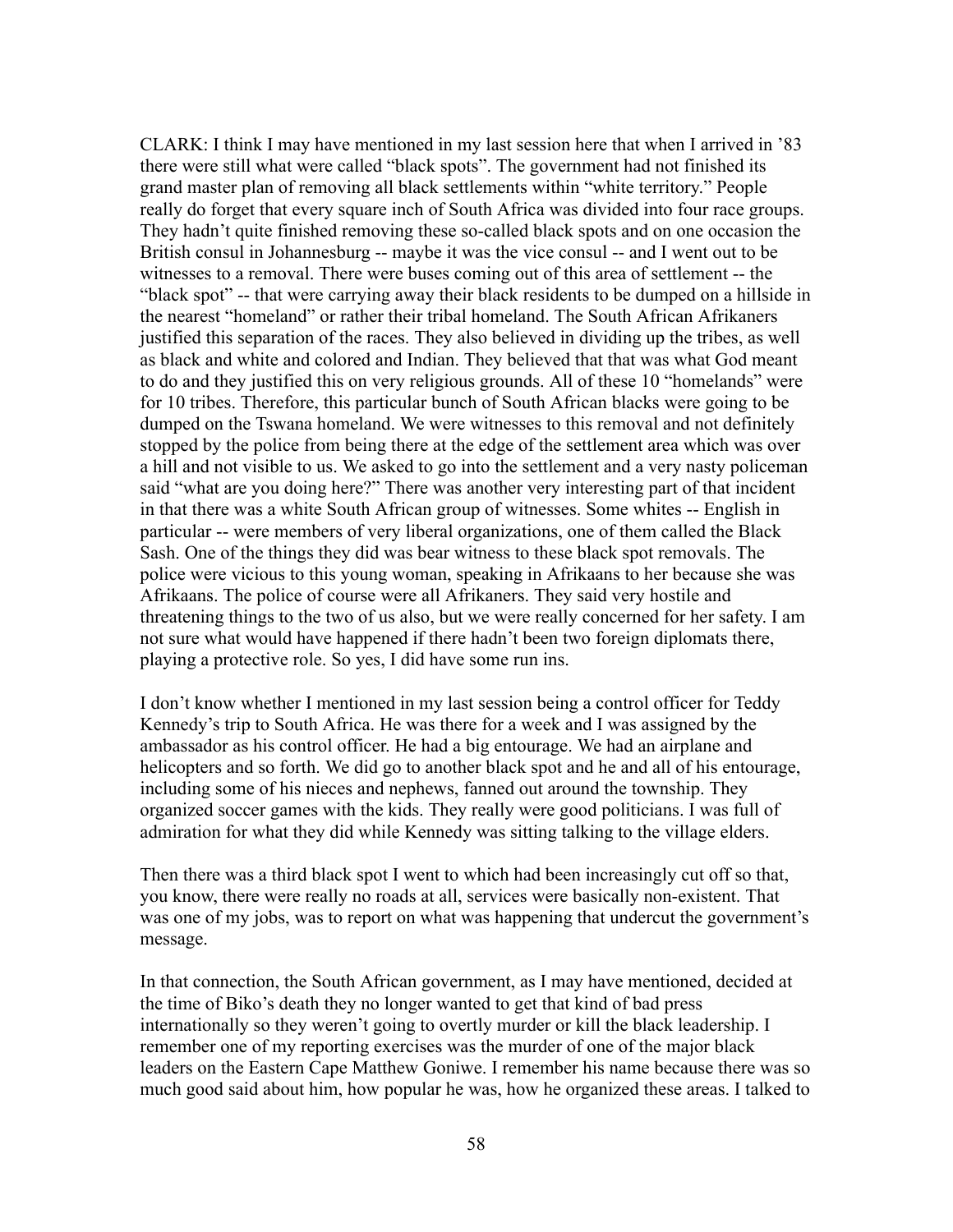CLARK: I think I may have mentioned in my last session here that when I arrived in ’83 there were still what were called “black spots”. The government had not finished its grand master plan of removing all black settlements within “white territory.” People really do forget that every square inch of South Africa was divided into four race groups. They hadn’t quite finished removing these so-called black spots and on one occasion the British consul in Johannesburg -- maybe it was the vice consul -- and I went out to be witnesses to a removal. There were buses coming out of this area of settlement -- the “black spot” -- that were carrying away their black residents to be dumped on a hillside in the nearest “homeland” or rather their tribal homeland. The South African Afrikaners justified this separation of the races. They also believed in dividing up the tribes, as well as black and white and colored and Indian. They believed that that was what God meant to do and they justified this on very religious grounds. All of these 10 “homelands” were for 10 tribes. Therefore, this particular bunch of South African blacks were going to be dumped on the Tswana homeland. We were witnesses to this removal and not definitely stopped by the police from being there at the edge of the settlement area which was over a hill and not visible to us. We asked to go into the settlement and a very nasty policeman said “what are you doing here?” There was another very interesting part of that incident in that there was a white South African group of witnesses. Some whites -- English in particular -- were members of very liberal organizations, one of them called the Black Sash. One of the things they did was bear witness to these black spot removals. The police were vicious to this young woman, speaking in Afrikaans to her because she was Afrikaans. The police of course were all Afrikaners. They said very hostile and threatening things to the two of us also, but we were really concerned for her safety. I am not sure what would have happened if there hadn’t been two foreign diplomats there, playing a protective role. So yes, I did have some run ins.

I don’t know whether I mentioned in my last session being a control officer for Teddy Kennedy’s trip to South Africa. He was there for a week and I was assigned by the ambassador as his control officer. He had a big entourage. We had an airplane and helicopters and so forth. We did go to another black spot and he and all of his entourage, including some of his nieces and nephews, fanned out around the township. They organized soccer games with the kids. They really were good politicians. I was full of admiration for what they did while Kennedy was sitting talking to the village elders.

Then there was a third black spot I went to which had been increasingly cut off so that, you know, there were really no roads at all, services were basically non-existent. That was one of my jobs, was to report on what was happening that undercut the government’s message.

In that connection, the South African government, as I may have mentioned, decided at the time of Biko’s death they no longer wanted to get that kind of bad press internationally so they weren’t going to overtly murder or kill the black leadership. I remember one of my reporting exercises was the murder of one of the major black leaders on the Eastern Cape Matthew Goniwe. I remember his name because there was so much good said about him, how popular he was, how he organized these areas. I talked to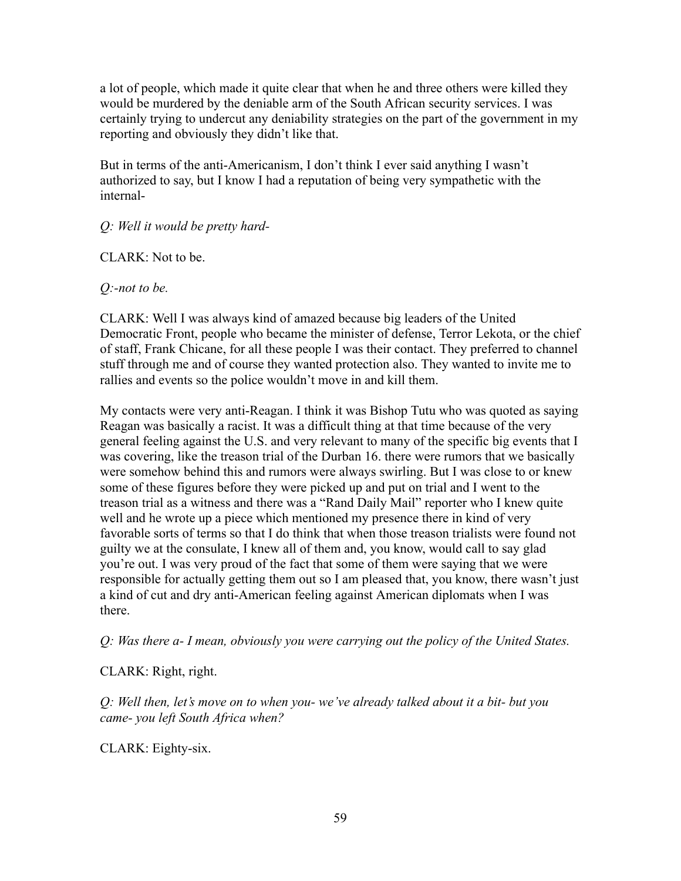a lot of people, which made it quite clear that when he and three others were killed they would be murdered by the deniable arm of the South African security services. I was certainly trying to undercut any deniability strategies on the part of the government in my reporting and obviously they didn't like that.

But in terms of the anti-Americanism, I don't think I ever said anything I wasn't authorized to say, but I know I had a reputation of being very sympathetic with the internal-

*Q: Well it would be pretty hard-*

CLARK: Not to be.

*Q:-not to be.*

CLARK: Well I was always kind of amazed because big leaders of the United Democratic Front, people who became the minister of defense, Terror Lekota, or the chief of staff, Frank Chicane, for all these people I was their contact. They preferred to channel stuff through me and of course they wanted protection also. They wanted to invite me to rallies and events so the police wouldn't move in and kill them.

My contacts were very anti-Reagan. I think it was Bishop Tutu who was quoted as saying Reagan was basically a racist. It was a difficult thing at that time because of the very general feeling against the U.S. and very relevant to many of the specific big events that I was covering, like the treason trial of the Durban 16. there were rumors that we basically were somehow behind this and rumors were always swirling. But I was close to or knew some of these figures before they were picked up and put on trial and I went to the treason trial as a witness and there was a "Rand Daily Mail" reporter who I knew quite well and he wrote up a piece which mentioned my presence there in kind of very favorable sorts of terms so that I do think that when those treason trialists were found not guilty we at the consulate, I knew all of them and, you know, would call to say glad you're out. I was very proud of the fact that some of them were saying that we were responsible for actually getting them out so I am pleased that, you know, there wasn't just a kind of cut and dry anti-American feeling against American diplomats when I was there.

*Q: Was there a- I mean, obviously you were carrying out the policy of the United States.*

CLARK: Right, right.

*Q: Well then, let's move on to when you- we've already talked about it a bit- but you came- you left South Africa when?*

CLARK: Eighty-six.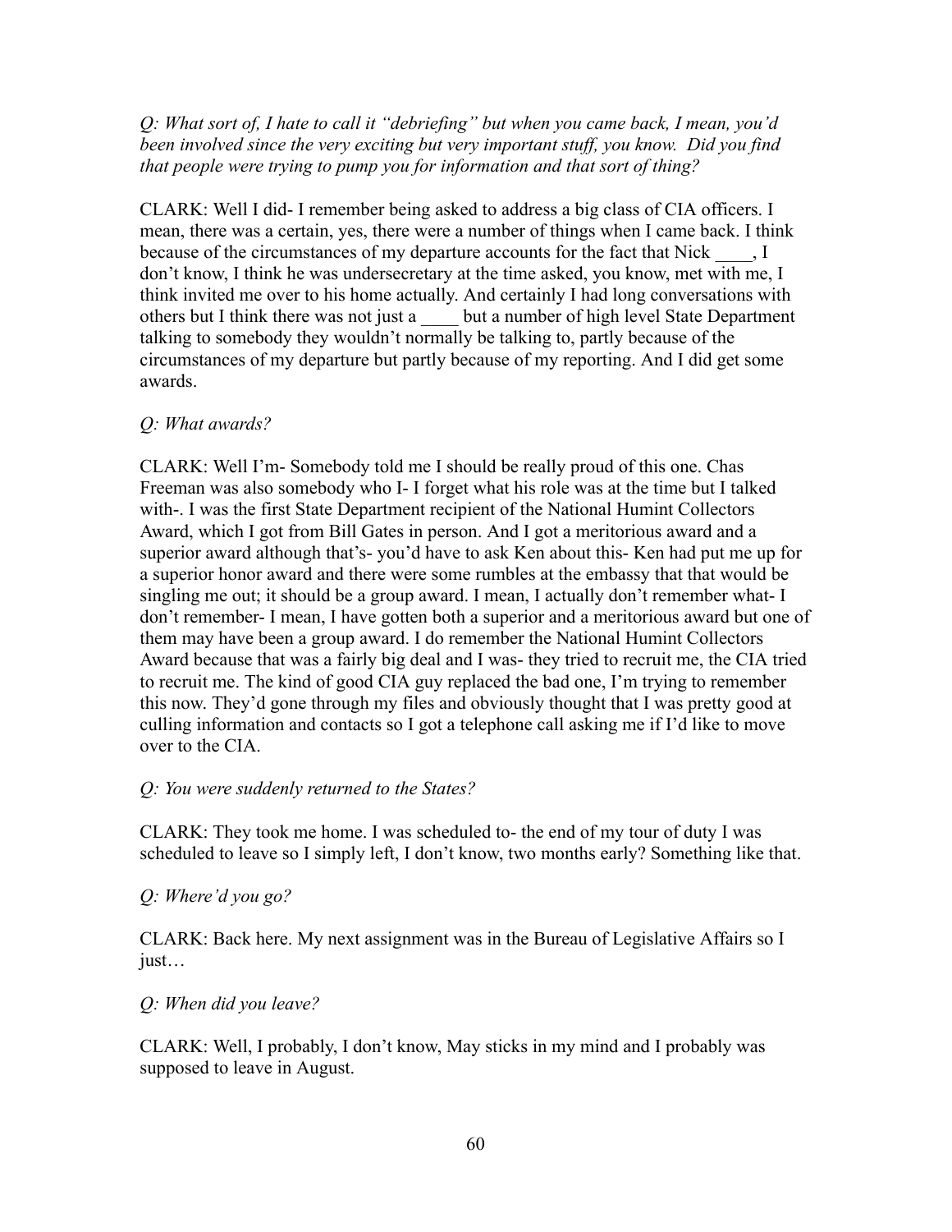*Q: What sort of, I hate to call it "debriefing" but when you came back, I mean, you'd been involved since the very exciting but very important stuff, you know. Did you find that people were trying to pump you for information and that sort of thing?*

CLARK: Well I did- I remember being asked to address a big class of CIA officers. I mean, there was a certain, yes, there were a number of things when I came back. I think because of the circumstances of my departure accounts for the fact that Nick ____, I don't know, I think he was undersecretary at the time asked, you know, met with me, I think invited me over to his home actually. And certainly I had long conversations with others but I think there was not just a ____ but a number of high level State Department talking to somebody they wouldn't normally be talking to, partly because of the circumstances of my departure but partly because of my reporting. And I did get some awards.

*Q: What awards?*

CLARK: Well I'm- Somebody told me I should be really proud of this one. Chas Freeman was also somebody who I- I forget what his role was at the time but I talked with-. I was the first State Department recipient of the National Humint Collectors Award, which I got from Bill Gates in person. And I got a meritorious award and a superior award although that's- you'd have to ask Ken about this- Ken had put me up for a superior honor award and there were some rumbles at the embassy that that would be singling me out; it should be a group award. I mean, I actually don't remember what- I don't remember- I mean, I have gotten both a superior and a meritorious award but one of them may have been a group award. I do remember the National Humint Collectors Award because that was a fairly big deal and I was- they tried to recruit me, the CIA tried to recruit me. The kind of good CIA guy replaced the bad one, I'm trying to remember this now. They'd gone through my files and obviously thought that I was pretty good at culling information and contacts so I got a telephone call asking me if I'd like to move over to the CIA.

*Q: You were suddenly returned to the States?*

CLARK: They took me home. I was scheduled to- the end of my tour of duty I was scheduled to leave so I simply left, I don't know, two months early? Something like that.

*Q: Where'd you go?*

CLARK: Back here. My next assignment was in the Bureau of Legislative Affairs so I just…

*Q: When did you leave?*

CLARK: Well, I probably, I don't know, May sticks in my mind and I probably was supposed to leave in August.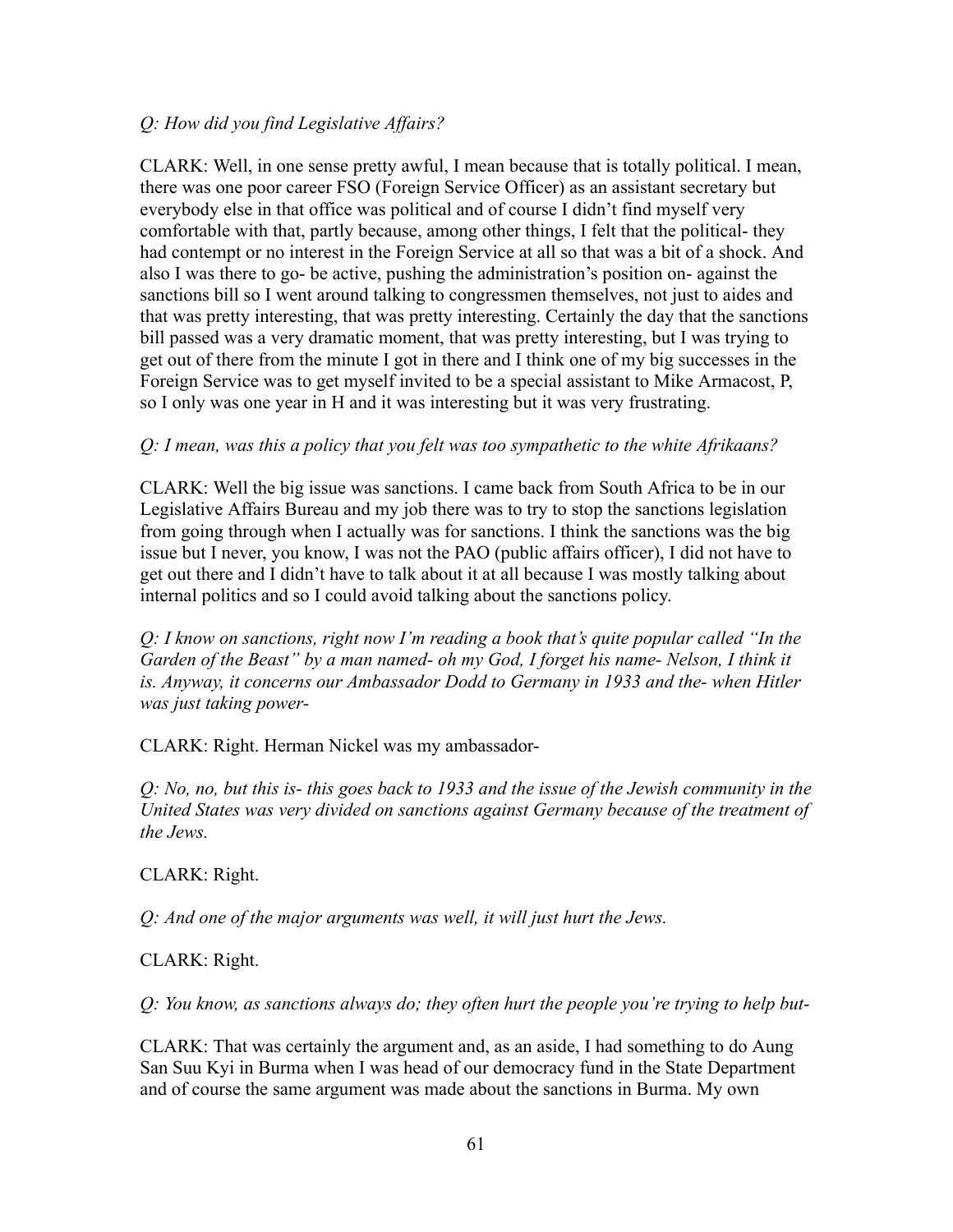*Q: How did you find Legislative Affairs?*

CLARK: Well, in one sense pretty awful, I mean because that is totally political. I mean, there was one poor career FSO (Foreign Service Officer) as an assistant secretary but everybody else in that office was political and of course I didn't find myself very comfortable with that, partly because, among other things, I felt that the political- they had contempt or no interest in the Foreign Service at all so that was a bit of a shock. And also I was there to go- be active, pushing the administration's position on- against the sanctions bill so I went around talking to congressmen themselves, not just to aides and that was pretty interesting, that was pretty interesting. Certainly the day that the sanctions bill passed was a very dramatic moment, that was pretty interesting, but I was trying to get out of there from the minute I got in there and I think one of my big successes in the Foreign Service was to get myself invited to be a special assistant to Mike Armacost, P, so I only was one year in H and it was interesting but it was very frustrating.

*Q: I mean, was this a policy that you felt was too sympathetic to the white Afrikaans?*

CLARK: Well the big issue was sanctions. I came back from South Africa to be in our Legislative Affairs Bureau and my job there was to try to stop the sanctions legislation from going through when I actually was for sanctions. I think the sanctions was the big issue but I never, you know, I was not the PAO (public affairs officer), I did not have to get out there and I didn't have to talk about it at all because I was mostly talking about internal politics and so I could avoid talking about the sanctions policy.

*Q: I know on sanctions, right now I'm reading a book that's quite popular called "In the Garden of the Beast" by a man named- oh my God, I forget his name- Nelson, I think it is. Anyway, it concerns our Ambassador Dodd to Germany in 1933 and the- when Hitler was just taking power-*

CLARK: Right. Herman Nickel was my ambassador-

*Q: No, no, but this is- this goes back to 1933 and the issue of the Jewish community in the United States was very divided on sanctions against Germany because of the treatment of the Jews.*

CLARK: Right.

*Q: And one of the major arguments was well, it will just hurt the Jews.*

CLARK: Right.

*Q: You know, as sanctions always do; they often hurt the people you're trying to help but-*

CLARK: That was certainly the argument and, as an aside, I had something to do Aung San Suu Kyi in Burma when I was head of our democracy fund in the State Department and of course the same argument was made about the sanctions in Burma. My own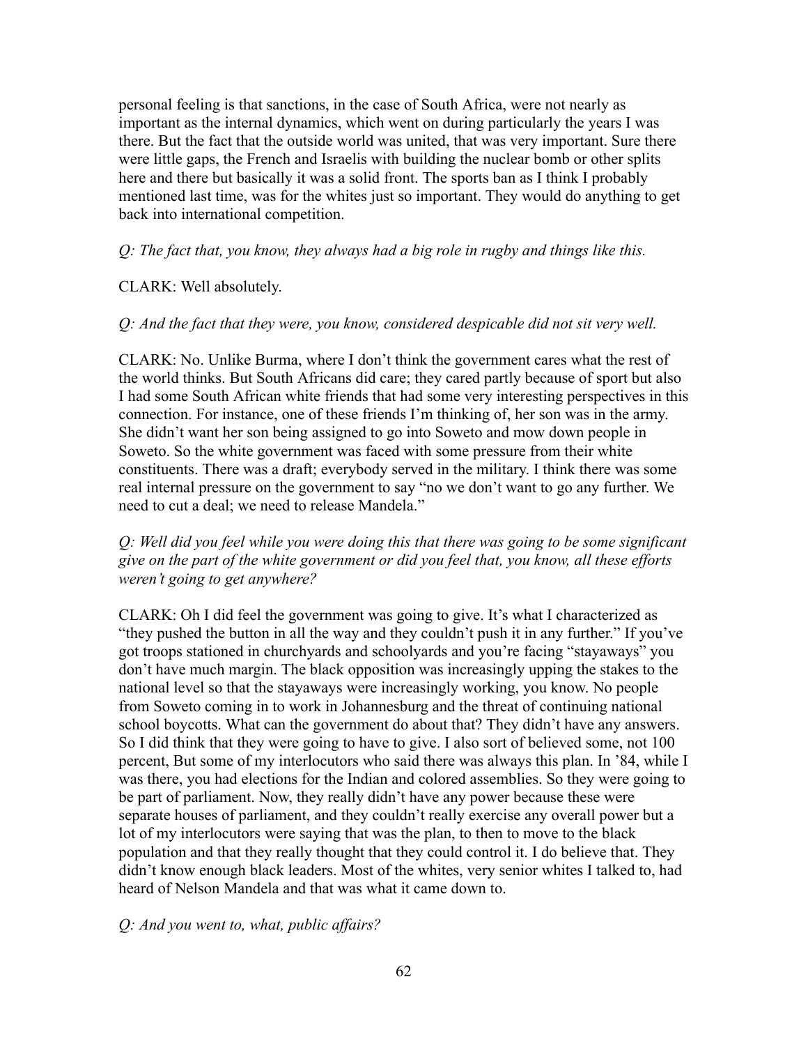personal feeling is that sanctions, in the case of South Africa, were not nearly as important as the internal dynamics, which went on during particularly the years I was there. But the fact that the outside world was united, that was very important. Sure there were little gaps, the French and Israelis with building the nuclear bomb or other splits here and there but basically it was a solid front. The sports ban as I think I probably mentioned last time, was for the whites just so important. They would do anything to get back into international competition.

*Q: The fact that, you know, they always had a big role in rugby and things like this.*

CLARK: Well absolutely.

*Q: And the fact that they were, you know, considered despicable did not sit very well.*

CLARK: No. Unlike Burma, where I don't think the government cares what the rest of the world thinks. But South Africans did care; they cared partly because of sport but also I had some South African white friends that had some very interesting perspectives in this connection. For instance, one of these friends I'm thinking of, her son was in the army. She didn't want her son being assigned to go into Soweto and mow down people in Soweto. So the white government was faced with some pressure from their white constituents. There was a draft; everybody served in the military. I think there was some real internal pressure on the government to say "no we don't want to go any further. We need to cut a deal; we need to release Mandela."

*Q: Well did you feel while you were doing this that there was going to be some significant give on the part of the white government or did you feel that, you know, all these efforts weren't going to get anywhere?*

CLARK: Oh I did feel the government was going to give. It's what I characterized as "they pushed the button in all the way and they couldn't push it in any further." If you've got troops stationed in churchyards and schoolyards and you're facing "stayaways" you don't have much margin. The black opposition was increasingly upping the stakes to the national level so that the stayaways were increasingly working, you know. No people from Soweto coming in to work in Johannesburg and the threat of continuing national school boycotts. What can the government do about that? They didn't have any answers. So I did think that they were going to have to give. I also sort of believed some, not 100 percent, But some of my interlocutors who said there was always this plan. In '84, while I was there, you had elections for the Indian and colored assemblies. So they were going to be part of parliament. Now, they really didn't have any power because these were separate houses of parliament, and they couldn't really exercise any overall power but a lot of my interlocutors were saying that was the plan, to then to move to the black population and that they really thought that they could control it. I do believe that. They didn't know enough black leaders. Most of the whites, very senior whites I talked to, had heard of Nelson Mandela and that was what it came down to.

*Q: And you went to, what, public affairs?*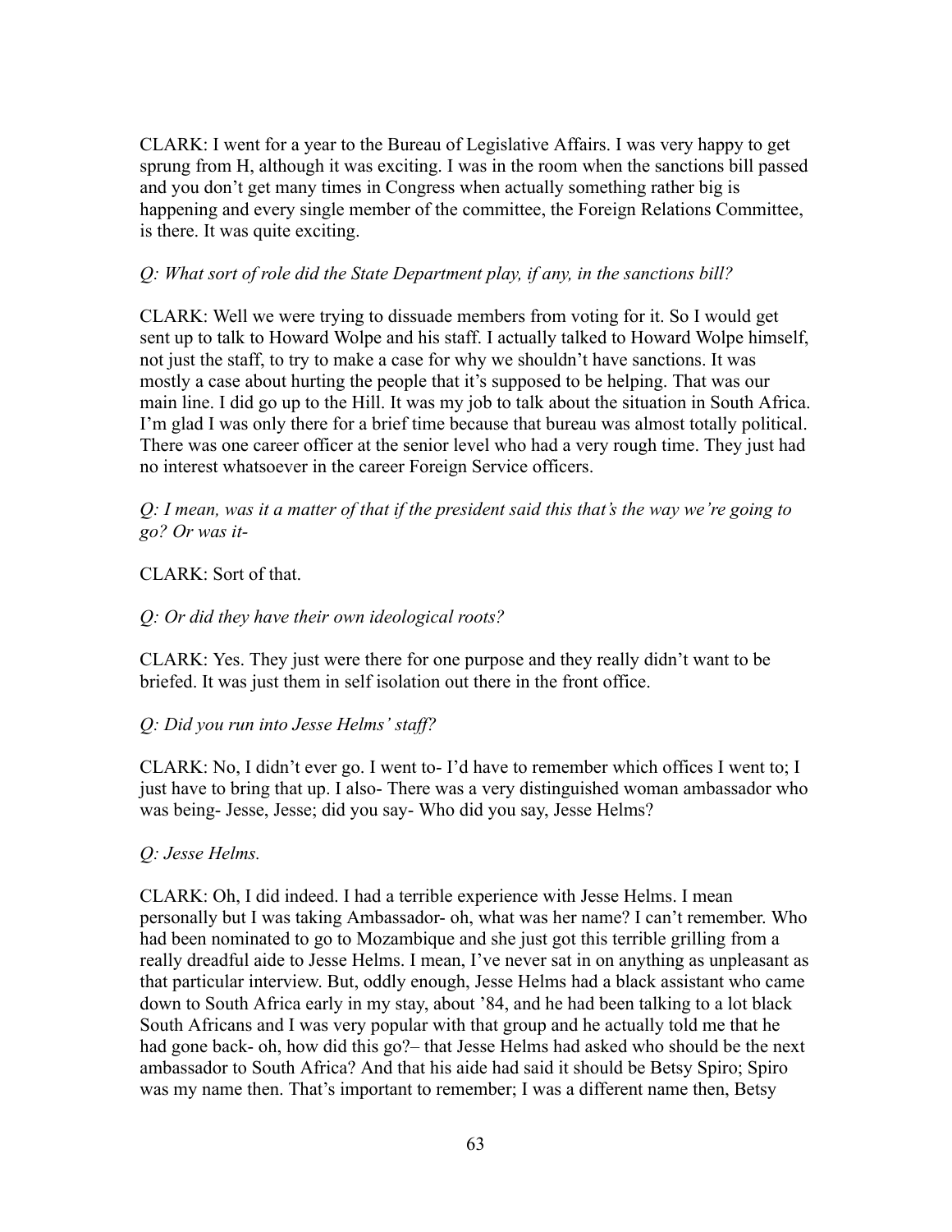CLARK: I went for a year to the Bureau of Legislative Affairs. I was very happy to get sprung from H, although it was exciting. I was in the room when the sanctions bill passed and you don't get many times in Congress when actually something rather big is happening and every single member of the committee, the Foreign Relations Committee, is there. It was quite exciting.

*Q: What sort of role did the State Department play, if any, in the sanctions bill?*

CLARK: Well we were trying to dissuade members from voting for it. So I would get sent up to talk to Howard Wolpe and his staff. I actually talked to Howard Wolpe himself, not just the staff, to try to make a case for why we shouldn't have sanctions. It was mostly a case about hurting the people that it's supposed to be helping. That was our main line. I did go up to the Hill. It was my job to talk about the situation in South Africa. I'm glad I was only there for a brief time because that bureau was almost totally political. There was one career officer at the senior level who had a very rough time. They just had no interest whatsoever in the career Foreign Service officers.

*Q: I mean, was it a matter of that if the president said this that's the way we're going to go? Or was it-*

CLARK: Sort of that.

*Q: Or did they have their own ideological roots?*

CLARK: Yes. They just were there for one purpose and they really didn't want to be briefed. It was just them in self isolation out there in the front office.

*Q: Did you run into Jesse Helms' staff?*

CLARK: No, I didn't ever go. I went to- I'd have to remember which offices I went to; I just have to bring that up. I also- There was a very distinguished woman ambassador who was being- Jesse, Jesse; did you say- Who did you say, Jesse Helms?

*Q: Jesse Helms.*

CLARK: Oh, I did indeed. I had a terrible experience with Jesse Helms. I mean personally but I was taking Ambassador- oh, what was her name? I can't remember. Who had been nominated to go to Mozambique and she just got this terrible grilling from a really dreadful aide to Jesse Helms. I mean, I've never sat in on anything as unpleasant as that particular interview. But, oddly enough, Jesse Helms had a black assistant who came down to South Africa early in my stay, about '84, and he had been talking to a lot black South Africans and I was very popular with that group and he actually told me that he had gone back- oh, how did this go?– that Jesse Helms had asked who should be the next ambassador to South Africa? And that his aide had said it should be Betsy Spiro; Spiro was my name then. That's important to remember; I was a different name then, Betsy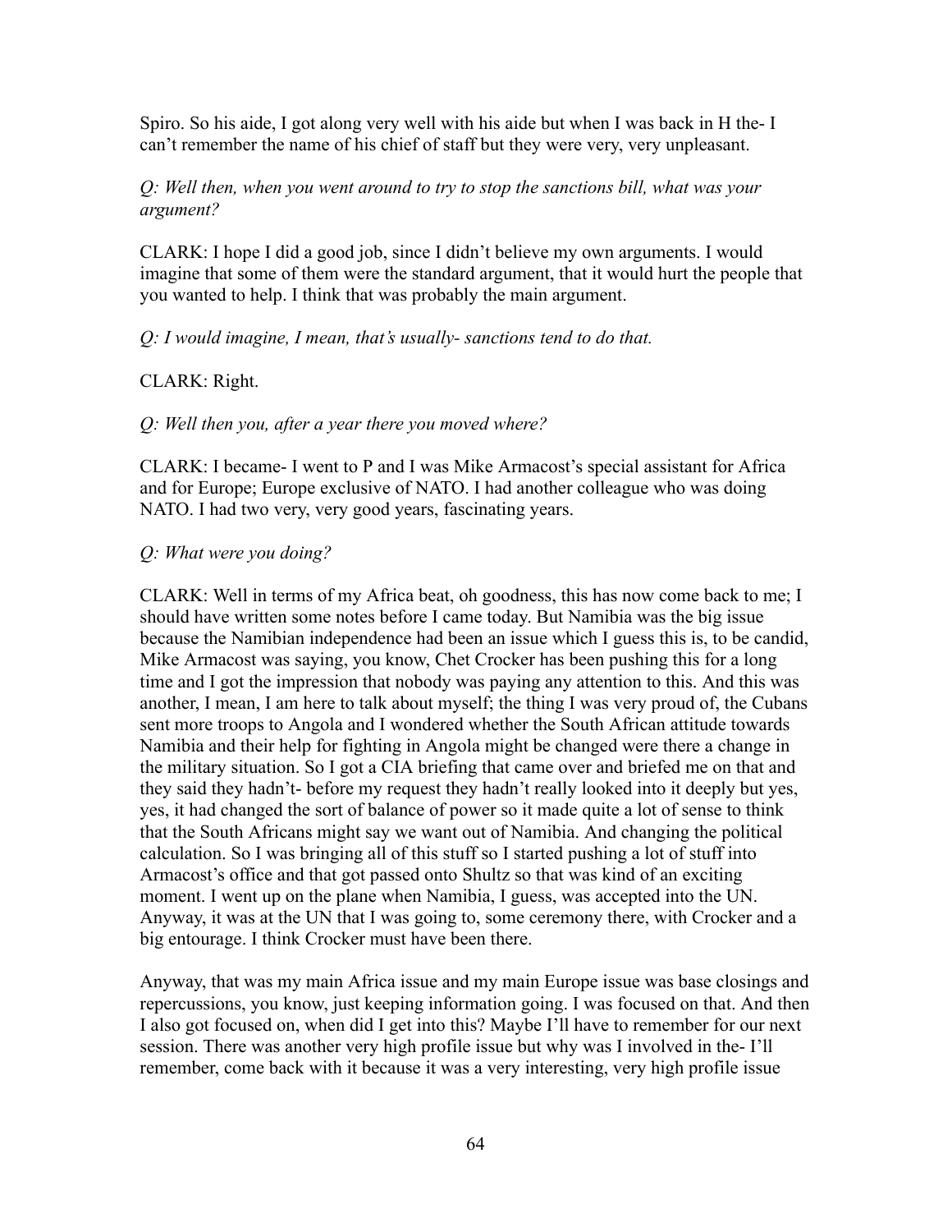Spiro. So his aide, I got along very well with his aide but when I was back in H the- I can't remember the name of his chief of staff but they were very, very unpleasant.

*Q: Well then, when you went around to try to stop the sanctions bill, what was your argument?*

CLARK: I hope I did a good job, since I didn't believe my own arguments. I would imagine that some of them were the standard argument, that it would hurt the people that you wanted to help. I think that was probably the main argument.

*Q: I would imagine, I mean, that's usually- sanctions tend to do that.*

CLARK: Right.

*Q: Well then you, after a year there you moved where?*

CLARK: I became- I went to P and I was Mike Armacost's special assistant for Africa and for Europe; Europe exclusive of NATO. I had another colleague who was doing NATO. I had two very, very good years, fascinating years.

*Q: What were you doing?*

CLARK: Well in terms of my Africa beat, oh goodness, this has now come back to me; I should have written some notes before I came today. But Namibia was the big issue because the Namibian independence had been an issue which I guess this is, to be candid, Mike Armacost was saying, you know, Chet Crocker has been pushing this for a long time and I got the impression that nobody was paying any attention to this. And this was another, I mean, I am here to talk about myself; the thing I was very proud of, the Cubans sent more troops to Angola and I wondered whether the South African attitude towards Namibia and their help for fighting in Angola might be changed were there a change in the military situation. So I got a CIA briefing that came over and briefed me on that and they said they hadn't- before my request they hadn't really looked into it deeply but yes, yes, it had changed the sort of balance of power so it made quite a lot of sense to think that the South Africans might say we want out of Namibia. And changing the political calculation. So I was bringing all of this stuff so I started pushing a lot of stuff into Armacost's office and that got passed onto Shultz so that was kind of an exciting moment. I went up on the plane when Namibia, I guess, was accepted into the UN. Anyway, it was at the UN that I was going to, some ceremony there, with Crocker and a big entourage. I think Crocker must have been there.

Anyway, that was my main Africa issue and my main Europe issue was base closings and repercussions, you know, just keeping information going. I was focused on that. And then I also got focused on, when did I get into this? Maybe I'll have to remember for our next session. There was another very high profile issue but why was I involved in the- I'll remember, come back with it because it was a very interesting, very high profile issue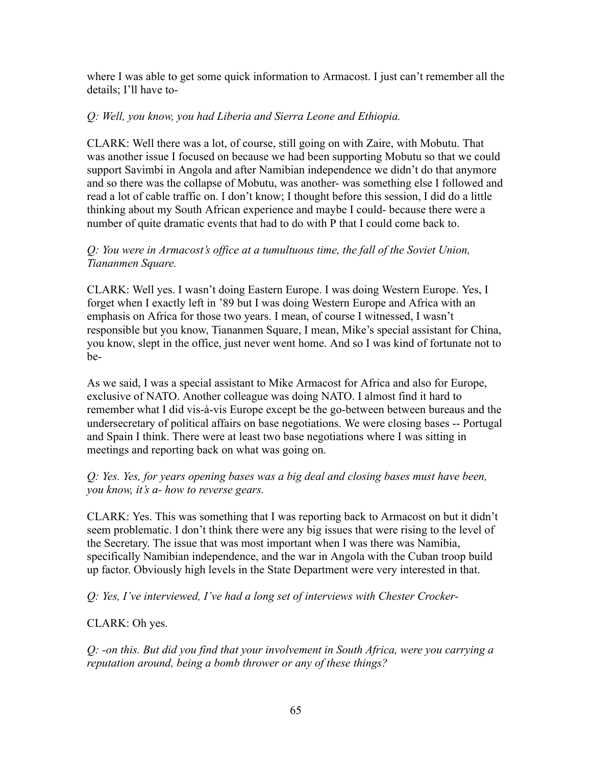where I was able to get some quick information to Armacost. I just can't remember all the details; I'll have to-

*Q: Well, you know, you had Liberia and Sierra Leone and Ethiopia.*

CLARK: Well there was a lot, of course, still going on with Zaire, with Mobutu. That was another issue I focused on because we had been supporting Mobutu so that we could support Savimbi in Angola and after Namibian independence we didn't do that anymore and so there was the collapse of Mobutu, was another- was something else I followed and read a lot of cable traffic on. I don't know; I thought before this session, I did do a little thinking about my South African experience and maybe I could- because there were a number of quite dramatic events that had to do with P that I could come back to.

*Q: You were in Armacost's office at a tumultuous time, the fall of the Soviet Union, Tiananmen Square.*

CLARK: Well yes. I wasn't doing Eastern Europe. I was doing Western Europe. Yes, I forget when I exactly left in '89 but I was doing Western Europe and Africa with an emphasis on Africa for those two years. I mean, of course I witnessed, I wasn't responsible but you know, Tiananmen Square, I mean, Mike's special assistant for China, you know, slept in the office, just never went home. And so I was kind of fortunate not to be-

As we said, I was a special assistant to Mike Armacost for Africa and also for Europe, exclusive of NATO. Another colleague was doing NATO. I almost find it hard to remember what I did vis-à-vis Europe except be the go-between between bureaus and the undersecretary of political affairs on base negotiations. We were closing bases -- Portugal and Spain I think. There were at least two base negotiations where I was sitting in meetings and reporting back on what was going on.

*Q: Yes. Yes, for years opening bases was a big deal and closing bases must have been, you know, it's a- how to reverse gears.*

CLARK: Yes. This was something that I was reporting back to Armacost on but it didn't seem problematic. I don't think there were any big issues that were rising to the level of the Secretary. The issue that was most important when I was there was Namibia, specifically Namibian independence, and the war in Angola with the Cuban troop build up factor. Obviously high levels in the State Department were very interested in that.

*Q: Yes, I've interviewed, I've had a long set of interviews with Chester Crocker-*

CLARK: Oh yes.

*Q: -on this. But did you find that your involvement in South Africa, were you carrying a reputation around, being a bomb thrower or any of these things?*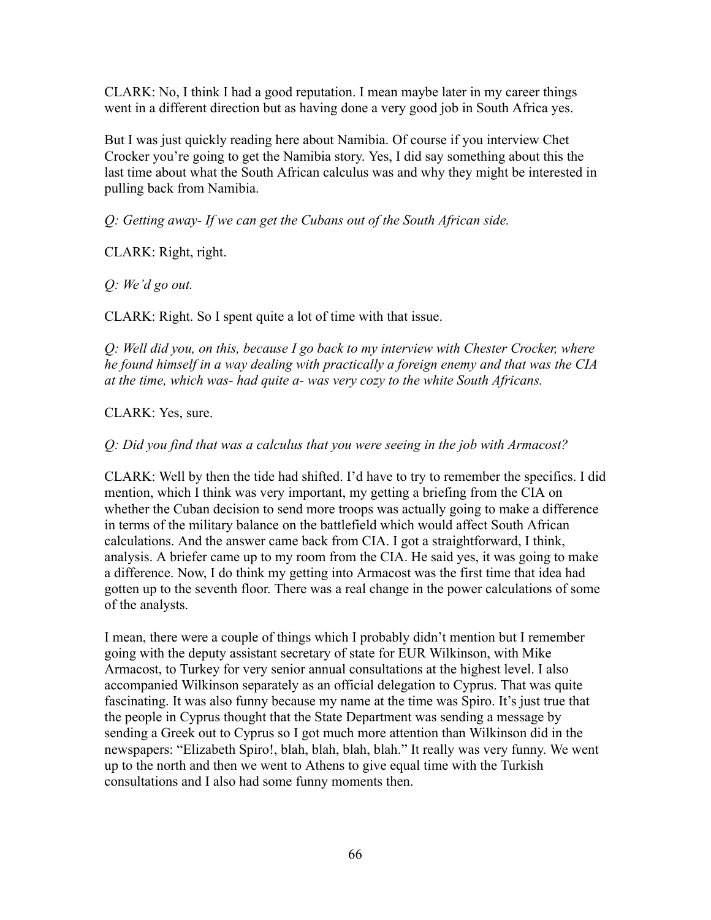CLARK: No, I think I had a good reputation. I mean maybe later in my career things went in a different direction but as having done a very good job in South Africa yes.

But I was just quickly reading here about Namibia. Of course if you interview Chet Crocker you're going to get the Namibia story. Yes, I did say something about this the last time about what the South African calculus was and why they might be interested in pulling back from Namibia.

*Q: Getting away- If we can get the Cubans out of the South African side.*

CLARK: Right, right.

*Q: We'd go out.*

CLARK: Right. So I spent quite a lot of time with that issue.

*Q: Well did you, on this, because I go back to my interview with Chester Crocker, where he found himself in a way dealing with practically a foreign enemy and that was the CIA at the time, which was- had quite a- was very cozy to the white South Africans.*

CLARK: Yes, sure.

*Q: Did you find that was a calculus that you were seeing in the job with Armacost?*

CLARK: Well by then the tide had shifted. I'd have to try to remember the specifics. I did mention, which I think was very important, my getting a briefing from the CIA on whether the Cuban decision to send more troops was actually going to make a difference in terms of the military balance on the battlefield which would affect South African calculations. And the answer came back from CIA. I got a straightforward, I think, analysis. A briefer came up to my room from the CIA. He said yes, it was going to make a difference. Now, I do think my getting into Armacost was the first time that idea had gotten up to the seventh floor. There was a real change in the power calculations of some of the analysts.

I mean, there were a couple of things which I probably didn't mention but I remember going with the deputy assistant secretary of state for EUR Wilkinson, with Mike Armacost, to Turkey for very senior annual consultations at the highest level. I also accompanied Wilkinson separately as an official delegation to Cyprus. That was quite fascinating. It was also funny because my name at the time was Spiro. It's just true that the people in Cyprus thought that the State Department was sending a message by sending a Greek out to Cyprus so I got much more attention than Wilkinson did in the newspapers: "Elizabeth Spiro!, blah, blah, blah, blah." It really was very funny. We went up to the north and then we went to Athens to give equal time with the Turkish consultations and I also had some funny moments then.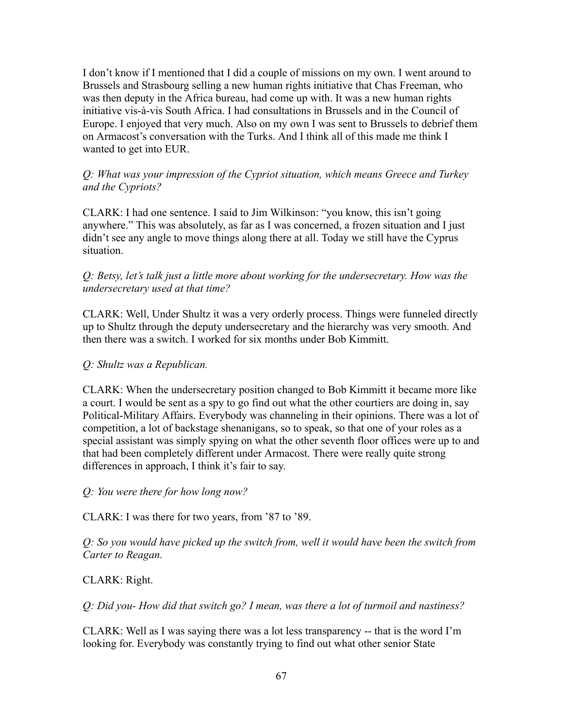I don't know if I mentioned that I did a couple of missions on my own. I went around to Brussels and Strasbourg selling a new human rights initiative that Chas Freeman, who was then deputy in the Africa bureau, had come up with. It was a new human rights initiative vis-à-vis South Africa. I had consultations in Brussels and in the Council of Europe. I enjoyed that very much. Also on my own I was sent to Brussels to debrief them on Armacost's conversation with the Turks. And I think all of this made me think I wanted to get into EUR.

*Q: What was your impression of the Cypriot situation, which means Greece and Turkey and the Cypriots?*

CLARK: I had one sentence. I said to Jim Wilkinson: "you know, this isn't going anywhere." This was absolutely, as far as I was concerned, a frozen situation and I just didn't see any angle to move things along there at all. Today we still have the Cyprus situation.

*Q: Betsy, let's talk just a little more about working for the undersecretary. How was the undersecretary used at that time?*

CLARK: Well, Under Shultz it was a very orderly process. Things were funneled directly up to Shultz through the deputy undersecretary and the hierarchy was very smooth. And then there was a switch. I worked for six months under Bob Kimmitt.

*Q: Shultz was a Republican.*

CLARK: When the undersecretary position changed to Bob Kimmitt it became more like a court. I would be sent as a spy to go find out what the other courtiers are doing in, say Political-Military Affairs. Everybody was channeling in their opinions. There was a lot of competition, a lot of backstage shenanigans, so to speak, so that one of your roles as a special assistant was simply spying on what the other seventh floor offices were up to and that had been completely different under Armacost. There were really quite strong differences in approach, I think it's fair to say.

*Q: You were there for how long now?*

CLARK: I was there for two years, from '87 to '89.

*Q: So you would have picked up the switch from, well it would have been the switch from Carter to Reagan.*

CLARK: Right.

*Q: Did you- How did that switch go? I mean, was there a lot of turmoil and nastiness?*

CLARK: Well as I was saying there was a lot less transparency -- that is the word I'm looking for. Everybody was constantly trying to find out what other senior State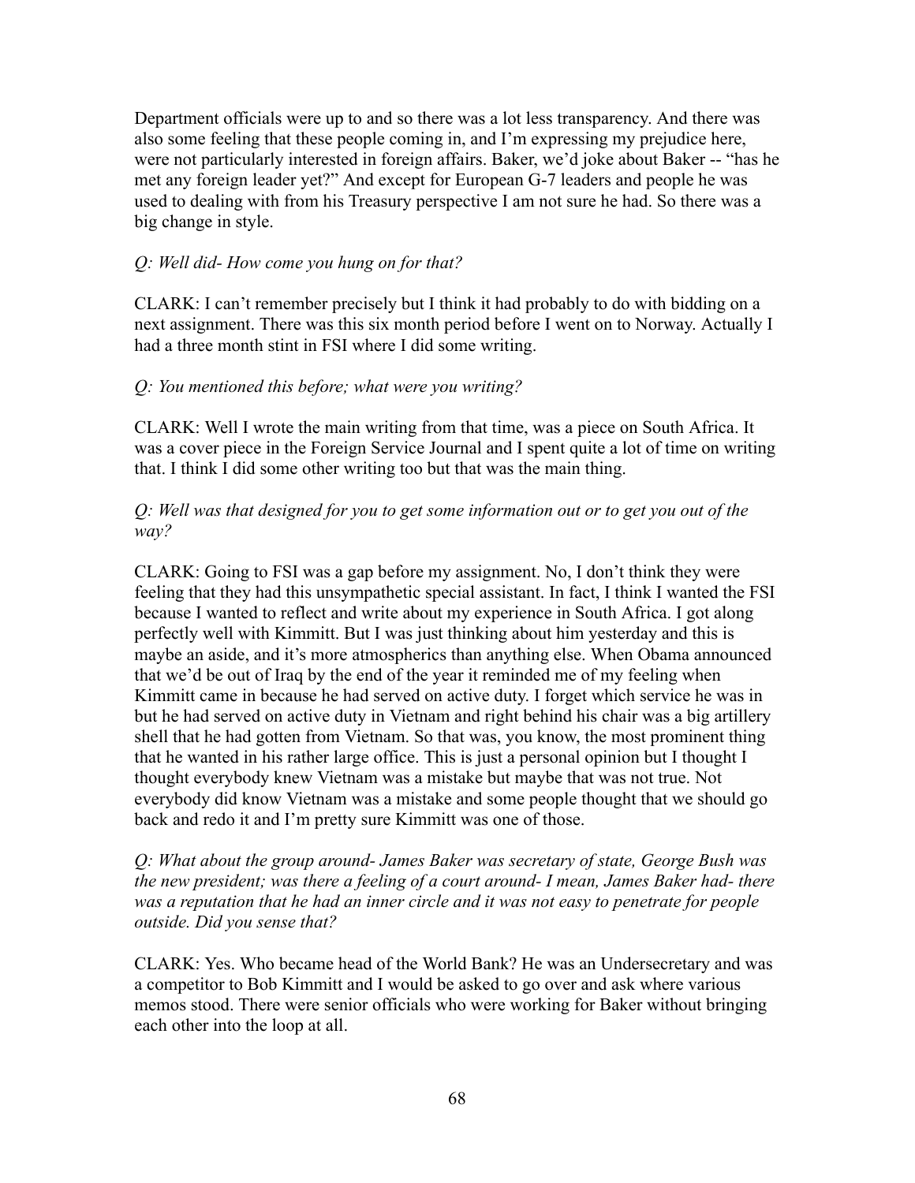Department officials were up to and so there was a lot less transparency. And there was also some feeling that these people coming in, and I'm expressing my prejudice here, were not particularly interested in foreign affairs. Baker, we'd joke about Baker -- "has he met any foreign leader yet?" And except for European G-7 leaders and people he was used to dealing with from his Treasury perspective I am not sure he had. So there was a big change in style.

*Q: Well did- How come you hung on for that?*

CLARK: I can't remember precisely but I think it had probably to do with bidding on a next assignment. There was this six month period before I went on to Norway. Actually I had a three month stint in FSI where I did some writing.

*Q: You mentioned this before; what were you writing?*

CLARK: Well I wrote the main writing from that time, was a piece on South Africa. It was a cover piece in the Foreign Service Journal and I spent quite a lot of time on writing that. I think I did some other writing too but that was the main thing.

*Q: Well was that designed for you to get some information out or to get you out of the way?*

CLARK: Going to FSI was a gap before my assignment. No, I don't think they were feeling that they had this unsympathetic special assistant. In fact, I think I wanted the FSI because I wanted to reflect and write about my experience in South Africa. I got along perfectly well with Kimmitt. But I was just thinking about him yesterday and this is maybe an aside, and it's more atmospherics than anything else. When Obama announced that we'd be out of Iraq by the end of the year it reminded me of my feeling when Kimmitt came in because he had served on active duty. I forget which service he was in but he had served on active duty in Vietnam and right behind his chair was a big artillery shell that he had gotten from Vietnam. So that was, you know, the most prominent thing that he wanted in his rather large office. This is just a personal opinion but I thought I thought everybody knew Vietnam was a mistake but maybe that was not true. Not everybody did know Vietnam was a mistake and some people thought that we should go back and redo it and I'm pretty sure Kimmitt was one of those.

*Q: What about the group around- James Baker was secretary of state, George Bush was the new president; was there a feeling of a court around- I mean, James Baker had- there was a reputation that he had an inner circle and it was not easy to penetrate for people outside. Did you sense that?*

CLARK: Yes. Who became head of the World Bank? He was an Undersecretary and was a competitor to Bob Kimmitt and I would be asked to go over and ask where various memos stood. There were senior officials who were working for Baker without bringing each other into the loop at all.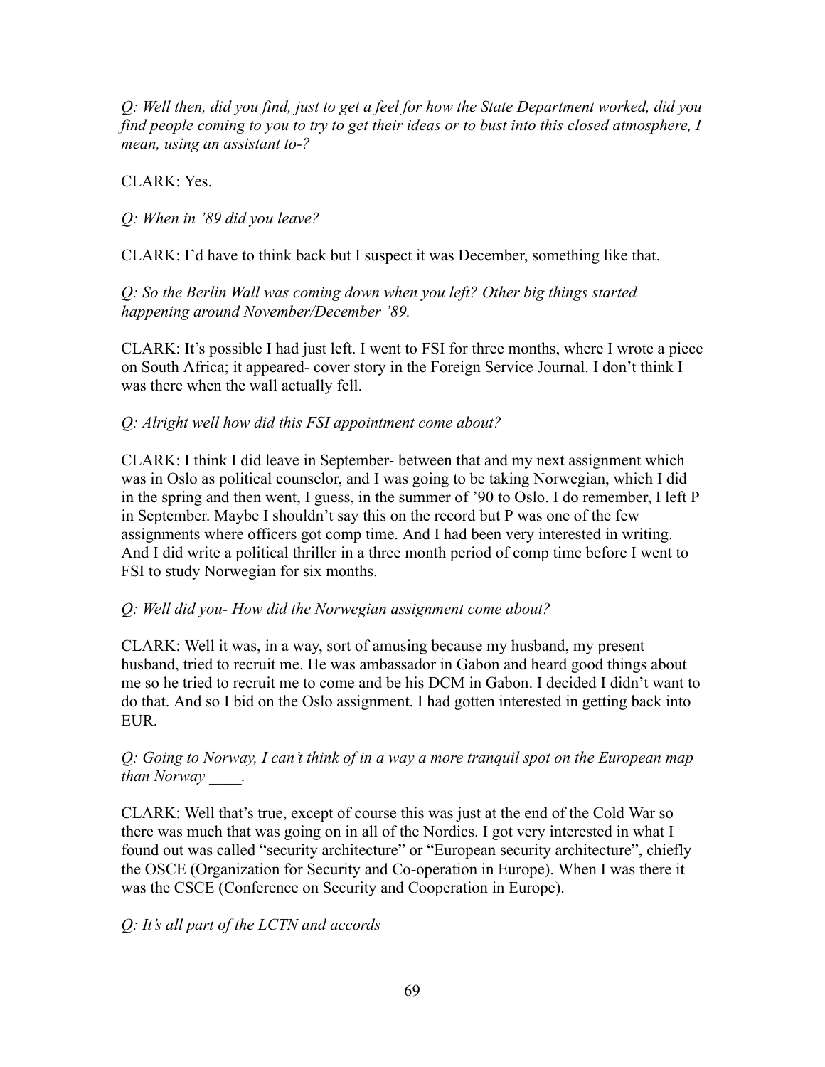*Q: Well then, did you find, just to get a feel for how the State Department worked, did you find people coming to you to try to get their ideas or to bust into this closed atmosphere, I mean, using an assistant to-?*

CLARK: Yes.

*Q: When in '89 did you leave?*

CLARK: I'd have to think back but I suspect it was December, something like that.

*Q: So the Berlin Wall was coming down when you left? Other big things started happening around November/December '89.*

CLARK: It's possible I had just left. I went to FSI for three months, where I wrote a piece on South Africa; it appeared- cover story in the Foreign Service Journal. I don't think I was there when the wall actually fell.

*Q: Alright well how did this FSI appointment come about?*

CLARK: I think I did leave in September- between that and my next assignment which was in Oslo as political counselor, and I was going to be taking Norwegian, which I did in the spring and then went, I guess, in the summer of '90 to Oslo. I do remember, I left P in September. Maybe I shouldn't say this on the record but P was one of the few assignments where officers got comp time. And I had been very interested in writing. And I did write a political thriller in a three month period of comp time before I went to FSI to study Norwegian for six months.

*Q: Well did you- How did the Norwegian assignment come about?*

CLARK: Well it was, in a way, sort of amusing because my husband, my present husband, tried to recruit me. He was ambassador in Gabon and heard good things about me so he tried to recruit me to come and be his DCM in Gabon. I decided I didn't want to do that. And so I bid on the Oslo assignment. I had gotten interested in getting back into EUR.

*Q: Going to Norway, I can't think of in a way a more tranquil spot on the European map than Norway \_\_\_\_.*

CLARK: Well that's true, except of course this was just at the end of the Cold War so there was much that was going on in all of the Nordics. I got very interested in what I found out was called "security architecture" or "European security architecture", chiefly the OSCE (Organization for Security and Co-operation in Europe). When I was there it was the CSCE (Conference on Security and Cooperation in Europe).

*Q: It's all part of the LCTN and accords*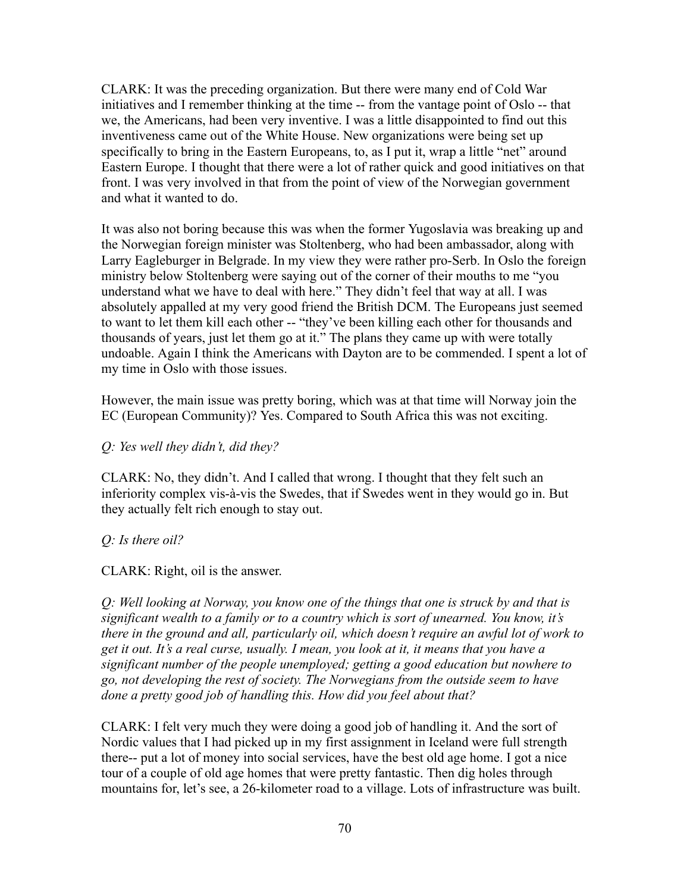CLARK: It was the preceding organization. But there were many end of Cold War initiatives and I remember thinking at the time -- from the vantage point of Oslo -- that we, the Americans, had been very inventive. I was a little disappointed to find out this inventiveness came out of the White House. New organizations were being set up specifically to bring in the Eastern Europeans, to, as I put it, wrap a little "net" around Eastern Europe. I thought that there were a lot of rather quick and good initiatives on that front. I was very involved in that from the point of view of the Norwegian government and what it wanted to do.

It was also not boring because this was when the former Yugoslavia was breaking up and the Norwegian foreign minister was Stoltenberg, who had been ambassador, along with Larry Eagleburger in Belgrade. In my view they were rather pro-Serb. In Oslo the foreign ministry below Stoltenberg were saying out of the corner of their mouths to me "you understand what we have to deal with here." They didn't feel that way at all. I was absolutely appalled at my very good friend the British DCM. The Europeans just seemed to want to let them kill each other -- "they've been killing each other for thousands and thousands of years, just let them go at it." The plans they came up with were totally undoable. Again I think the Americans with Dayton are to be commended. I spent a lot of my time in Oslo with those issues.

However, the main issue was pretty boring, which was at that time will Norway join the EC (European Community)? Yes. Compared to South Africa this was not exciting.

*Q: Yes well they didn't, did they?*

CLARK: No, they didn't. And I called that wrong. I thought that they felt such an inferiority complex vis-à-vis the Swedes, that if Swedes went in they would go in. But they actually felt rich enough to stay out.

*Q: Is there oil?*

CLARK: Right, oil is the answer.

*Q: Well looking at Norway, you know one of the things that one is struck by and that is significant wealth to a family or to a country which is sort of unearned. You know, it's there in the ground and all, particularly oil, which doesn't require an awful lot of work to get it out. It's a real curse, usually. I mean, you look at it, it means that you have a significant number of the people unemployed; getting a good education but nowhere to go, not developing the rest of society. The Norwegians from the outside seem to have done a pretty good job of handling this. How did you feel about that?*

CLARK: I felt very much they were doing a good job of handling it. And the sort of Nordic values that I had picked up in my first assignment in Iceland were full strength there-- put a lot of money into social services, have the best old age home. I got a nice tour of a couple of old age homes that were pretty fantastic. Then dig holes through mountains for, let's see, a 26-kilometer road to a village. Lots of infrastructure was built.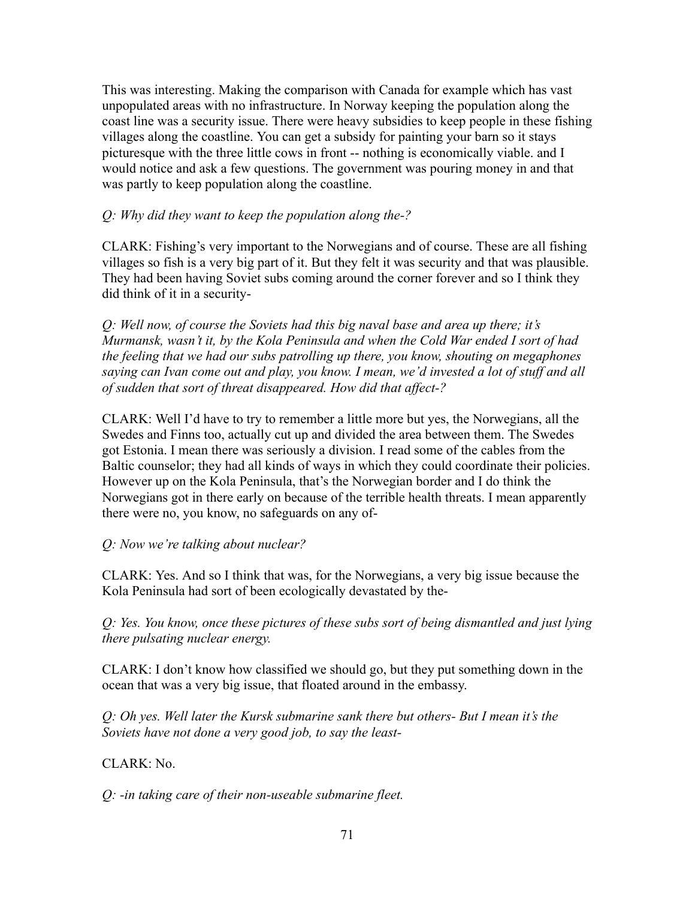This was interesting. Making the comparison with Canada for example which has vast unpopulated areas with no infrastructure. In Norway keeping the population along the coast line was a security issue. There were heavy subsidies to keep people in these fishing villages along the coastline. You can get a subsidy for painting your barn so it stays picturesque with the three little cows in front -- nothing is economically viable. and I would notice and ask a few questions. The government was pouring money in and that was partly to keep population along the coastline.

*Q: Why did they want to keep the population along the-?*

CLARK: Fishing's very important to the Norwegians and of course. These are all fishing villages so fish is a very big part of it. But they felt it was security and that was plausible. They had been having Soviet subs coming around the corner forever and so I think they did think of it in a security-

*Q: Well now, of course the Soviets had this big naval base and area up there; it's Murmansk, wasn't it, by the Kola Peninsula and when the Cold War ended I sort of had the feeling that we had our subs patrolling up there, you know, shouting on megaphones saying can Ivan come out and play, you know. I mean, we'd invested a lot of stuff and all of sudden that sort of threat disappeared. How did that affect-?*

CLARK: Well I'd have to try to remember a little more but yes, the Norwegians, all the Swedes and Finns too, actually cut up and divided the area between them. The Swedes got Estonia. I mean there was seriously a division. I read some of the cables from the Baltic counselor; they had all kinds of ways in which they could coordinate their policies. However up on the Kola Peninsula, that's the Norwegian border and I do think the Norwegians got in there early on because of the terrible health threats. I mean apparently there were no, you know, no safeguards on any of-

*Q: Now we're talking about nuclear?*

CLARK: Yes. And so I think that was, for the Norwegians, a very big issue because the Kola Peninsula had sort of been ecologically devastated by the-

*Q: Yes. You know, once these pictures of these subs sort of being dismantled and just lying there pulsating nuclear energy.*

CLARK: I don't know how classified we should go, but they put something down in the ocean that was a very big issue, that floated around in the embassy.

*Q: Oh yes. Well later the Kursk submarine sank there but others- But I mean it's the Soviets have not done a very good job, to say the least-*

CLARK: No.

*Q: -in taking care of their non-useable submarine fleet.*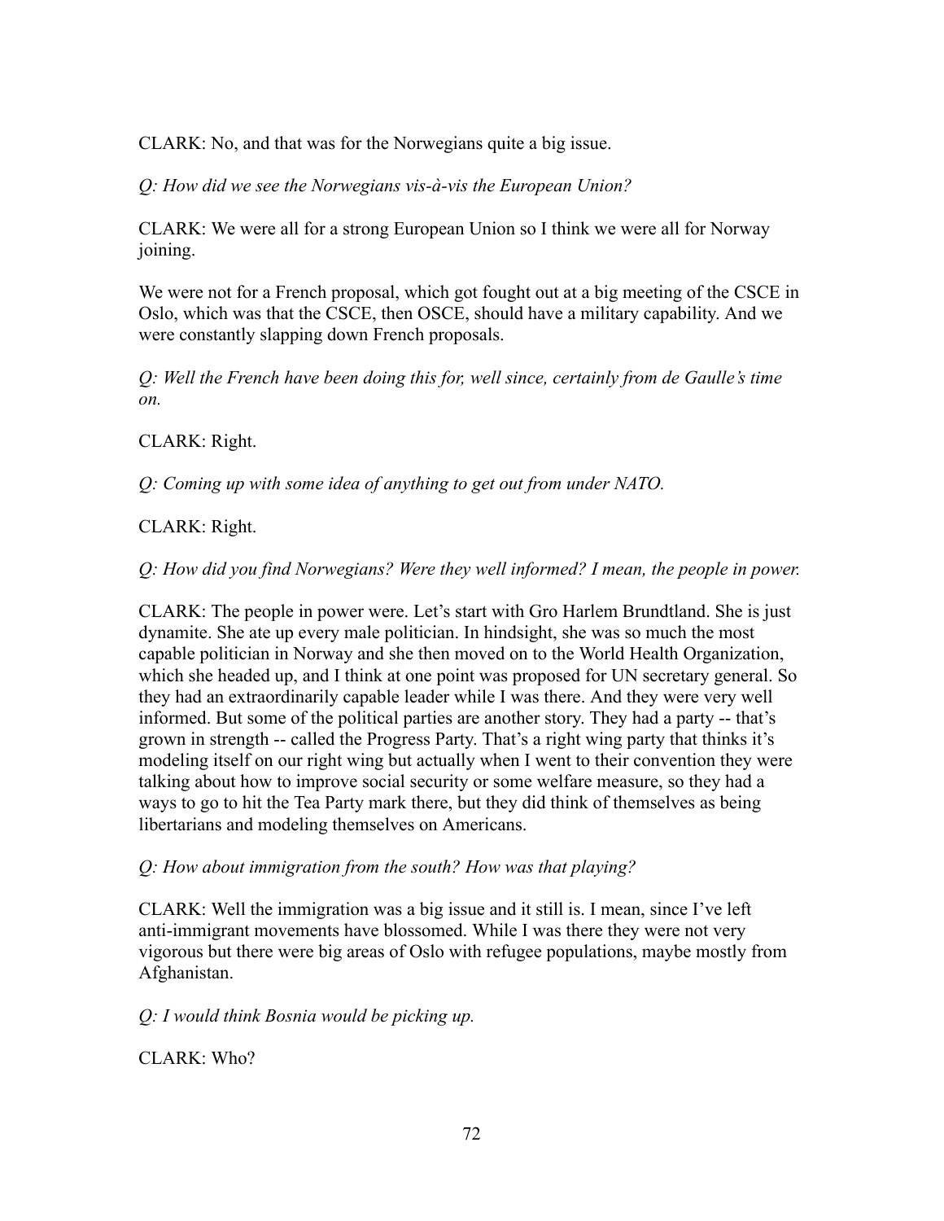CLARK: No, and that was for the Norwegians quite a big issue.

*Q: How did we see the Norwegians vis-à-vis the European Union?*

CLARK: We were all for a strong European Union so I think we were all for Norway joining.

We were not for a French proposal, which got fought out at a big meeting of the CSCE in Oslo, which was that the CSCE, then OSCE, should have a military capability. And we were constantly slapping down French proposals.

*Q: Well the French have been doing this for, well since, certainly from de Gaulle's time on.*

CLARK: Right.

*Q: Coming up with some idea of anything to get out from under NATO.*

CLARK: Right.

*Q: How did you find Norwegians? Were they well informed? I mean, the people in power.*

CLARK: The people in power were. Let's start with Gro Harlem Brundtland. She is just dynamite. She ate up every male politician. In hindsight, she was so much the most capable politician in Norway and she then moved on to the World Health Organization, which she headed up, and I think at one point was proposed for UN secretary general. So they had an extraordinarily capable leader while I was there. And they were very well informed. But some of the political parties are another story. They had a party -- that's grown in strength -- called the Progress Party. That's a right wing party that thinks it's modeling itself on our right wing but actually when I went to their convention they were talking about how to improve social security or some welfare measure, so they had a ways to go to hit the Tea Party mark there, but they did think of themselves as being libertarians and modeling themselves on Americans.

*Q: How about immigration from the south? How was that playing?*

CLARK: Well the immigration was a big issue and it still is. I mean, since I've left anti-immigrant movements have blossomed. While I was there they were not very vigorous but there were big areas of Oslo with refugee populations, maybe mostly from Afghanistan.

*Q: I would think Bosnia would be picking up.*

CLARK: Who?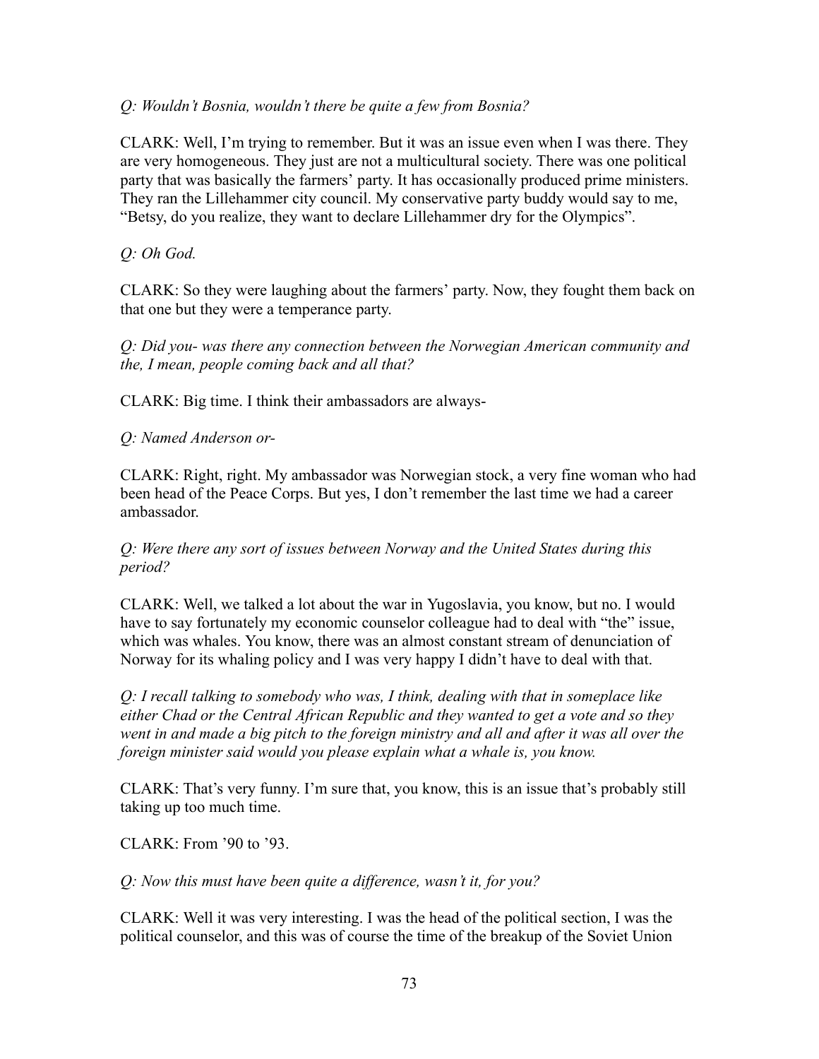*Q: Wouldn't Bosnia, wouldn't there be quite a few from Bosnia?*

CLARK: Well, I'm trying to remember. But it was an issue even when I was there. They are very homogeneous. They just are not a multicultural society. There was one political party that was basically the farmers' party. It has occasionally produced prime ministers. They ran the Lillehammer city council. My conservative party buddy would say to me, "Betsy, do you realize, they want to declare Lillehammer dry for the Olympics".

*Q: Oh God.*

CLARK: So they were laughing about the farmers' party. Now, they fought them back on that one but they were a temperance party.

*Q: Did you- was there any connection between the Norwegian American community and the, I mean, people coming back and all that?*

CLARK: Big time. I think their ambassadors are always-

*Q: Named Anderson or-*

CLARK: Right, right. My ambassador was Norwegian stock, a very fine woman who had been head of the Peace Corps. But yes, I don't remember the last time we had a career ambassador.

*Q: Were there any sort of issues between Norway and the United States during this period?*

CLARK: Well, we talked a lot about the war in Yugoslavia, you know, but no. I would have to say fortunately my economic counselor colleague had to deal with "the" issue, which was whales. You know, there was an almost constant stream of denunciation of Norway for its whaling policy and I was very happy I didn't have to deal with that.

*Q: I recall talking to somebody who was, I think, dealing with that in someplace like either Chad or the Central African Republic and they wanted to get a vote and so they went in and made a big pitch to the foreign ministry and all and after it was all over the foreign minister said would you please explain what a whale is, you know.*

CLARK: That's very funny. I'm sure that, you know, this is an issue that's probably still taking up too much time.

CLARK: From '90 to '93.

*Q: Now this must have been quite a difference, wasn't it, for you?*

CLARK: Well it was very interesting. I was the head of the political section, I was the political counselor, and this was of course the time of the breakup of the Soviet Union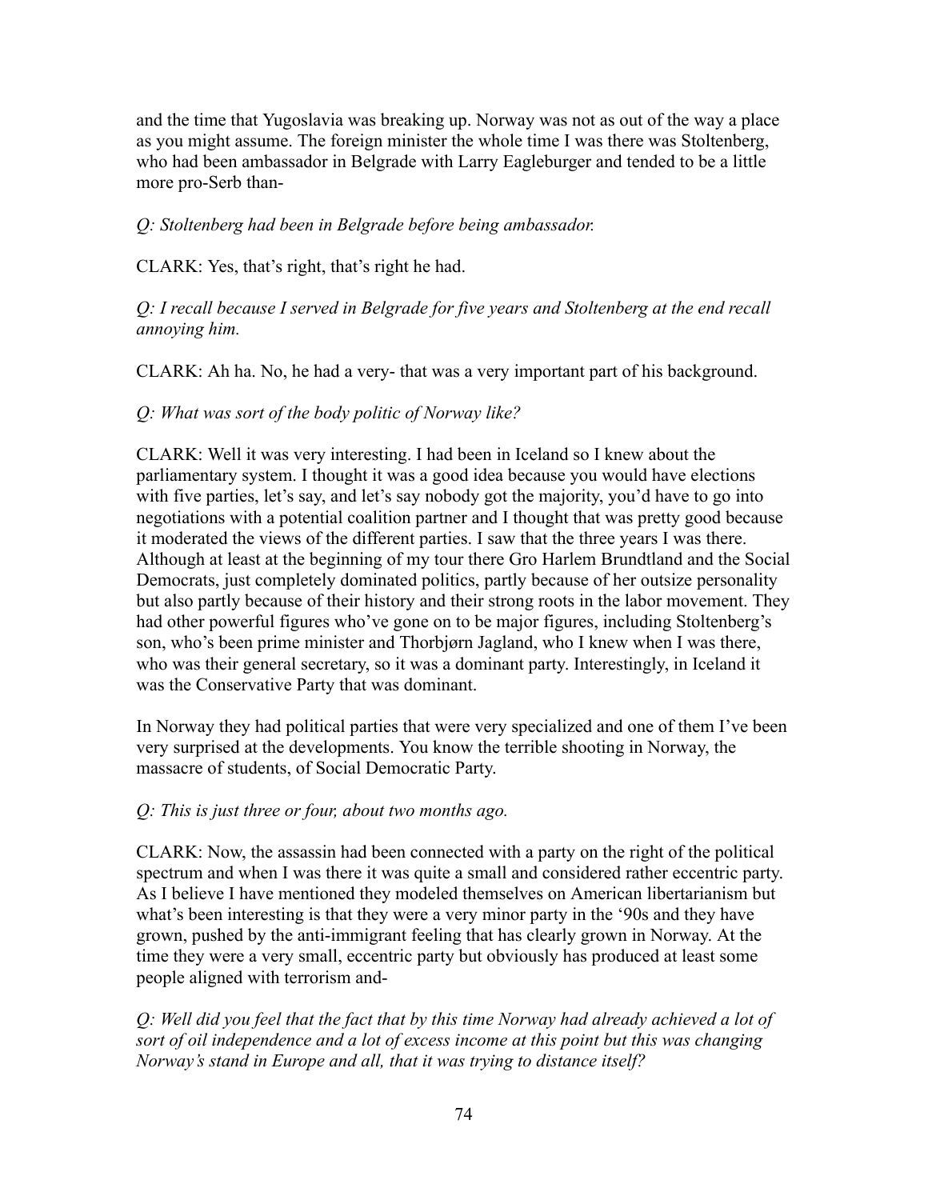and the time that Yugoslavia was breaking up. Norway was not as out of the way a place as you might assume. The foreign minister the whole time I was there was Stoltenberg, who had been ambassador in Belgrade with Larry Eagleburger and tended to be a little more pro-Serb than-

*Q: Stoltenberg had been in Belgrade before being ambassador.*

CLARK: Yes, that's right, that's right he had.

*Q: I recall because I served in Belgrade for five years and Stoltenberg at the end recall annoying him.*

CLARK: Ah ha. No, he had a very- that was a very important part of his background.

*Q: What was sort of the body politic of Norway like?*

CLARK: Well it was very interesting. I had been in Iceland so I knew about the parliamentary system. I thought it was a good idea because you would have elections with five parties, let's say, and let's say nobody got the majority, you'd have to go into negotiations with a potential coalition partner and I thought that was pretty good because it moderated the views of the different parties. I saw that the three years I was there. Although at least at the beginning of my tour there Gro Harlem Brundtland and the Social Democrats, just completely dominated politics, partly because of her outsize personality but also partly because of their history and their strong roots in the labor movement. They had other powerful figures who've gone on to be major figures, including Stoltenberg's son, who's been prime minister and Thorbjørn Jagland, who I knew when I was there, who was their general secretary, so it was a dominant party. Interestingly, in Iceland it was the Conservative Party that was dominant.

In Norway they had political parties that were very specialized and one of them I've been very surprised at the developments. You know the terrible shooting in Norway, the massacre of students, of Social Democratic Party.

*Q: This is just three or four, about two months ago.*

CLARK: Now, the assassin had been connected with a party on the right of the political spectrum and when I was there it was quite a small and considered rather eccentric party. As I believe I have mentioned they modeled themselves on American libertarianism but what's been interesting is that they were a very minor party in the '90s and they have grown, pushed by the anti-immigrant feeling that has clearly grown in Norway. At the time they were a very small, eccentric party but obviously has produced at least some people aligned with terrorism and-

*Q: Well did you feel that the fact that by this time Norway had already achieved a lot of sort of oil independence and a lot of excess income at this point but this was changing Norway's stand in Europe and all, that it was trying to distance itself?*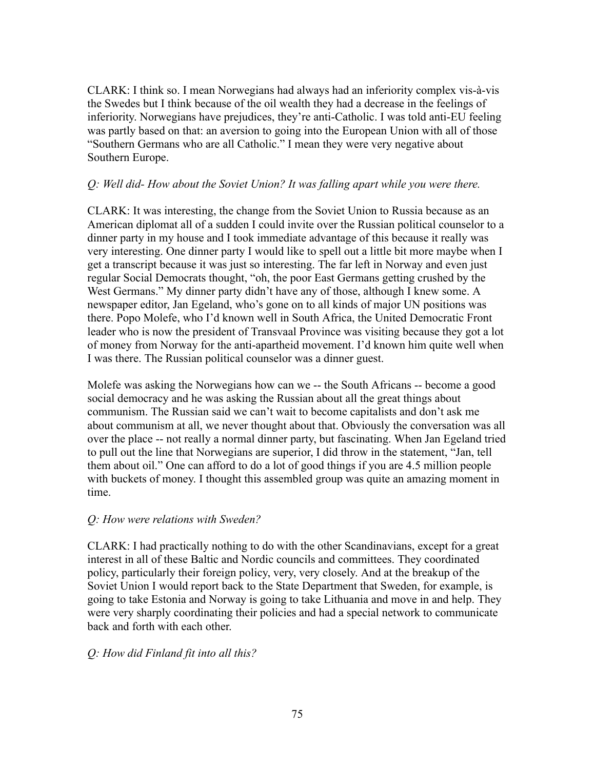CLARK: I think so. I mean Norwegians had always had an inferiority complex vis-à-vis the Swedes but I think because of the oil wealth they had a decrease in the feelings of inferiority. Norwegians have prejudices, they're anti-Catholic. I was told anti-EU feeling was partly based on that: an aversion to going into the European Union with all of those "Southern Germans who are all Catholic." I mean they were very negative about Southern Europe.

*Q: Well did- How about the Soviet Union? It was falling apart while you were there.*

CLARK: It was interesting, the change from the Soviet Union to Russia because as an American diplomat all of a sudden I could invite over the Russian political counselor to a dinner party in my house and I took immediate advantage of this because it really was very interesting. One dinner party I would like to spell out a little bit more maybe when I get a transcript because it was just so interesting. The far left in Norway and even just regular Social Democrats thought, "oh, the poor East Germans getting crushed by the West Germans." My dinner party didn't have any of those, although I knew some. A newspaper editor, Jan Egeland, who's gone on to all kinds of major UN positions was there. Popo Molefe, who I'd known well in South Africa, the United Democratic Front leader who is now the president of Transvaal Province was visiting because they got a lot of money from Norway for the anti-apartheid movement. I'd known him quite well when I was there. The Russian political counselor was a dinner guest.

Molefe was asking the Norwegians how can we -- the South Africans -- become a good social democracy and he was asking the Russian about all the great things about communism. The Russian said we can't wait to become capitalists and don't ask me about communism at all, we never thought about that. Obviously the conversation was all over the place -- not really a normal dinner party, but fascinating. When Jan Egeland tried to pull out the line that Norwegians are superior, I did throw in the statement, "Jan, tell them about oil." One can afford to do a lot of good things if you are 4.5 million people with buckets of money. I thought this assembled group was quite an amazing moment in time.

*Q: How were relations with Sweden?*

CLARK: I had practically nothing to do with the other Scandinavians, except for a great interest in all of these Baltic and Nordic councils and committees. They coordinated policy, particularly their foreign policy, very, very closely. And at the breakup of the Soviet Union I would report back to the State Department that Sweden, for example, is going to take Estonia and Norway is going to take Lithuania and move in and help. They were very sharply coordinating their policies and had a special network to communicate back and forth with each other.

*Q: How did Finland fit into all this?*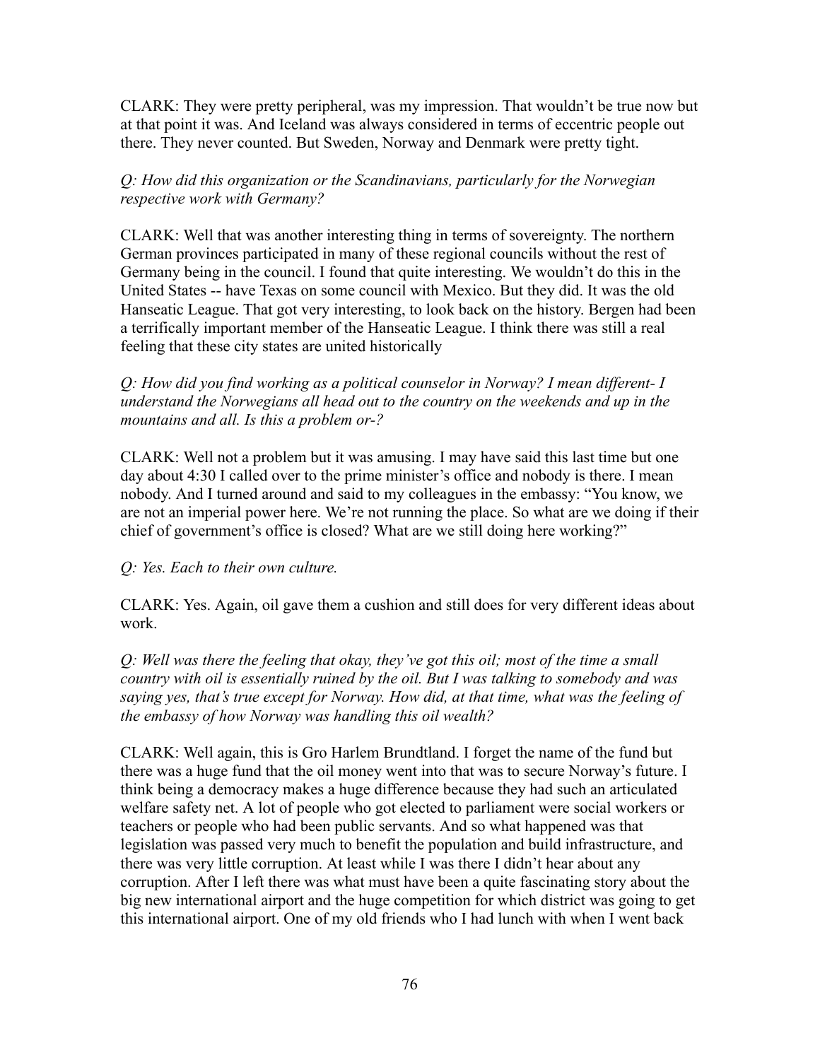CLARK: They were pretty peripheral, was my impression. That wouldn't be true now but at that point it was. And Iceland was always considered in terms of eccentric people out there. They never counted. But Sweden, Norway and Denmark were pretty tight.

*Q: How did this organization or the Scandinavians, particularly for the Norwegian respective work with Germany?*

CLARK: Well that was another interesting thing in terms of sovereignty. The northern German provinces participated in many of these regional councils without the rest of Germany being in the council. I found that quite interesting. We wouldn't do this in the United States -- have Texas on some council with Mexico. But they did. It was the old Hanseatic League. That got very interesting, to look back on the history. Bergen had been a terrifically important member of the Hanseatic League. I think there was still a real feeling that these city states are united historically

*Q: How did you find working as a political counselor in Norway? I mean different- I understand the Norwegians all head out to the country on the weekends and up in the mountains and all. Is this a problem or-?*

CLARK: Well not a problem but it was amusing. I may have said this last time but one day about 4:30 I called over to the prime minister's office and nobody is there. I mean nobody. And I turned around and said to my colleagues in the embassy: "You know, we are not an imperial power here. We're not running the place. So what are we doing if their chief of government's office is closed? What are we still doing here working?"

*Q: Yes. Each to their own culture.*

CLARK: Yes. Again, oil gave them a cushion and still does for very different ideas about work.

*Q: Well was there the feeling that okay, they've got this oil; most of the time a small country with oil is essentially ruined by the oil. But I was talking to somebody and was saying yes, that's true except for Norway. How did, at that time, what was the feeling of the embassy of how Norway was handling this oil wealth?*

CLARK: Well again, this is Gro Harlem Brundtland. I forget the name of the fund but there was a huge fund that the oil money went into that was to secure Norway's future. I think being a democracy makes a huge difference because they had such an articulated welfare safety net. A lot of people who got elected to parliament were social workers or teachers or people who had been public servants. And so what happened was that legislation was passed very much to benefit the population and build infrastructure, and there was very little corruption. At least while I was there I didn't hear about any corruption. After I left there was what must have been a quite fascinating story about the big new international airport and the huge competition for which district was going to get this international airport. One of my old friends who I had lunch with when I went back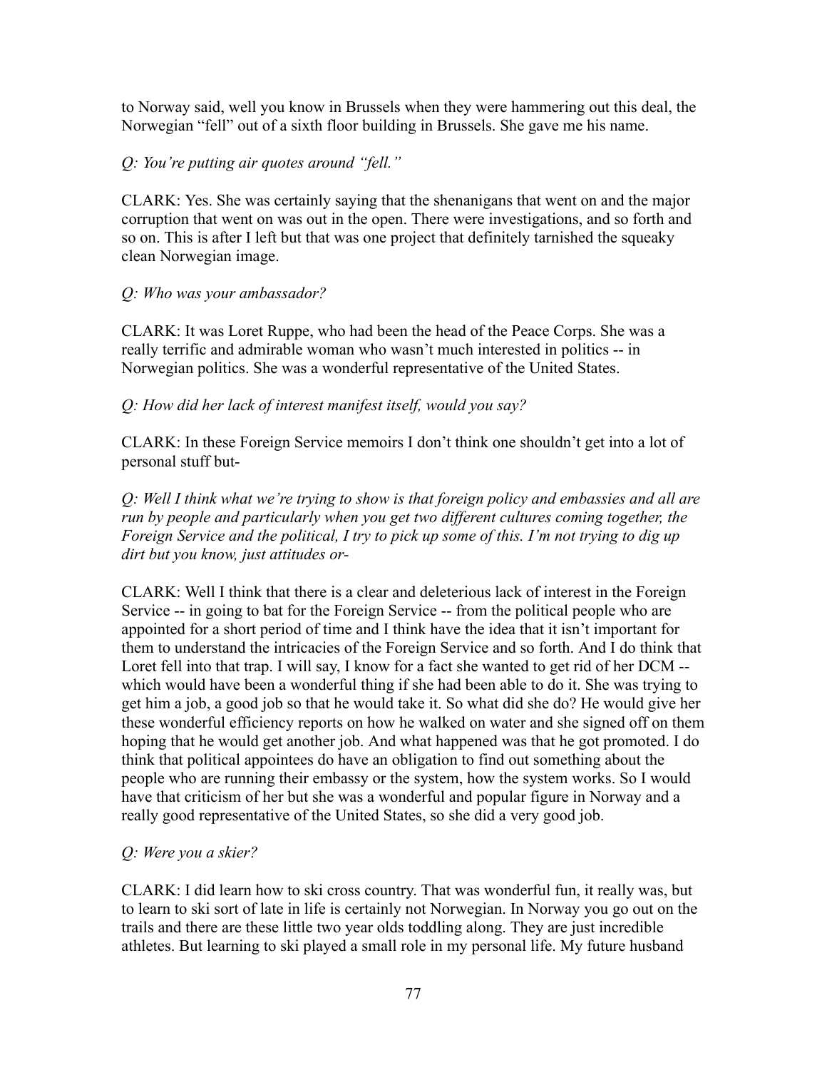to Norway said, well you know in Brussels when they were hammering out this deal, the Norwegian "fell" out of a sixth floor building in Brussels. She gave me his name.

*Q: You're putting air quotes around "fell."*

CLARK: Yes. She was certainly saying that the shenanigans that went on and the major corruption that went on was out in the open. There were investigations, and so forth and so on. This is after I left but that was one project that definitely tarnished the squeaky clean Norwegian image.

*Q: Who was your ambassador?*

CLARK: It was Loret Ruppe, who had been the head of the Peace Corps. She was a really terrific and admirable woman who wasn't much interested in politics -- in Norwegian politics. She was a wonderful representative of the United States.

*Q: How did her lack of interest manifest itself, would you say?*

CLARK: In these Foreign Service memoirs I don't think one shouldn't get into a lot of personal stuff but-

*Q: Well I think what we're trying to show is that foreign policy and embassies and all are run by people and particularly when you get two different cultures coming together, the Foreign Service and the political, I try to pick up some of this. I'm not trying to dig up dirt but you know, just attitudes or-*

CLARK: Well I think that there is a clear and deleterious lack of interest in the Foreign Service -- in going to bat for the Foreign Service -- from the political people who are appointed for a short period of time and I think have the idea that it isn't important for them to understand the intricacies of the Foreign Service and so forth. And I do think that Loret fell into that trap. I will say, I know for a fact she wanted to get rid of her DCM -- which would have been a wonderful thing if she had been able to do it. She was trying to get him a job, a good job so that he would take it. So what did she do? He would give her these wonderful efficiency reports on how he walked on water and she signed off on them hoping that he would get another job. And what happened was that he got promoted. I do think that political appointees do have an obligation to find out something about the people who are running their embassy or the system, how the system works. So I would have that criticism of her but she was a wonderful and popular figure in Norway and a really good representative of the United States, so she did a very good job.

*Q: Were you a skier?*

CLARK: I did learn how to ski cross country. That was wonderful fun, it really was, but to learn to ski sort of late in life is certainly not Norwegian. In Norway you go out on the trails and there are these little two year olds toddling along. They are just incredible athletes. But learning to ski played a small role in my personal life. My future husband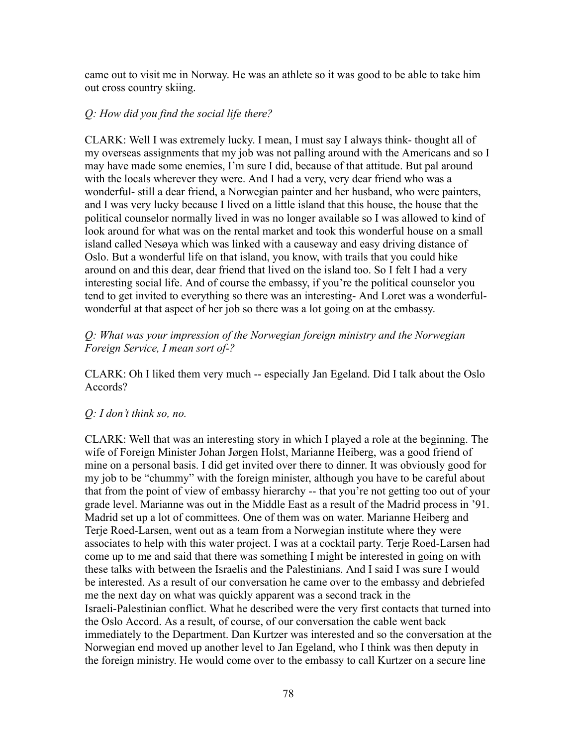came out to visit me in Norway. He was an athlete so it was good to be able to take him out cross country skiing.

*Q: How did you find the social life there?*

CLARK: Well I was extremely lucky. I mean, I must say I always think- thought all of my overseas assignments that my job was not palling around with the Americans and so I may have made some enemies, I'm sure I did, because of that attitude. But pal around with the locals wherever they were. And I had a very, very dear friend who was a wonderful- still a dear friend, a Norwegian painter and her husband, who were painters, and I was very lucky because I lived on a little island that this house, the house that the political counselor normally lived in was no longer available so I was allowed to kind of look around for what was on the rental market and took this wonderful house on a small island called Nesøya which was linked with a causeway and easy driving distance of Oslo. But a wonderful life on that island, you know, with trails that you could hike around on and this dear, dear friend that lived on the island too. So I felt I had a very interesting social life. And of course the embassy, if you're the political counselor you tend to get invited to everything so there was an interesting- And Loret was a wonderful- wonderful at that aspect of her job so there was a lot going on at the embassy.

*Q: What was your impression of the Norwegian foreign ministry and the Norwegian Foreign Service, I mean sort of-?*

CLARK: Oh I liked them very much -- especially Jan Egeland. Did I talk about the Oslo Accords?

*Q: I don't think so, no.*

CLARK: Well that was an interesting story in which I played a role at the beginning. The wife of Foreign Minister Johan Jørgen Holst, Marianne Heiberg, was a good friend of mine on a personal basis. I did get invited over there to dinner. It was obviously good for my job to be "chummy" with the foreign minister, although you have to be careful about that from the point of view of embassy hierarchy -- that you're not getting too out of your grade level. Marianne was out in the Middle East as a result of the Madrid process in '91. Madrid set up a lot of committees. One of them was on water. Marianne Heiberg and Terje Roed-Larsen, went out as a team from a Norwegian institute where they were associates to help with this water project. I was at a cocktail party. Terje Roed-Larsen had come up to me and said that there was something I might be interested in going on with these talks with between the Israelis and the Palestinians. And I said I was sure I would be interested. As a result of our conversation he came over to the embassy and debriefed me the next day on what was quickly apparent was a second track in the Israeli-Palestinian conflict. What he described were the very first contacts that turned into the Oslo Accord. As a result, of course, of our conversation the cable went back immediately to the Department. Dan Kurtzer was interested and so the conversation at the Norwegian end moved up another level to Jan Egeland, who I think was then deputy in the foreign ministry. He would come over to the embassy to call Kurtzer on a secure line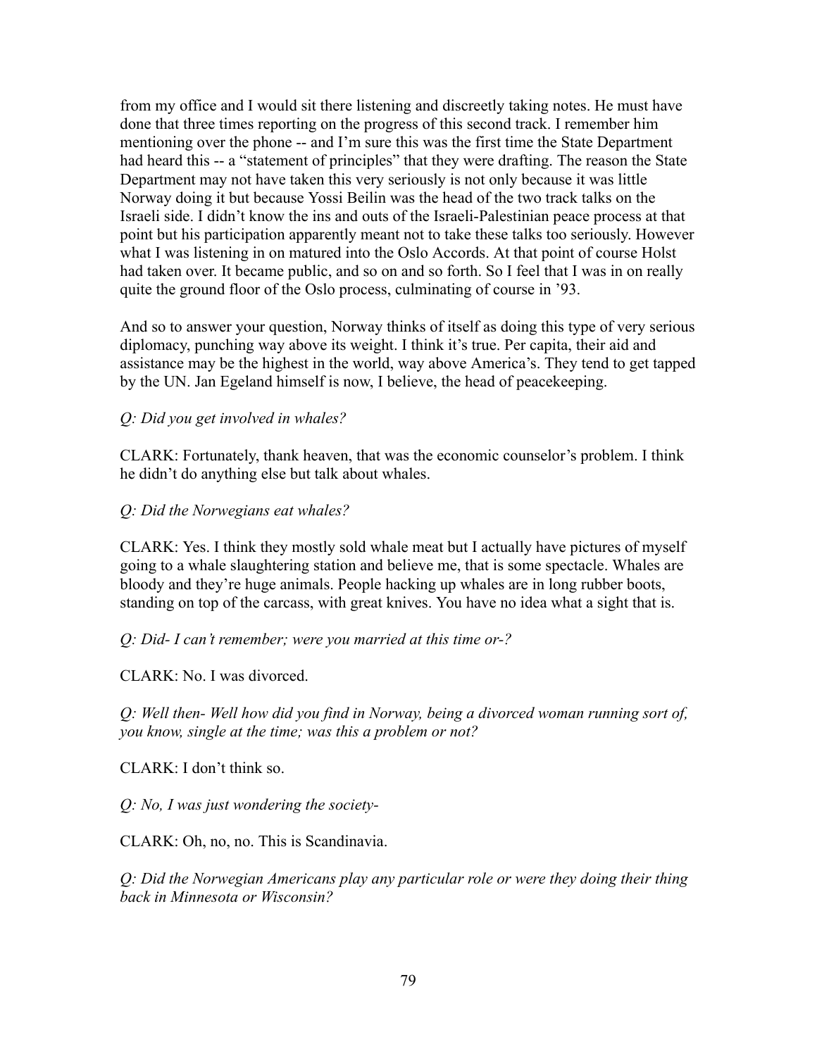from my office and I would sit there listening and discreetly taking notes. He must have done that three times reporting on the progress of this second track. I remember him mentioning over the phone -- and I'm sure this was the first time the State Department had heard this -- a "statement of principles" that they were drafting. The reason the State Department may not have taken this very seriously is not only because it was little Norway doing it but because Yossi Beilin was the head of the two track talks on the Israeli side. I didn't know the ins and outs of the Israeli-Palestinian peace process at that point but his participation apparently meant not to take these talks too seriously. However what I was listening in on matured into the Oslo Accords. At that point of course Holst had taken over. It became public, and so on and so forth. So I feel that I was in on really quite the ground floor of the Oslo process, culminating of course in '93.

And so to answer your question, Norway thinks of itself as doing this type of very serious diplomacy, punching way above its weight. I think it's true. Per capita, their aid and assistance may be the highest in the world, way above America's. They tend to get tapped by the UN. Jan Egeland himself is now, I believe, the head of peacekeeping.

*Q: Did you get involved in whales?*

CLARK: Fortunately, thank heaven, that was the economic counselor's problem. I think he didn't do anything else but talk about whales.

*Q: Did the Norwegians eat whales?*

CLARK: Yes. I think they mostly sold whale meat but I actually have pictures of myself going to a whale slaughtering station and believe me, that is some spectacle. Whales are bloody and they're huge animals. People hacking up whales are in long rubber boots, standing on top of the carcass, with great knives. You have no idea what a sight that is.

*Q: Did- I can't remember; were you married at this time or-?*

CLARK: No. I was divorced.

*Q: Well then- Well how did you find in Norway, being a divorced woman running sort of, you know, single at the time; was this a problem or not?*

CLARK: I don't think so.

*Q: No, I was just wondering the society-*

CLARK: Oh, no, no. This is Scandinavia.

*Q: Did the Norwegian Americans play any particular role or were they doing their thing back in Minnesota or Wisconsin?*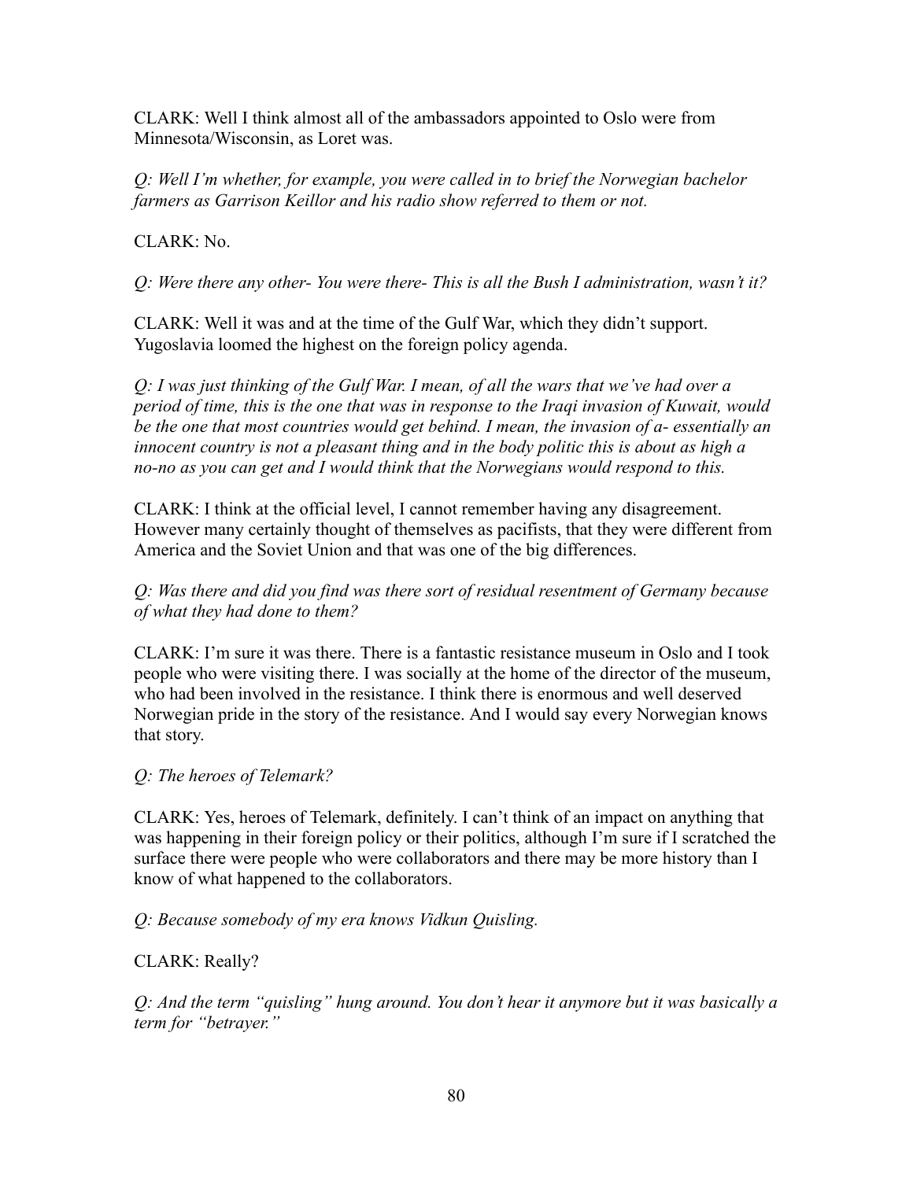CLARK: Well I think almost all of the ambassadors appointed to Oslo were from Minnesota/Wisconsin, as Loret was.

*Q: Well I'm whether, for example, you were called in to brief the Norwegian bachelor farmers as Garrison Keillor and his radio show referred to them or not.*

CLARK: No.

*Q: Were there any other- You were there- This is all the Bush I administration, wasn't it?*

CLARK: Well it was and at the time of the Gulf War, which they didn't support. Yugoslavia loomed the highest on the foreign policy agenda.

*Q: I was just thinking of the Gulf War. I mean, of all the wars that we've had over a period of time, this is the one that was in response to the Iraqi invasion of Kuwait, would be the one that most countries would get behind. I mean, the invasion of a- essentially an innocent country is not a pleasant thing and in the body politic this is about as high a no-no as you can get and I would think that the Norwegians would respond to this.*

CLARK: I think at the official level, I cannot remember having any disagreement. However many certainly thought of themselves as pacifists, that they were different from America and the Soviet Union and that was one of the big differences.

*Q: Was there and did you find was there sort of residual resentment of Germany because of what they had done to them?*

CLARK: I'm sure it was there. There is a fantastic resistance museum in Oslo and I took people who were visiting there. I was socially at the home of the director of the museum, who had been involved in the resistance. I think there is enormous and well deserved Norwegian pride in the story of the resistance. And I would say every Norwegian knows that story.

*Q: The heroes of Telemark?*

CLARK: Yes, heroes of Telemark, definitely. I can't think of an impact on anything that was happening in their foreign policy or their politics, although I'm sure if I scratched the surface there were people who were collaborators and there may be more history than I know of what happened to the collaborators.

*Q: Because somebody of my era knows Vidkun Quisling.*

CLARK: Really?

*Q: And the term "quisling" hung around. You don't hear it anymore but it was basically a term for "betrayer."*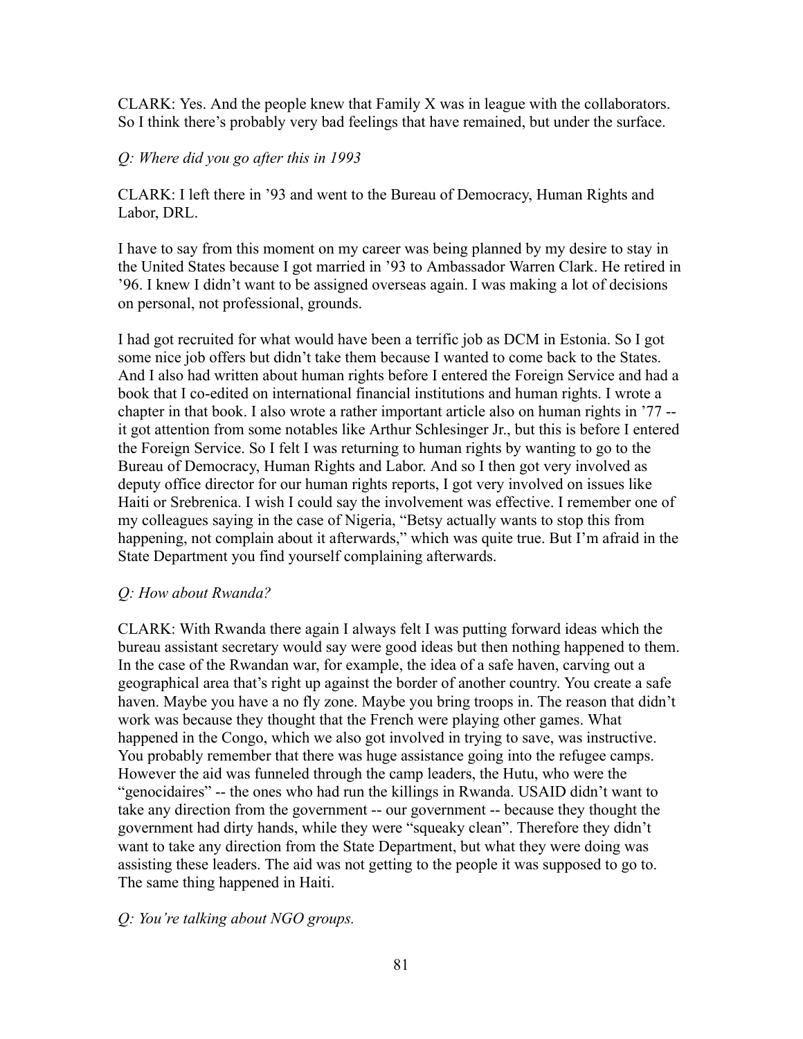CLARK: Yes. And the people knew that Family X was in league with the collaborators. So I think there's probably very bad feelings that have remained, but under the surface.

*Q: Where did you go after this in 1993*

CLARK: I left there in '93 and went to the Bureau of Democracy, Human Rights and Labor, DRL.

I have to say from this moment on my career was being planned by my desire to stay in the United States because I got married in '93 to Ambassador Warren Clark. He retired in '96. I knew I didn't want to be assigned overseas again. I was making a lot of decisions on personal, not professional, grounds.

I had got recruited for what would have been a terrific job as DCM in Estonia. So I got some nice job offers but didn't take them because I wanted to come back to the States. And I also had written about human rights before I entered the Foreign Service and had a book that I co-edited on international financial institutions and human rights. I wrote a chapter in that book. I also wrote a rather important article also on human rights in '77 -- it got attention from some notables like Arthur Schlesinger Jr., but this is before I entered the Foreign Service. So I felt I was returning to human rights by wanting to go to the Bureau of Democracy, Human Rights and Labor. And so I then got very involved as deputy office director for our human rights reports, I got very involved on issues like Haiti or Srebrenica. I wish I could say the involvement was effective. I remember one of my colleagues saying in the case of Nigeria, "Betsy actually wants to stop this from happening, not complain about it afterwards," which was quite true. But I'm afraid in the State Department you find yourself complaining afterwards.

*Q: How about Rwanda?*

CLARK: With Rwanda there again I always felt I was putting forward ideas which the bureau assistant secretary would say were good ideas but then nothing happened to them. In the case of the Rwandan war, for example, the idea of a safe haven, carving out a geographical area that's right up against the border of another country. You create a safe haven. Maybe you have a no fly zone. Maybe you bring troops in. The reason that didn't work was because they thought that the French were playing other games. What happened in the Congo, which we also got involved in trying to save, was instructive. You probably remember that there was huge assistance going into the refugee camps. However the aid was funneled through the camp leaders, the Hutu, who were the "genocidaires" -- the ones who had run the killings in Rwanda. USAID didn't want to take any direction from the government -- our government -- because they thought the government had dirty hands, while they were "squeaky clean". Therefore they didn't want to take any direction from the State Department, but what they were doing was assisting these leaders. The aid was not getting to the people it was supposed to go to. The same thing happened in Haiti.

*Q: You're talking about NGO groups.*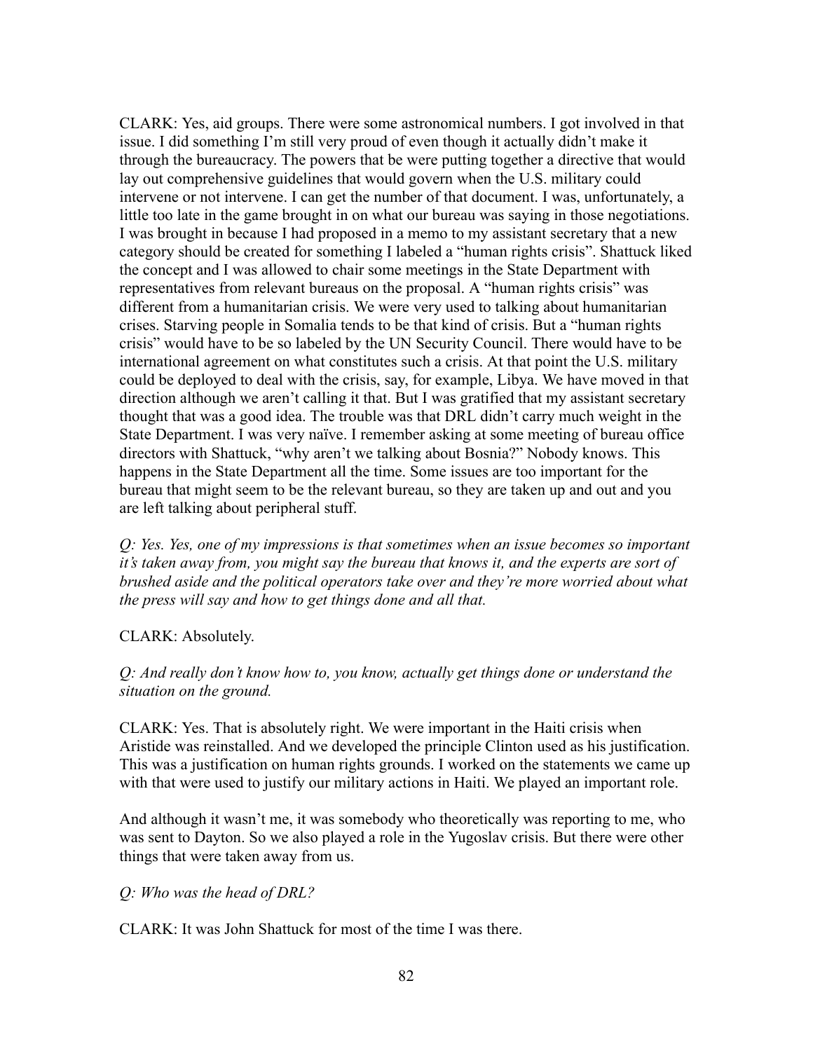CLARK: Yes, aid groups. There were some astronomical numbers. I got involved in that issue. I did something I'm still very proud of even though it actually didn't make it through the bureaucracy. The powers that be were putting together a directive that would lay out comprehensive guidelines that would govern when the U.S. military could intervene or not intervene. I can get the number of that document. I was, unfortunately, a little too late in the game brought in on what our bureau was saying in those negotiations. I was brought in because I had proposed in a memo to my assistant secretary that a new category should be created for something I labeled a "human rights crisis". Shattuck liked the concept and I was allowed to chair some meetings in the State Department with representatives from relevant bureaus on the proposal. A "human rights crisis" was different from a humanitarian crisis. We were very used to talking about humanitarian crises. Starving people in Somalia tends to be that kind of crisis. But a "human rights crisis" would have to be so labeled by the UN Security Council. There would have to be international agreement on what constitutes such a crisis. At that point the U.S. military could be deployed to deal with the crisis, say, for example, Libya. We have moved in that direction although we aren't calling it that. But I was gratified that my assistant secretary thought that was a good idea. The trouble was that DRL didn't carry much weight in the State Department. I was very naïve. I remember asking at some meeting of bureau office directors with Shattuck, "why aren't we talking about Bosnia?" Nobody knows. This happens in the State Department all the time. Some issues are too important for the bureau that might seem to be the relevant bureau, so they are taken up and out and you are left talking about peripheral stuff.

*Q: Yes. Yes, one of my impressions is that sometimes when an issue becomes so important it's taken away from, you might say the bureau that knows it, and the experts are sort of brushed aside and the political operators take over and they're more worried about what the press will say and how to get things done and all that.*

CLARK: Absolutely.

*Q: And really don't know how to, you know, actually get things done or understand the situation on the ground.*

CLARK: Yes. That is absolutely right. We were important in the Haiti crisis when Aristide was reinstalled. And we developed the principle Clinton used as his justification. This was a justification on human rights grounds. I worked on the statements we came up with that were used to justify our military actions in Haiti. We played an important role.

And although it wasn't me, it was somebody who theoretically was reporting to me, who was sent to Dayton. So we also played a role in the Yugoslav crisis. But there were other things that were taken away from us.

*Q: Who was the head of DRL?*

CLARK: It was John Shattuck for most of the time I was there.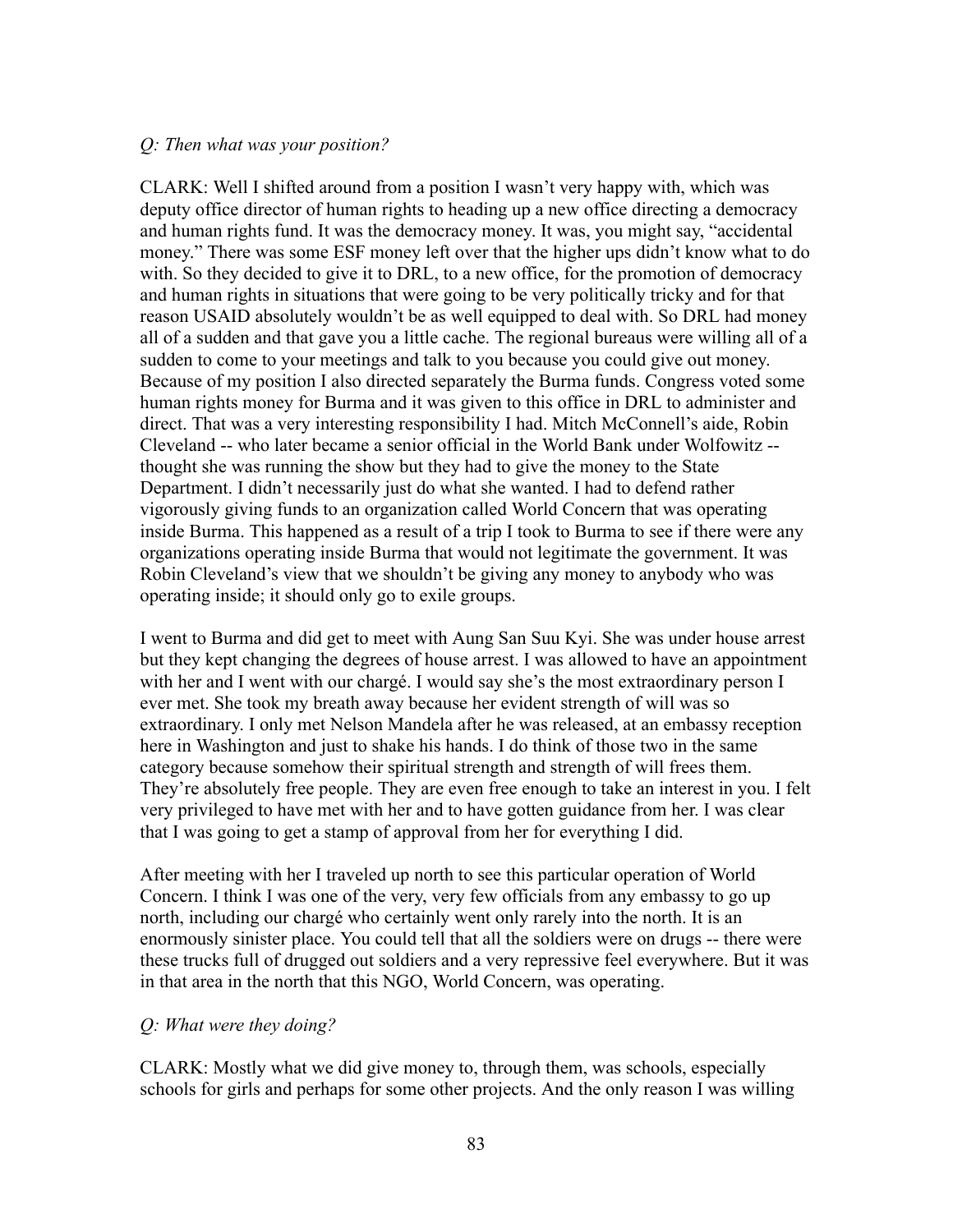*Q: Then what was your position?*

CLARK: Well I shifted around from a position I wasn't very happy with, which was deputy office director of human rights to heading up a new office directing a democracy and human rights fund. It was the democracy money. It was, you might say, "accidental money." There was some ESF money left over that the higher ups didn't know what to do with. So they decided to give it to DRL, to a new office, for the promotion of democracy and human rights in situations that were going to be very politically tricky and for that reason USAID absolutely wouldn't be as well equipped to deal with. So DRL had money all of a sudden and that gave you a little cache. The regional bureaus were willing all of a sudden to come to your meetings and talk to you because you could give out money. Because of my position I also directed separately the Burma funds. Congress voted some human rights money for Burma and it was given to this office in DRL to administer and direct. That was a very interesting responsibility I had. Mitch McConnell's aide, Robin Cleveland -- who later became a senior official in the World Bank under Wolfowitz -- thought she was running the show but they had to give the money to the State Department. I didn't necessarily just do what she wanted. I had to defend rather vigorously giving funds to an organization called World Concern that was operating inside Burma. This happened as a result of a trip I took to Burma to see if there were any organizations operating inside Burma that would not legitimate the government. It was Robin Cleveland's view that we shouldn't be giving any money to anybody who was operating inside; it should only go to exile groups.

I went to Burma and did get to meet with Aung San Suu Kyi. She was under house arrest but they kept changing the degrees of house arrest. I was allowed to have an appointment with her and I went with our chargé. I would say she's the most extraordinary person I ever met. She took my breath away because her evident strength of will was so extraordinary. I only met Nelson Mandela after he was released, at an embassy reception here in Washington and just to shake his hands. I do think of those two in the same category because somehow their spiritual strength and strength of will frees them. They're absolutely free people. They are even free enough to take an interest in you. I felt very privileged to have met with her and to have gotten guidance from her. I was clear that I was going to get a stamp of approval from her for everything I did.

After meeting with her I traveled up north to see this particular operation of World Concern. I think I was one of the very, very few officials from any embassy to go up north, including our chargé who certainly went only rarely into the north. It is an enormously sinister place. You could tell that all the soldiers were on drugs -- there were these trucks full of drugged out soldiers and a very repressive feel everywhere. But it was in that area in the north that this NGO, World Concern, was operating.

*Q: What were they doing?*

CLARK: Mostly what we did give money to, through them, was schools, especially schools for girls and perhaps for some other projects. And the only reason I was willing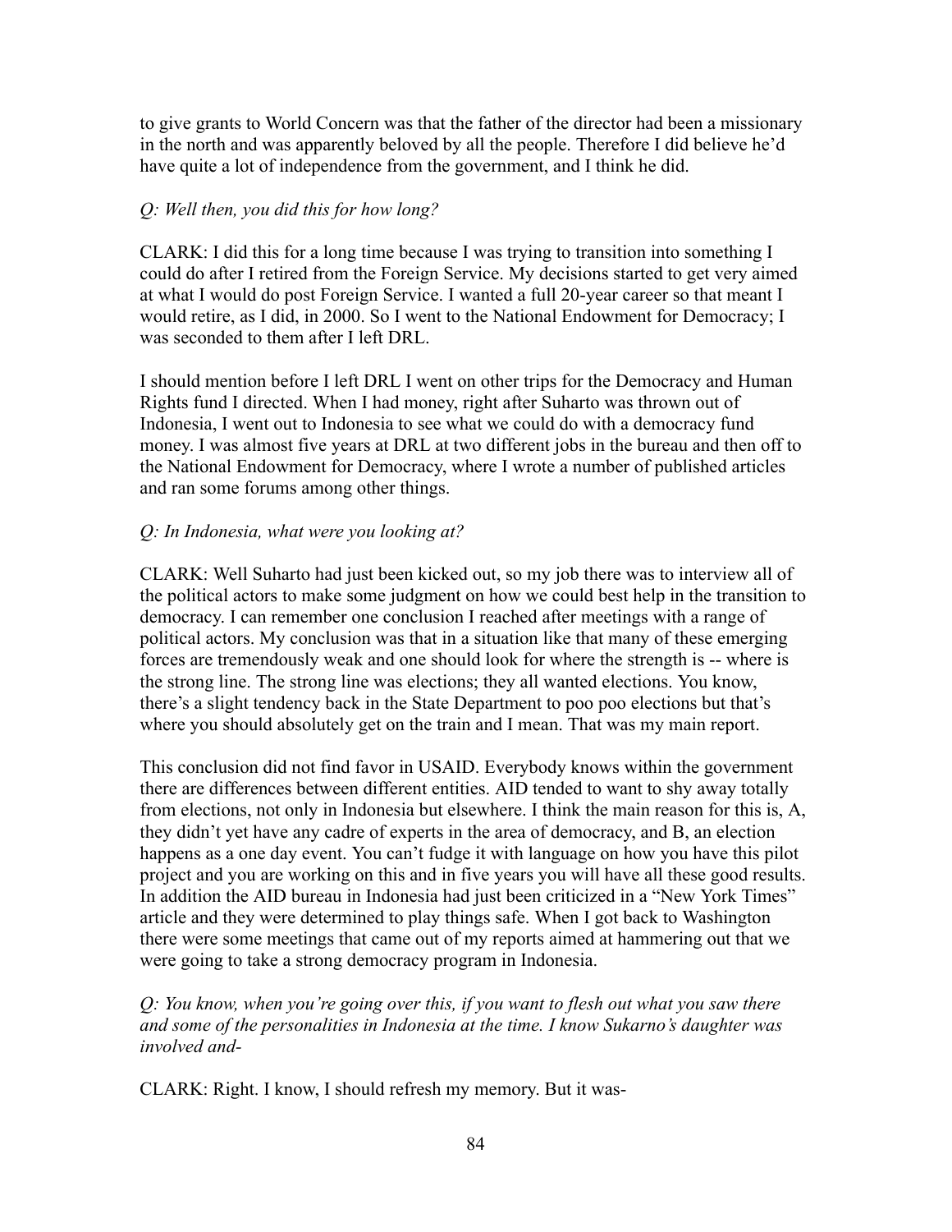to give grants to World Concern was that the father of the director had been a missionary in the north and was apparently beloved by all the people. Therefore I did believe he'd have quite a lot of independence from the government, and I think he did.

*Q: Well then, you did this for how long?*

CLARK: I did this for a long time because I was trying to transition into something I could do after I retired from the Foreign Service. My decisions started to get very aimed at what I would do post Foreign Service. I wanted a full 20-year career so that meant I would retire, as I did, in 2000. So I went to the National Endowment for Democracy; I was seconded to them after I left DRL.

I should mention before I left DRL I went on other trips for the Democracy and Human Rights fund I directed. When I had money, right after Suharto was thrown out of Indonesia, I went out to Indonesia to see what we could do with a democracy fund money. I was almost five years at DRL at two different jobs in the bureau and then off to the National Endowment for Democracy, where I wrote a number of published articles and ran some forums among other things.

*Q: In Indonesia, what were you looking at?*

CLARK: Well Suharto had just been kicked out, so my job there was to interview all of the political actors to make some judgment on how we could best help in the transition to democracy. I can remember one conclusion I reached after meetings with a range of political actors. My conclusion was that in a situation like that many of these emerging forces are tremendously weak and one should look for where the strength is -- where is the strong line. The strong line was elections; they all wanted elections. You know, there's a slight tendency back in the State Department to poo poo elections but that's where you should absolutely get on the train and I mean. That was my main report.

This conclusion did not find favor in USAID. Everybody knows within the government there are differences between different entities. AID tended to want to shy away totally from elections, not only in Indonesia but elsewhere. I think the main reason for this is, A, they didn't yet have any cadre of experts in the area of democracy, and B, an election happens as a one day event. You can't fudge it with language on how you have this pilot project and you are working on this and in five years you will have all these good results. In addition the AID bureau in Indonesia had just been criticized in a "New York Times" article and they were determined to play things safe. When I got back to Washington there were some meetings that came out of my reports aimed at hammering out that we were going to take a strong democracy program in Indonesia.

*Q: You know, when you're going over this, if you want to flesh out what you saw there and some of the personalities in Indonesia at the time. I know Sukarno's daughter was involved and-*

CLARK: Right. I know, I should refresh my memory. But it was-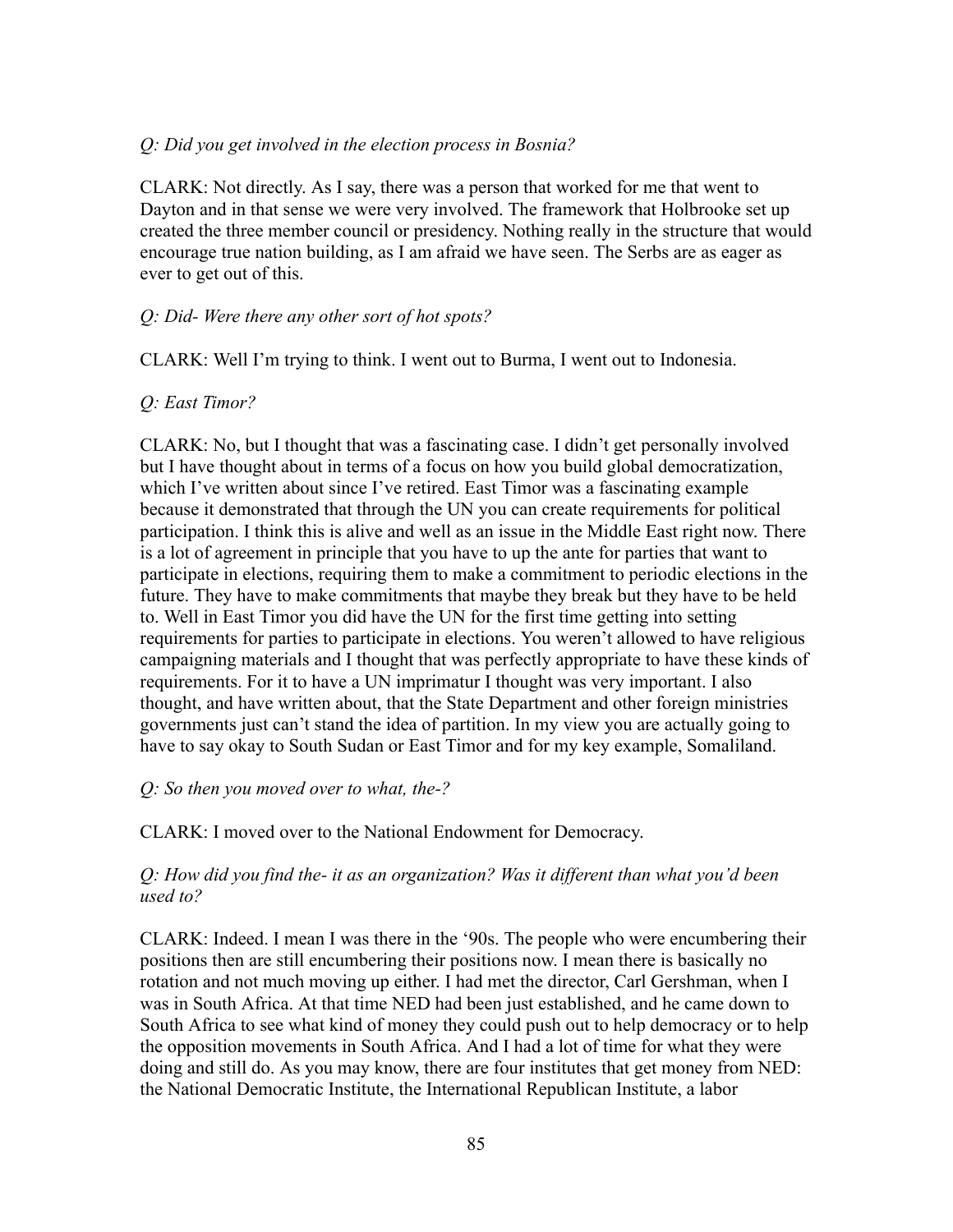*Q: Did you get involved in the election process in Bosnia?*

CLARK: Not directly. As I say, there was a person that worked for me that went to Dayton and in that sense we were very involved. The framework that Holbrooke set up created the three member council or presidency. Nothing really in the structure that would encourage true nation building, as I am afraid we have seen. The Serbs are as eager as ever to get out of this.

*Q: Did- Were there any other sort of hot spots?*

CLARK: Well I'm trying to think. I went out to Burma, I went out to Indonesia.

*Q: East Timor?*

CLARK: No, but I thought that was a fascinating case. I didn't get personally involved but I have thought about in terms of a focus on how you build global democratization, which I've written about since I've retired. East Timor was a fascinating example because it demonstrated that through the UN you can create requirements for political participation. I think this is alive and well as an issue in the Middle East right now. There is a lot of agreement in principle that you have to up the ante for parties that want to participate in elections, requiring them to make a commitment to periodic elections in the future. They have to make commitments that maybe they break but they have to be held to. Well in East Timor you did have the UN for the first time getting into setting requirements for parties to participate in elections. You weren't allowed to have religious campaigning materials and I thought that was perfectly appropriate to have these kinds of requirements. For it to have a UN imprimatur I thought was very important. I also thought, and have written about, that the State Department and other foreign ministries governments just can't stand the idea of partition. In my view you are actually going to have to say okay to South Sudan or East Timor and for my key example, Somaliland.

*Q: So then you moved over to what, the-?*

CLARK: I moved over to the National Endowment for Democracy.

*Q: How did you find the- it as an organization? Was it different than what you'd been used to?*

CLARK: Indeed. I mean I was there in the '90s. The people who were encumbering their positions then are still encumbering their positions now. I mean there is basically no rotation and not much moving up either. I had met the director, Carl Gershman, when I was in South Africa. At that time NED had been just established, and he came down to South Africa to see what kind of money they could push out to help democracy or to help the opposition movements in South Africa. And I had a lot of time for what they were doing and still do. As you may know, there are four institutes that get money from NED: the National Democratic Institute, the International Republican Institute, a labor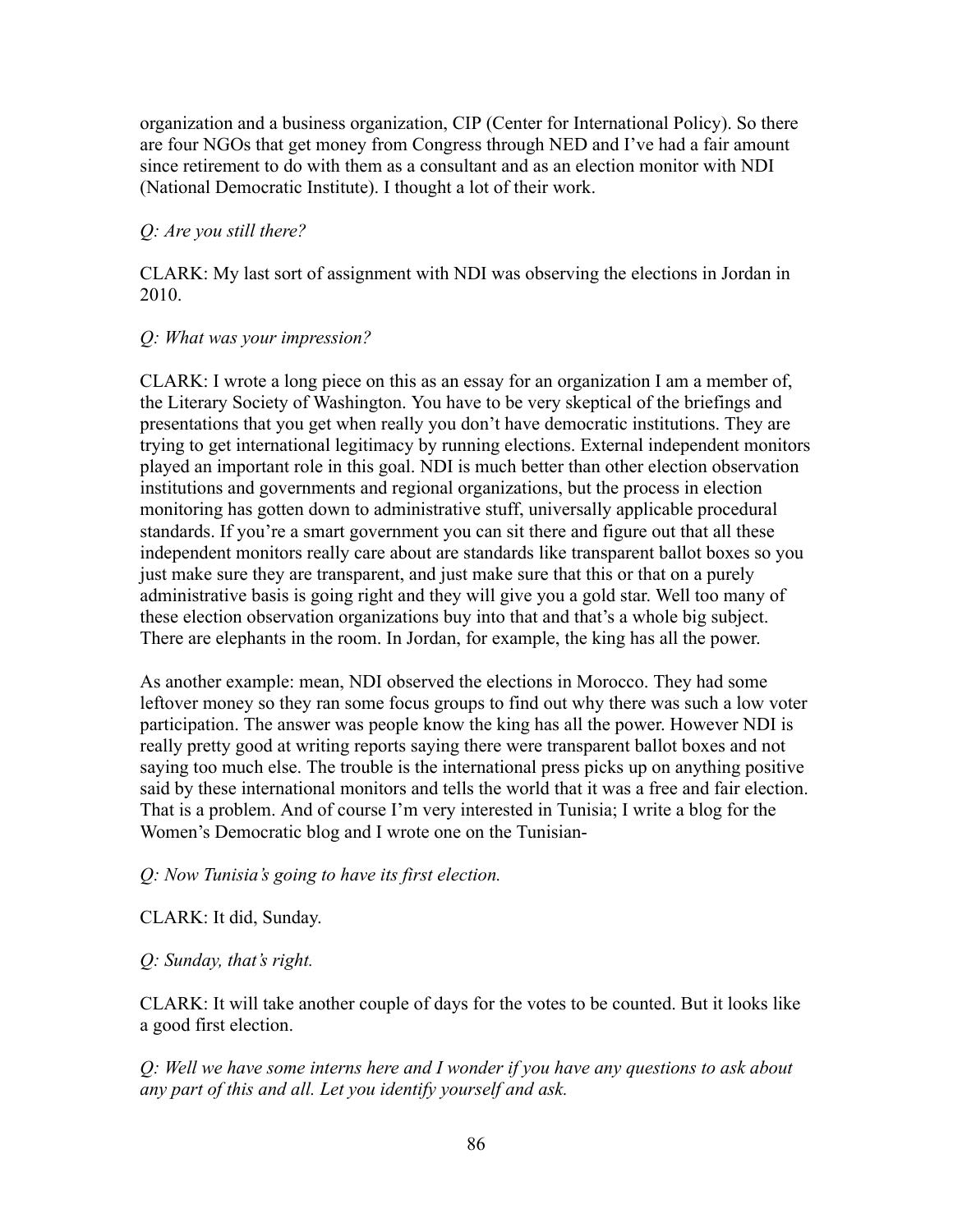organization and a business organization, CIP (Center for International Policy). So there are four NGOs that get money from Congress through NED and I've had a fair amount since retirement to do with them as a consultant and as an election monitor with NDI (National Democratic Institute). I thought a lot of their work.

*Q: Are you still there?*

CLARK: My last sort of assignment with NDI was observing the elections in Jordan in 2010.

*Q: What was your impression?*

CLARK: I wrote a long piece on this as an essay for an organization I am a member of, the Literary Society of Washington. You have to be very skeptical of the briefings and presentations that you get when really you don't have democratic institutions. They are trying to get international legitimacy by running elections. External independent monitors played an important role in this goal. NDI is much better than other election observation institutions and governments and regional organizations, but the process in election monitoring has gotten down to administrative stuff, universally applicable procedural standards. If you're a smart government you can sit there and figure out that all these independent monitors really care about are standards like transparent ballot boxes so you just make sure they are transparent, and just make sure that this or that on a purely administrative basis is going right and they will give you a gold star. Well too many of these election observation organizations buy into that and that's a whole big subject. There are elephants in the room. In Jordan, for example, the king has all the power.

As another example: mean, NDI observed the elections in Morocco. They had some leftover money so they ran some focus groups to find out why there was such a low voter participation. The answer was people know the king has all the power. However NDI is really pretty good at writing reports saying there were transparent ballot boxes and not saying too much else. The trouble is the international press picks up on anything positive said by these international monitors and tells the world that it was a free and fair election. That is a problem. And of course I'm very interested in Tunisia; I write a blog for the Women's Democratic blog and I wrote one on the Tunisian-

*Q: Now Tunisia's going to have its first election.*

CLARK: It did, Sunday.

*Q: Sunday, that's right.*

CLARK: It will take another couple of days for the votes to be counted. But it looks like a good first election.

*Q: Well we have some interns here and I wonder if you have any questions to ask about any part of this and all. Let you identify yourself and ask.*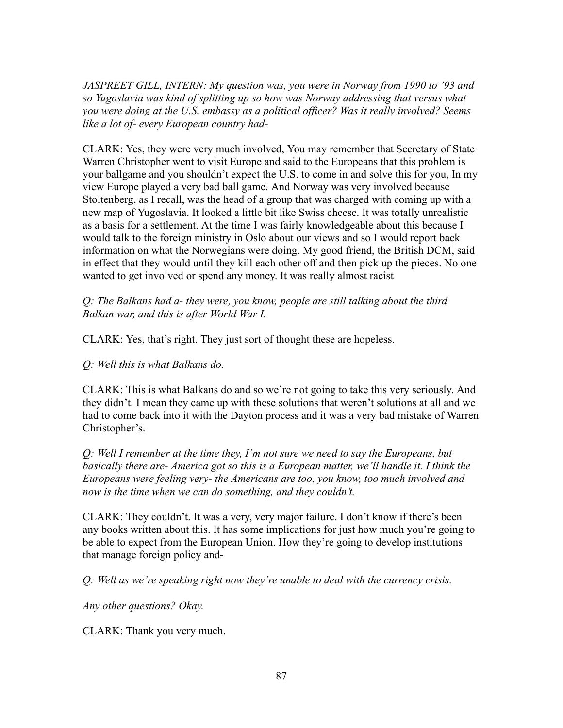*JASPREET GILL, INTERN: My question was, you were in Norway from 1990 to '93 and so Yugoslavia was kind of splitting up so how was Norway addressing that versus what you were doing at the U.S. embassy as a political officer? Was it really involved? Seems like a lot of- every European country had-*

CLARK: Yes, they were very much involved, You may remember that Secretary of State Warren Christopher went to visit Europe and said to the Europeans that this problem is your ballgame and you shouldn't expect the U.S. to come in and solve this for you, In my view Europe played a very bad ball game. And Norway was very involved because Stoltenberg, as I recall, was the head of a group that was charged with coming up with a new map of Yugoslavia. It looked a little bit like Swiss cheese. It was totally unrealistic as a basis for a settlement. At the time I was fairly knowledgeable about this because I would talk to the foreign ministry in Oslo about our views and so I would report back information on what the Norwegians were doing. My good friend, the British DCM, said in effect that they would until they kill each other off and then pick up the pieces. No one wanted to get involved or spend any money. It was really almost racist

*Q: The Balkans had a- they were, you know, people are still talking about the third Balkan war, and this is after World War I.*

CLARK: Yes, that's right. They just sort of thought these are hopeless.

*Q: Well this is what Balkans do.*

CLARK: This is what Balkans do and so we're not going to take this very seriously. And they didn't. I mean they came up with these solutions that weren't solutions at all and we had to come back into it with the Dayton process and it was a very bad mistake of Warren Christopher's.

*Q: Well I remember at the time they, I'm not sure we need to say the Europeans, but basically there are- America got so this is a European matter, we'll handle it. I think the Europeans were feeling very- the Americans are too, you know, too much involved and now is the time when we can do something, and they couldn't.*

CLARK: They couldn't. It was a very, very major failure. I don't know if there's been any books written about this. It has some implications for just how much you're going to be able to expect from the European Union. How they're going to develop institutions that manage foreign policy and-

*Q: Well as we're speaking right now they're unable to deal with the currency crisis.*

*Any other questions? Okay.*

CLARK: Thank you very much.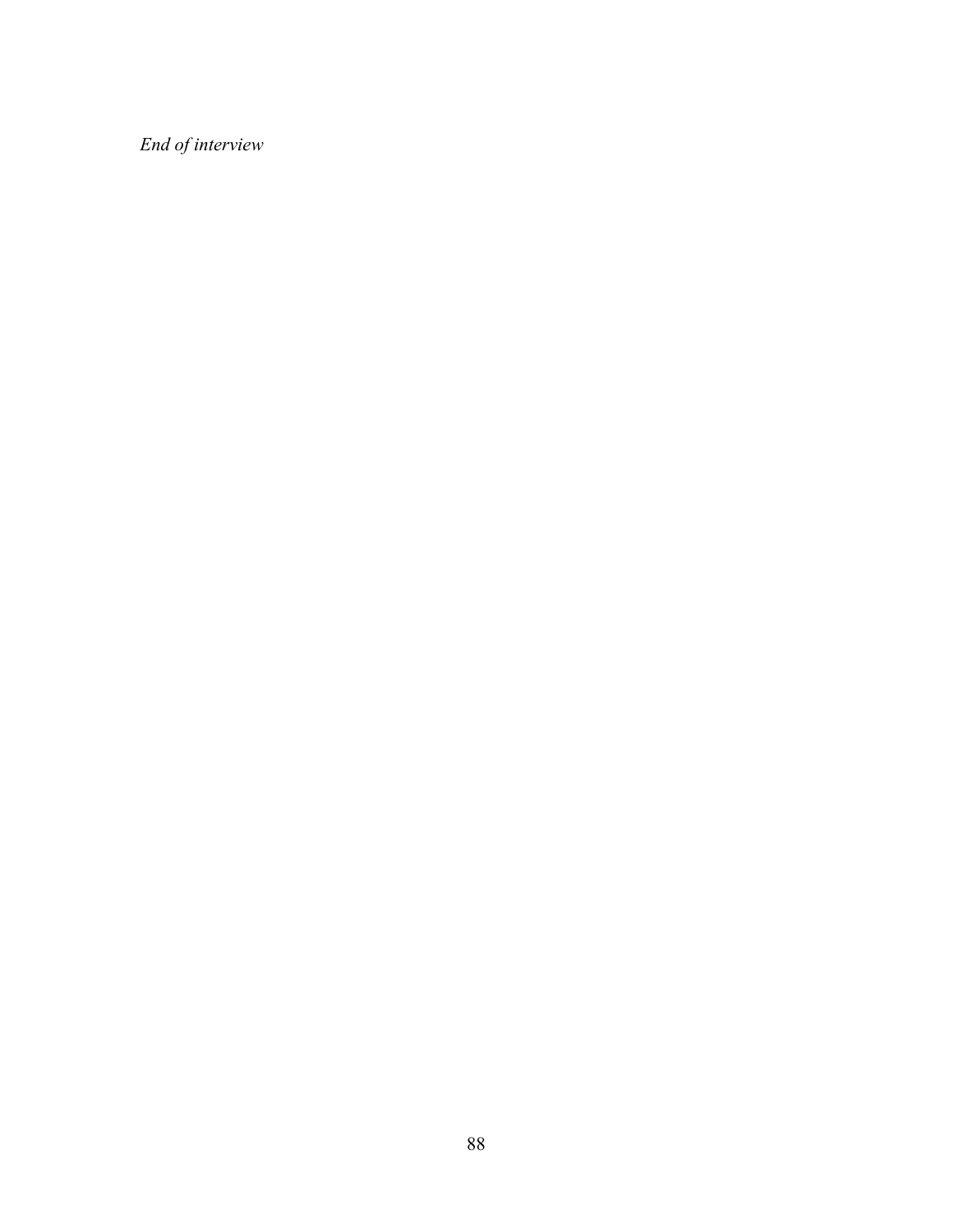*End of interview*